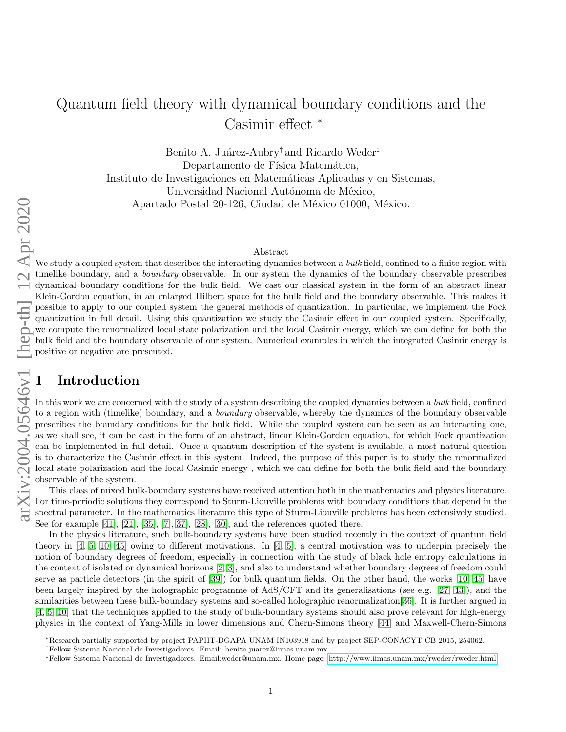# Quantum field theory with dynamical boundary conditions and the Casimir effect *

Benito A. Juárez-Aubry† and Ricardo Weder‡
Departamento de Física Matemática,
Instituto de Investigaciones en Matemáticas Aplicadas y en Sistemas,
Universidad Nacional Autónoma de México,
Apartado Postal 20-126, Ciudad de México 01000, México.

## Abstract

We study a coupled system that describes the interacting dynamics between a *bulk* field, confined to a finite region with timelike boundary, and a *boundary* observable. In our system the dynamics of the boundary observable prescribes dynamical boundary conditions for the bulk field. We cast our classical system in the form of an abstract linear Klein-Gordon equation, in an enlarged Hilbert space for the bulk field and the boundary observable. This makes it possible to apply to our coupled system the general methods of quantization. In particular, we implement the Fock quantization in full detail. Using this quantization we study the Casimir effect in our coupled system. Specifically, we compute the renormalized local state polarization and the local Casimir energy, which we can define for both the bulk field and the boundary observable of our system. Numerical examples in which the integrated Casimir energy is positive or negative are presented.

## 1 Introduction

In this work we are concerned with the study of a system describing the coupled dynamics between a *bulk* field, confined to a region with (timelike) boundary, and a *boundary* observable, whereby the dynamics of the boundary observable prescribes the boundary conditions for the bulk field. While the coupled system can be seen as an interacting one, as we shall see, it can be cast in the form of an abstract, linear Klein-Gordon equation, for which Fock quantization can be implemented in full detail. Once a quantum description of the system is available, a most natural question is to characterize the Casimir effect in this system. Indeed, the purpose of this paper is to study the renormalized local state polarization and the local Casimir energy , which we can define for both the bulk field and the boundary observable of the system.

This class of mixed bulk-boundary systems have received attention both in the mathematics and physics literature. For time-periodic solutions they correspond to Sturm-Liouville problems with boundary conditions that depend in the spectral parameter. In the mathematics literature this type of Sturm-Liouville problems has been extensively studied. See for example [41], [21], [35], [7],[37], [28], [30], and the references quoted there.

In the physics literature, such bulk-boundary systems have been studied recently in the context of quantum field theory in [4, 5, 10, 45] owing to different motivations. In [4, 5], a central motivation was to underpin precisely the notion of boundary degrees of freedom, especially in connection with the study of black hole entropy calculations in the context of isolated or dynamical horizons [2, 3], and also to understand whether boundary degrees of freedom could serve as particle detectors (in the spirit of [39]) for bulk quantum fields. On the other hand, the works [10, 45] have been largely inspired by the holographic programme of AdS/CFT and its generalisations (see e.g. [27, 43]), and the similarities between these bulk-boundary systems and so-called holographic renormalization[36]. It is further argued in [4, 5, 10] that the techniques applied to the study of bulk-boundary systems should also prove relevant for high-energy physics in the context of Yang-Mills in lower dimensions and Chern-Simons theory [44] and Maxwell-Chern-Simons

*Research partially supported by project PAPIIT-DGAPA UNAM IN103918 and by project SEP-CONACYT CB 2015, 254062.
†Fellow Sistema Nacional de Investigadores. Email: benito.juarez@iimas.unam.mx
‡Fellow Sistema Nacional de Investigadores. Email:weder@unam.mx. Home page: http://www.iimas.unam.mx/rweder/rweder.html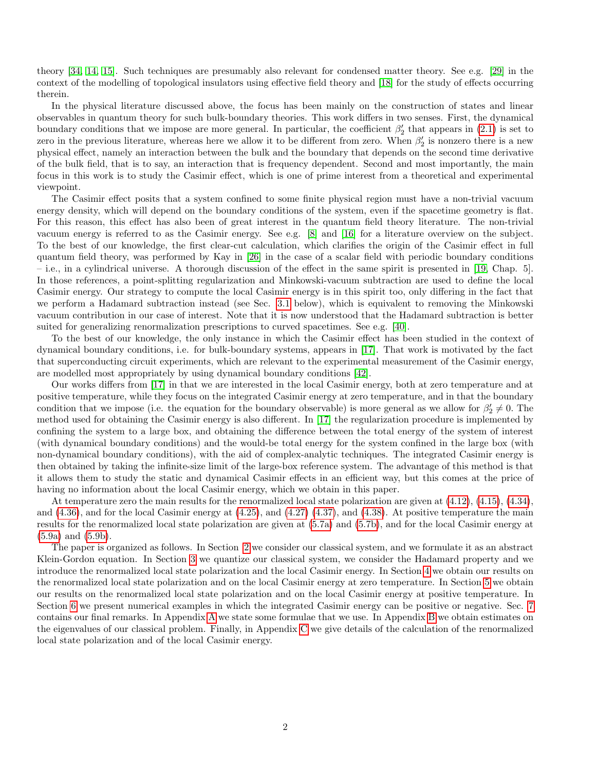theory [34, 14, 15]. Such techniques are presumably also relevant for condensed matter theory. See e.g. [29] in the context of the modelling of topological insulators using effective field theory and [18] for the study of effects occurring therein.

In the physical literature discussed above, the focus has been mainly on the construction of states and linear observables in quantum theory for such bulk-boundary theories. This work differs in two senses. First, the dynamical boundary conditions that we impose are more general. In particular, the coefficient $\beta_2'$ that appears in (2.1) is set to zero in the previous literature, whereas here we allow it to be different from zero. When $\beta_2'$ is nonzero there is a new physical effect, namely an interaction between the bulk and the boundary that depends on the second time derivative of the bulk field, that is to say, an interaction that is frequency dependent. Second and most importantly, the main focus in this work is to study the Casimir effect, which is one of prime interest from a theoretical and experimental viewpoint.

The Casimir effect posits that a system confined to some finite physical region must have a non-trivial vacuum energy density, which will depend on the boundary conditions of the system, even if the spacetime geometry is flat. For this reason, this effect has also been of great interest in the quantum field theory literature. The non-trivial vacuum energy is referred to as the Casimir energy. See e.g. [8] and [16] for a literature overview on the subject. To the best of our knowledge, the first clear-cut calculation, which clarifies the origin of the Casimir effect in full quantum field theory, was performed by Kay in [26] in the case of a scalar field with periodic boundary conditions – i.e., in a cylindrical universe. A thorough discussion of the effect in the same spirit is presented in [19, Chap. 5]. In those references, a point-splitting regularization and Minkowski-vacuum subtraction are used to define the local Casimir energy. Our strategy to compute the local Casimir energy is in this spirit too, only differing in the fact that we perform a Hadamard subtraction instead (see Sec. 3.1 below), which is equivalent to removing the Minkowski vacuum contribution in our case of interest. Note that it is now understood that the Hadamard subtraction is better suited for generalizing renormalization prescriptions to curved spacetimes. See e.g. [40].

To the best of our knowledge, the only instance in which the Casimir effect has been studied in the context of dynamical boundary conditions, i.e. for bulk-boundary systems, appears in [17]. That work is motivated by the fact that superconducting circuit experiments, which are relevant to the experimental measurement of the Casimir energy, are modelled most appropriately by using dynamical boundary conditions [42].

Our works differs from [17] in that we are interested in the local Casimir energy, both at zero temperature and at positive temperature, while they focus on the integrated Casimir energy at zero temperature, and in that the boundary condition that we impose (i.e. the equation for the boundary observable) is more general as we allow for $\beta_2' \neq 0$. The method used for obtaining the Casimir energy is also different. In [17] the regularization procedure is implemented by confining the system to a large box, and obtaining the difference between the total energy of the system of interest (with dynamical boundary conditions) and the would-be total energy for the system confined in the large box (with non-dynamical boundary conditions), with the aid of complex-analytic techniques. The integrated Casimir energy is then obtained by taking the infinite-size limit of the large-box reference system. The advantage of this method is that it allows them to study the static and dynamical Casimir effects in an efficient way, but this comes at the price of having no information about the local Casimir energy, which we obtain in this paper.

At temperature zero the main results for the renormalized local state polarization are given at (4.12), (4.15), (4.34), and (4.36), and for the local Casimir energy at (4.25), and (4.27) (4.37), and (4.38). At positive temperature the main results for the renormalized local state polarization are given at (5.7a) and (5.7b), and for the local Casimir energy at (5.9a) and (5.9b).

The paper is organized as follows. In Section 2 we consider our classical system, and we formulate it as an abstract Klein-Gordon equation. In Section 3 we quantize our classical system, we consider the Hadamard property and we introduce the renormalized local state polarization and the local Casimir energy. In Section 4 we obtain our results on the renormalized local state polarization and on the local Casimir energy at zero temperature. In Section 5 we obtain our results on the renormalized local state polarization and on the local Casimir energy at positive temperature. In Section 6 we present numerical examples in which the integrated Casimir energy can be positive or negative. Sec. 7 contains our final remarks. In Appendix A we state some formulae that we use. In Appendix B we obtain estimates on the eigenvalues of our classical problem. Finally, in Appendix C we give details of the calculation of the renormalized local state polarization and of the local Casimir energy.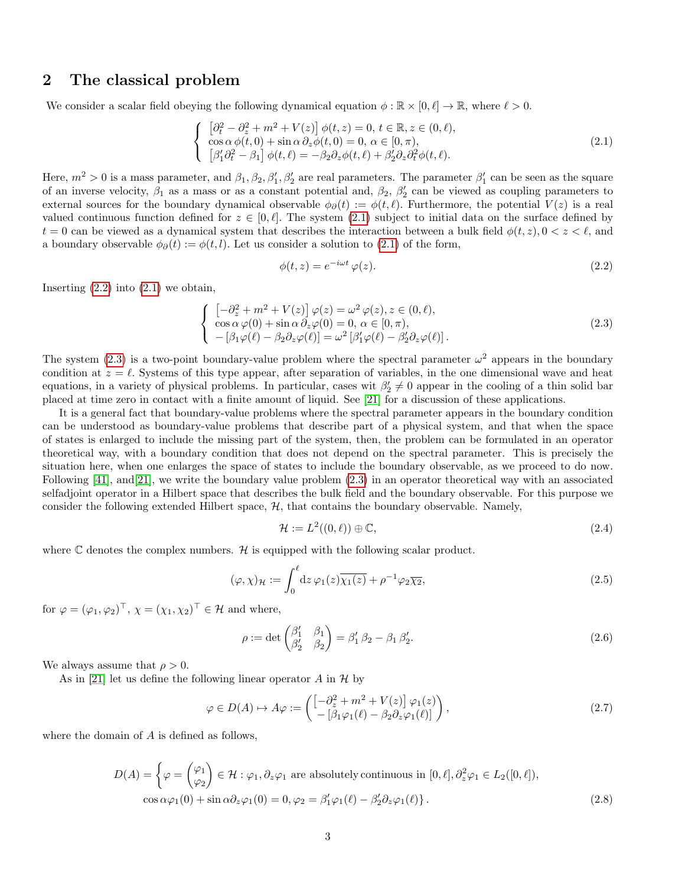## 2 The classical problem

We consider a scalar field obeying the following dynamical equation $\phi : \mathbb{R} \times [0, \ell] \to \mathbb{R}$, where $\ell > 0$.

$$
\left\{ \begin{array}{l} \left[\partial_t^2 - \partial_z^2 + m^2 + V(z)\right] \phi(t,z) = 0,\, t \in \mathbb{R}, z \in (0,\ell), \\ \cos\alpha\, \phi(t,0) + \sin\alpha\, \partial_z \phi(t,0) = 0,\, \alpha \in [0,\pi), \\ \left[\beta_1' \partial_t^2 - \beta_1\right] \phi(t,\ell) = -\beta_2 \partial_z \phi(t,\ell) + \beta_2' \partial_z \partial_t^2 \phi(t,\ell). \end{array} \right. \tag{2.1}
$$

Here, $m^2 > 0$ is a mass parameter, and $\beta_1, \beta_2, \beta_1', \beta_2'$ are real parameters. The parameter $\beta_1'$ can be seen as the square of an inverse velocity, $\beta_1$ as a mass or as a constant potential and, $\beta_2$, $\beta_2'$ can be viewed as coupling parameters to external sources for the boundary dynamical observable $\phi_\partial(t) := \phi(t,\ell)$. Furthermore, the potential $V(z)$ is a real valued continuous function defined for $z \in [0,\ell]$. The system (2.1) subject to initial data on the surface defined by $t = 0$ can be viewed as a dynamical system that describes the interaction between a bulk field $\phi(t,z), 0 < z < \ell$, and a boundary observable $\phi_\partial(t) := \phi(t,l)$. Let us consider a solution to (2.1) of the form,

$$
\phi(t,z) = e^{-i\omega t} \varphi(z). \tag{2.2}
$$

Inserting (2.2) into (2.1) we obtain,

$$
\left\{ \begin{array}{l} \left[-\partial_z^2 + m^2 + V(z)\right] \varphi(z) = \omega^2 \varphi(z), z \in (0,\ell), \\ \cos\alpha\, \varphi(0) + \sin\alpha\, \partial_z \varphi(0) = 0,\, \alpha \in [0,\pi), \\ -\left[\beta_1 \varphi(\ell) - \beta_2 \partial_z \varphi(\ell)\right] = \omega^2 \left[\beta_1' \varphi(\ell) - \beta_2' \partial_z \varphi(\ell)\right]. \end{array} \right. \tag{2.3}
$$

The system (2.3) is a two-point boundary-value problem where the spectral parameter $\omega^2$ appears in the boundary condition at $z = \ell$. Systems of this type appear, after separation of variables, in the one dimensional wave and heat equations, in a variety of physical problems. In particular, cases wit $\beta_2' \neq 0$ appear in the cooling of a thin solid bar placed at time zero in contact with a finite amount of liquid. See [21] for a discussion of these applications.

It is a general fact that boundary-value problems where the spectral parameter appears in the boundary condition can be understood as boundary-value problems that describe part of a physical system, and that when the space of states is enlarged to include the missing part of the system, then, the problem can be formulated in an operator theoretical way, with a boundary condition that does not depend on the spectral parameter. This is precisely the situation here, when one enlarges the space of states to include the boundary observable, as we proceed to do now. Following [41], and[21], we write the boundary value problem (2.3) in an operator theoretical way with an associated selfadjoint operator in a Hilbert space that describes the bulk field and the boundary observable. For this purpose we consider the following extended Hilbert space, $\mathcal{H}$, that contains the boundary observable. Namely,

$$
\mathcal{H} := L^2((0,\ell)) \oplus \mathbb{C}, \tag{2.4}
$$

where $\mathbb{C}$ denotes the complex numbers. $\mathcal{H}$ is equipped with the following scalar product.

$$
(\varphi, \chi)_{\mathcal{H}} := \int_0^\ell \mathrm{d}z\, \varphi_1(z) \overline{\chi_1(z)} + \rho^{-1} \varphi_2 \overline{\chi_2}, \tag{2.5}
$$

for $\varphi = (\varphi_1, \varphi_2)^\top$, $\chi = (\chi_1, \chi_2)^\top \in \mathcal{H}$ and where,

$$
\rho := \det \begin{pmatrix} \beta_1' & \beta_1 \\ \beta_2' & \beta_2 \end{pmatrix} = \beta_1' \beta_2 - \beta_1 \beta_2'. \tag{2.6}
$$

We always assume that $\rho > 0$.

As in [21] let us define the following linear operator $A$ in $\mathcal{H}$ by

$$
\varphi \in D(A) \mapsto A\varphi := \begin{pmatrix} \left[-\partial_z^2 + m^2 + V(z)\right] \varphi_1(z) \\ -\left[\beta_1 \varphi_1(\ell) - \beta_2 \partial_z \varphi_1(\ell)\right] \end{pmatrix}, \tag{2.7}
$$

where the domain of $A$ is defined as follows,

$$
\begin{aligned} D(A) = \Big\{ \varphi = \begin{pmatrix} \varphi_1 \\ \varphi_2 \end{pmatrix} \in \mathcal{H} : \varphi_1, \partial_z \varphi_1 \text{ are absolutely continuous in } [0,\ell], \partial_z^2 \varphi_1 \in L_2([0,\ell]), \\ \cos\alpha \varphi_1(0) + \sin\alpha \partial_z \varphi_1(0) = 0, \varphi_2 = \beta_1' \varphi_1(\ell) - \beta_2' \partial_z \varphi_1(\ell) \Big\}. \end{aligned} \tag{2.8}
$$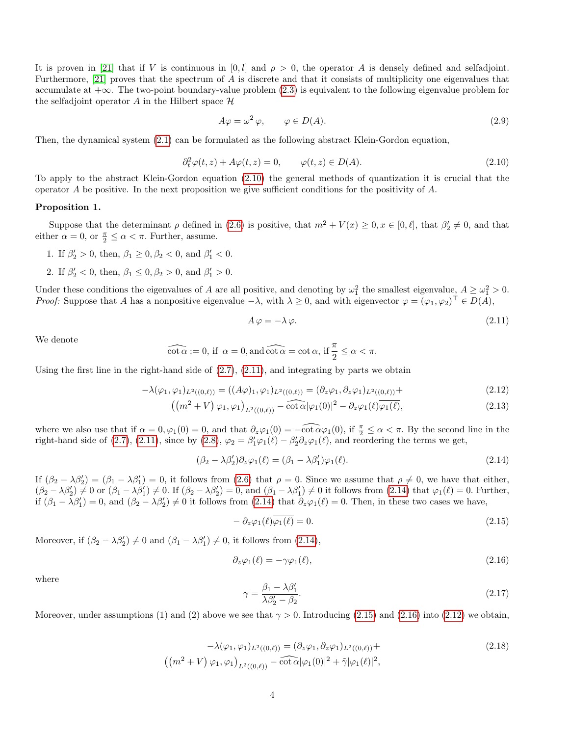It is proven in [21] that if $V$ is continuous in $[0, l]$ and $\rho > 0$, the operator $A$ is densely defined and selfadjoint. Furthermore, [21] proves that the spectrum of $A$ is discrete and that it consists of multiplicity one eigenvalues that accumulate at $+\infty$. The two-point boundary-value problem (2.3) is equivalent to the following eigenvalue problem for the selfadjoint operator $A$ in the Hilbert space $\mathcal{H}$

$$A\varphi = \omega^2 \varphi, \qquad \varphi \in D(A). \tag{2.9}$$

Then, the dynamical system (2.1) can be formulated as the following abstract Klein-Gordon equation,

$$\partial_t^2 \varphi(t,z) + A\varphi(t,z) = 0, \qquad \varphi(t,z) \in D(A). \tag{2.10}$$

To apply to the abstract Klein-Gordon equation (2.10) the general methods of quantization it is crucial that the operator $A$ be positive. In the next proposition we give sufficient conditions for the positivity of $A$.

**Proposition 1.**

Suppose that the determinant $\rho$ defined in (2.6) is positive, that $m^2 + V(x) \geq 0, x \in [0, \ell]$, that $\beta_2' \neq 0$, and that either $\alpha = 0$, or $\frac{\pi}{2} \leq \alpha < \pi$. Further, assume.

1. If $\beta_2' > 0$, then, $\beta_1 \geq 0, \beta_2 < 0$, and $\beta_1' < 0$.
2. If $\beta_2' < 0$, then, $\beta_1 \leq 0, \beta_2 > 0$, and $\beta_1' > 0$.

Under these conditions the eigenvalues of $A$ are all positive, and denoting by $\omega_1^2$ the smallest eigenvalue, $A \geq \omega_1^2 > 0$.
*Proof:* Suppose that $A$ has a nonpositive eigenvalue $-\lambda$, with $\lambda \geq 0$, and with eigenvector $\varphi = (\varphi_1, \varphi_2)^\top \in D(A)$,

$$A\,\varphi = -\lambda\,\varphi. \tag{2.11}$$

We denote

$$\widehat{\cot\alpha} := 0, \text{ if } \alpha = 0, \text{and}\, \widehat{\cot\alpha} = \cot\alpha, \text{ if } \frac{\pi}{2} \leq \alpha < \pi.$$

Using the first line in the right-hand side of (2.7), (2.11), and integrating by parts we obtain

$$-\lambda(\varphi_1, \varphi_1)_{L^2((0,\ell))} = ((A\varphi)_1, \varphi_1)_{L^2((0,\ell))} = (\partial_z\varphi_1, \partial_z\varphi_1)_{L^2((0,\ell))} + \tag{2.12}$$

$$\left(\left(m^2 + V\right)\varphi_1, \varphi_1\right)_{L^2((0,\ell))} - \widehat{\cot\alpha}|\varphi_1(0)|^2 - \partial_z\varphi_1(\ell)\overline{\varphi_1(\ell)}, \tag{2.13}$$

where we also use that if $\alpha = 0, \varphi_1(0) = 0$, and that $\partial_z\varphi_1(0) = -\widehat{\cot\alpha}\varphi_1(0)$, if $\frac{\pi}{2} \leq \alpha < \pi$. By the second line in the right-hand side of (2.7), (2.11), since by (2.8), $\varphi_2 = \beta_1'\varphi_1(\ell) - \beta_2'\partial_z\varphi_1(\ell)$, and reordering the terms we get,

$$(\beta_2 - \lambda\beta_2')\partial_z\varphi_1(\ell) = (\beta_1 - \lambda\beta_1')\varphi_1(\ell). \tag{2.14}$$

If $(\beta_2 - \lambda\beta_2') = (\beta_1 - \lambda\beta_1') = 0$, it follows from (2.6) that $\rho = 0$. Since we assume that $\rho \neq 0$, we have that either, $(\beta_2 - \lambda\beta_2') \neq 0$ or $(\beta_1 - \lambda\beta_1') \neq 0$. If $(\beta_2 - \lambda\beta_2') = 0$, and $(\beta_1 - \lambda\beta_1') \neq 0$ it follows from (2.14) that $\varphi_1(\ell) = 0$. Further, if $(\beta_1 - \lambda\beta_1') = 0$, and $(\beta_2 - \lambda\beta_2') \neq 0$ it follows from (2.14) that $\partial_z\varphi_1(\ell) = 0$. Then, in these two cases we have,

$$-\partial_z\varphi_1(\ell)\overline{\varphi_1(\ell)} = 0. \tag{2.15}$$

Moreover, if $(\beta_2 - \lambda\beta_2') \neq 0$ and $(\beta_1 - \lambda\beta_1') \neq 0$, it follows from (2.14),

$$\partial_z\varphi_1(\ell) = -\gamma\varphi_1(\ell), \tag{2.16}$$

where

$$\gamma = \frac{\beta_1 - \lambda\beta_1'}{\lambda\beta_2' - \beta_2}. \tag{2.17}$$

Moreover, under assumptions (1) and (2) above we see that $\gamma > 0$. Introducing (2.15) and (2.16) into (2.12) we obtain,

$$\begin{aligned}-\lambda(\varphi_1, \varphi_1)_{L^2((0,\ell))} = (\partial_z\varphi_1, \partial_z\varphi_1)_{L^2((0,\ell))} + \\ \left(\left(m^2 + V\right)\varphi_1, \varphi_1\right)_{L^2((0,\ell))} - \widehat{\cot\alpha}|\varphi_1(0)|^2 + \tilde{\gamma}|\varphi_1(\ell)|^2,\end{aligned} \tag{2.18}$$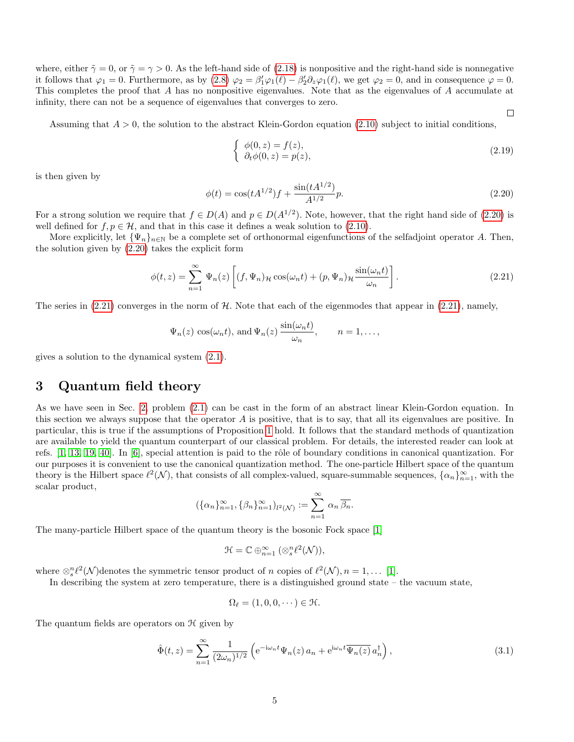where, either $\tilde{\gamma} = 0$, or $\tilde{\gamma} = \gamma > 0$. As the left-hand side of (2.18) is nonpositive and the right-hand side is nonnegative it follows that $\varphi_1 = 0$. Furthermore, as by (2.8) $\varphi_2 = \beta'_1 \varphi_1(\ell) - \beta'_2 \partial_z \varphi_1(\ell)$, we get $\varphi_2 = 0$, and in consequence $\varphi = 0$. This completes the proof that $A$ has no nonpositive eigenvalues. Note that as the eigenvalues of $A$ accumulate at infinity, there can not be a sequence of eigenvalues that converges to zero.

□

Assuming that $A > 0$, the solution to the abstract Klein-Gordon equation (2.10) subject to initial conditions,

$$\begin{cases} \phi(0, z) = f(z), \\ \partial_t \phi(0, z) = p(z), \end{cases} \tag{2.19}$$

is then given by

$$\phi(t) = \cos(tA^{1/2}) f + \frac{\sin(tA^{1/2})}{A^{1/2}} p. \tag{2.20}$$

For a strong solution we require that $f \in D(A)$ and $p \in D(A^{1/2})$. Note, however, that the right hand side of (2.20) is well defined for $f, p \in \mathcal{H}$, and that in this case it defines a weak solution to (2.10).

More explicitly, let $\{\Psi_n\}_{n \in \mathbb{N}}$ be a complete set of orthonormal eigenfunctions of the selfadjoint operator $A$. Then, the solution given by (2.20) takes the explicit form

$$\phi(t, z) = \sum_{n=1}^{\infty} \Psi_n(z) \left[ (f, \Psi_n)_{\mathcal{H}} \cos(\omega_n t) + (p, \Psi_n)_{\mathcal{H}} \frac{\sin(\omega_n t)}{\omega_n} \right]. \tag{2.21}$$

The series in (2.21) converges in the norm of $\mathcal{H}$. Note that each of the eigenmodes that appear in (2.21), namely,

$$\Psi_n(z) \cos(\omega_n t), \text{ and } \Psi_n(z) \frac{\sin(\omega_n t)}{\omega_n}, \qquad n = 1, \ldots,$$

gives a solution to the dynamical system (2.1).

# 3 Quantum field theory

As we have seen in Sec. 2, problem (2.1) can be cast in the form of an abstract linear Klein-Gordon equation. In this section we always suppose that the operator $A$ is positive, that is to say, that all its eigenvalues are positive. In particular, this is true if the assumptions of Proposition 1 hold. It follows that the standard methods of quantization are available to yield the quantum counterpart of our classical problem. For details, the interested reader can look at refs. [1, 13, 19, 40]. In [6], special attention is paid to the rôle of boundary conditions in canonical quantization. For our purposes it is convenient to use the canonical quantization method. The one-particle Hilbert space of the quantum theory is the Hilbert space $\ell^2(\mathcal{N})$, that consists of all complex-valued, square-summable sequences, $\{\alpha_n\}_{n=1}^{\infty}$, with the scalar product,

$$(\{\alpha_n\}_{n=1}^{\infty}, \{\beta_n\}_{n=1}^{\infty})_{l^2(\mathcal{N})} := \sum_{n=1}^{\infty} \alpha_n \overline{\beta_n}.$$

The many-particle Hilbert space of the quantum theory is the bosonic Fock space [1]

$$\mathfrak{H} = \mathbb{C} \oplus_{n=1}^{\infty} (\otimes_s^n \ell^2(\mathcal{N})),$$

where $\otimes_s^n \ell^2(\mathcal{N})$denotes the symmetric tensor product of $n$ copies of $\ell^2(\mathcal{N}), n = 1, \ldots$ [1].

In describing the system at zero temperature, there is a distinguished ground state – the vacuum state,

$$\Omega_\ell = (1, 0, 0, \cdots) \in \mathfrak{H}.$$

The quantum fields are operators on $\mathfrak{H}$ given by

$$\hat{\Phi}(t, z) = \sum_{n=1}^{\infty} \frac{1}{(2\omega_n)^{1/2}} \left( \mathrm{e}^{-\mathrm{i}\omega_n t} \Psi_n(z)\, a_n + \mathrm{e}^{\mathrm{i}\omega_n t} \overline{\Psi_n(z)}\, a_n^\dagger \right), \tag{3.1}$$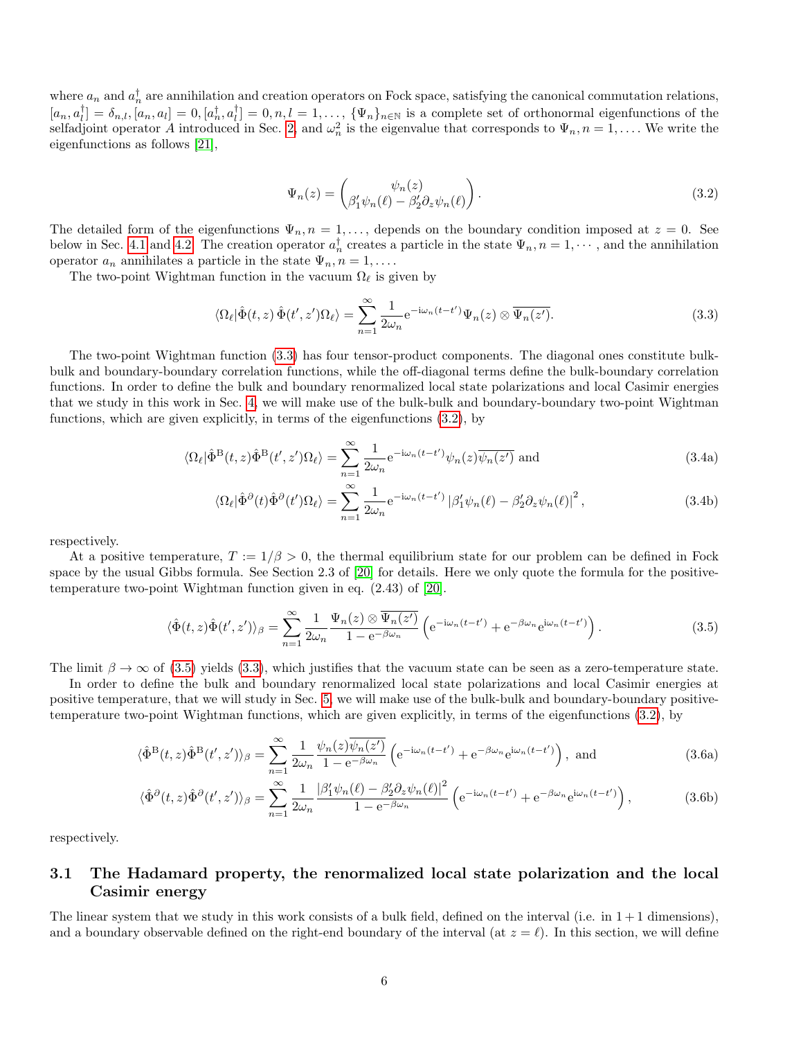where $a_n$ and $a_n^\dagger$ are annihilation and creation operators on Fock space, satisfying the canonical commutation relations, $[a_n, a_l^\dagger] = \delta_{n,l}, [a_n, a_l] = 0, [a_n^\dagger, a_l^\dagger] = 0, n, l = 1, \dots,$ $\{\Psi_n\}_{n\in\mathbb{N}}$ is a complete set of orthonormal eigenfunctions of the selfadjoint operator $A$ introduced in Sec. 2, and $\omega_n^2$ is the eigenvalue that corresponds to $\Psi_n, n = 1, \dots$. We write the eigenfunctions as follows [21],

$$\Psi_n(z) = \begin{pmatrix} \psi_n(z) \\ \beta_1' \psi_n(\ell) - \beta_2' \partial_z \psi_n(\ell) \end{pmatrix}. \tag{3.2}$$

The detailed form of the eigenfunctions $\Psi_n, n = 1, \dots,$ depends on the boundary condition imposed at $z = 0$. See below in Sec. 4.1 and 4.2. The creation operator $a_n^\dagger$ creates a particle in the state $\Psi_n, n = 1, \cdots$, and the annihilation operator $a_n$ annihilates a particle in the state $\Psi_n, n = 1, \dots$.

The two-point Wightman function in the vacuum $\Omega_\ell$ is given by

$$\langle \Omega_\ell | \hat{\Phi}(t,z)\, \hat{\Phi}(t',z') \Omega_\ell \rangle = \sum_{n=1}^{\infty} \frac{1}{2\omega_n} \mathrm{e}^{-\mathrm{i}\omega_n(t-t')} \Psi_n(z) \otimes \overline{\Psi_n(z')}. \tag{3.3}$$

The two-point Wightman function (3.3) has four tensor-product components. The diagonal ones constitute bulk-bulk and boundary-boundary correlation functions, while the off-diagonal terms define the bulk-boundary correlation functions. In order to define the bulk and boundary renormalized local state polarizations and local Casimir energies that we study in this work in Sec. 4, we will make use of the bulk-bulk and boundary-boundary two-point Wightman functions, which are given explicitly, in terms of the eigenfunctions (3.2), by

$$\langle \Omega_\ell | \hat{\Phi}^{\mathrm{B}}(t,z) \hat{\Phi}^{\mathrm{B}}(t',z') \Omega_\ell \rangle = \sum_{n=1}^{\infty} \frac{1}{2\omega_n} \mathrm{e}^{-\mathrm{i}\omega_n(t-t')} \psi_n(z) \overline{\psi_n(z')} \text{ and} \tag{3.4a}$$

$$\langle \Omega_\ell | \hat{\Phi}^{\partial}(t) \hat{\Phi}^{\partial}(t') \Omega_\ell \rangle = \sum_{n=1}^{\infty} \frac{1}{2\omega_n} \mathrm{e}^{-\mathrm{i}\omega_n(t-t')} \left| \beta_1' \psi_n(\ell) - \beta_2' \partial_z \psi_n(\ell) \right|^2, \tag{3.4b}$$

respectively.

At a positive temperature, $T := 1/\beta > 0$, the thermal equilibrium state for our problem can be defined in Fock space by the usual Gibbs formula. See Section 2.3 of [20] for details. Here we only quote the formula for the positive-temperature two-point Wightman function given in eq. (2.43) of [20].

$$\langle \hat{\Phi}(t,z) \hat{\Phi}(t',z') \rangle_\beta = \sum_{n=1}^{\infty} \frac{1}{2\omega_n} \frac{\Psi_n(z) \otimes \overline{\Psi_n(z')}}{1 - \mathrm{e}^{-\beta\omega_n}} \left( \mathrm{e}^{-\mathrm{i}\omega_n(t-t')} + \mathrm{e}^{-\beta\omega_n} \mathrm{e}^{\mathrm{i}\omega_n(t-t')} \right). \tag{3.5}$$

The limit $\beta \to \infty$ of (3.5) yields (3.3), which justifies that the vacuum state can be seen as a zero-temperature state.

In order to define the bulk and boundary renormalized local state polarizations and local Casimir energies at positive temperature, that we will study in Sec. 5, we will make use of the bulk-bulk and boundary-boundary positive-temperature two-point Wightman functions, which are given explicitly, in terms of the eigenfunctions (3.2), by

$$\langle \hat{\Phi}^{\mathrm{B}}(t,z) \hat{\Phi}^{\mathrm{B}}(t',z') \rangle_\beta = \sum_{n=1}^{\infty} \frac{1}{2\omega_n} \frac{\psi_n(z) \overline{\psi_n(z')}}{1 - \mathrm{e}^{-\beta\omega_n}} \left( \mathrm{e}^{-\mathrm{i}\omega_n(t-t')} + \mathrm{e}^{-\beta\omega_n} \mathrm{e}^{\mathrm{i}\omega_n(t-t')} \right), \text{ and} \tag{3.6a}$$

$$\langle \hat{\Phi}^{\partial}(t,z) \hat{\Phi}^{\partial}(t',z') \rangle_\beta = \sum_{n=1}^{\infty} \frac{1}{2\omega_n} \frac{\left| \beta_1' \psi_n(\ell) - \beta_2' \partial_z \psi_n(\ell) \right|^2}{1 - \mathrm{e}^{-\beta\omega_n}} \left( \mathrm{e}^{-\mathrm{i}\omega_n(t-t')} + \mathrm{e}^{-\beta\omega_n} \mathrm{e}^{\mathrm{i}\omega_n(t-t')} \right), \tag{3.6b}$$

respectively.

### 3.1 The Hadamard property, the renormalized local state polarization and the local Casimir energy

The linear system that we study in this work consists of a bulk field, defined on the interval (i.e. in $1+1$ dimensions), and a boundary observable defined on the right-end boundary of the interval (at $z = \ell$). In this section, we will define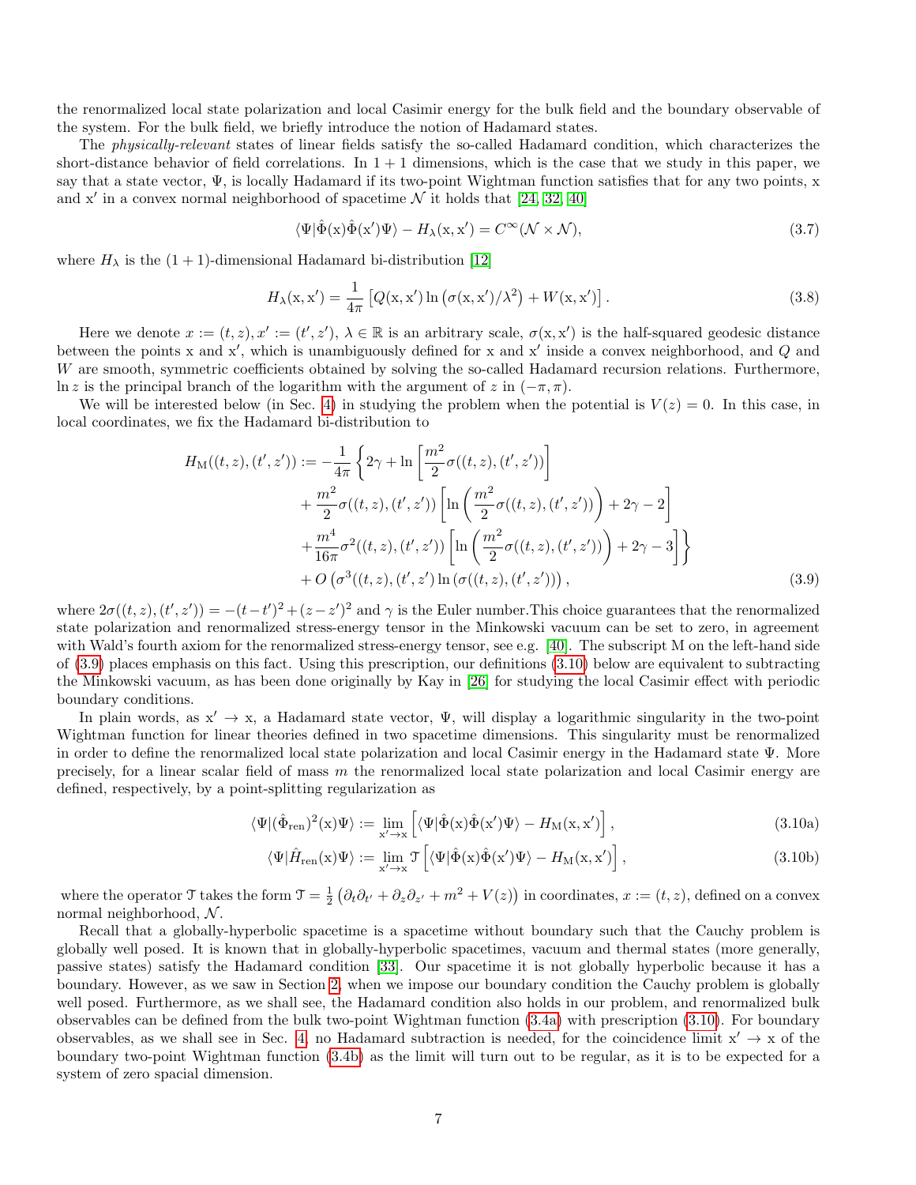the renormalized local state polarization and local Casimir energy for the bulk field and the boundary observable of the system. For the bulk field, we briefly introduce the notion of Hadamard states.

The *physically-relevant* states of linear fields satisfy the so-called Hadamard condition, which characterizes the short-distance behavior of field correlations. In $1+1$ dimensions, which is the case that we study in this paper, we say that a state vector, $\Psi$, is locally Hadamard if its two-point Wightman function satisfies that for any two points, $\mathrm{x}$ and $\mathrm{x}'$ in a convex normal neighborhood of spacetime $\mathcal{N}$ it holds that [24, 32, 40]

$$
\langle\Psi|\hat{\Phi}(\mathrm{x})\hat{\Phi}(\mathrm{x}')\Psi\rangle - H_\lambda(\mathrm{x},\mathrm{x}') = C^\infty(\mathcal{N}\times\mathcal{N}), \tag{3.7}
$$

where $H_\lambda$ is the $(1+1)$-dimensional Hadamard bi-distribution [12]

$$
H_\lambda(\mathrm{x},\mathrm{x}') = \frac{1}{4\pi}\left[Q(\mathrm{x},\mathrm{x}')\ln\left(\sigma(\mathrm{x},\mathrm{x}')/\lambda^2\right) + W(\mathrm{x},\mathrm{x}')\right]. \tag{3.8}
$$

Here we denote $x := (t,z), x' := (t',z')$, $\lambda \in \mathbb{R}$ is an arbitrary scale, $\sigma(\mathrm{x},\mathrm{x}')$ is the half-squared geodesic distance between the points $\mathrm{x}$ and $\mathrm{x}'$, which is unambiguously defined for $\mathrm{x}$ and $\mathrm{x}'$ inside a convex neighborhood, and $Q$ and $W$ are smooth, symmetric coefficients obtained by solving the so-called Hadamard recursion relations. Furthermore, $\ln z$ is the principal branch of the logarithm with the argument of $z$ in $(-\pi,\pi)$.

We will be interested below (in Sec. 4) in studying the problem when the potential is $V(z)=0$. In this case, in local coordinates, we fix the Hadamard bi-distribution to

$$
\begin{aligned}
H_{\mathrm{M}}((t,z),(t',z')) := -\frac{1}{4\pi}\Bigg\{ & 2\gamma + \ln\left[\frac{m^2}{2}\sigma((t,z),(t',z'))\right] \\
& + \frac{m^2}{2}\sigma((t,z),(t',z'))\left[\ln\left(\frac{m^2}{2}\sigma((t,z),(t',z'))\right) + 2\gamma - 2\right] \\
& + \frac{m^4}{16\pi}\sigma^2((t,z),(t',z'))\left[\ln\left(\frac{m^2}{2}\sigma((t,z),(t',z'))\right) + 2\gamma - 3\right]\Bigg\} \\
& + O\left(\sigma^3((t,z),(t',z')\ln\left(\sigma((t,z),(t',z'))\right)\right),
\end{aligned} \tag{3.9}
$$

where $2\sigma((t,z),(t',z')) = -(t-t')^2 + (z-z')^2$ and $\gamma$ is the Euler number.This choice guarantees that the renormalized state polarization and renormalized stress-energy tensor in the Minkowski vacuum can be set to zero, in agreement with Wald's fourth axiom for the renormalized stress-energy tensor, see e.g. [40]. The subscript M on the left-hand side of (3.9) places emphasis on this fact. Using this prescription, our definitions (3.10) below are equivalent to subtracting the Minkowski vacuum, as has been done originally by Kay in [26] for studying the local Casimir effect with periodic boundary conditions.

In plain words, as $\mathrm{x}' \to \mathrm{x}$, a Hadamard state vector, $\Psi$, will display a logarithmic singularity in the two-point Wightman function for linear theories defined in two spacetime dimensions. This singularity must be renormalized in order to define the renormalized local state polarization and local Casimir energy in the Hadamard state $\Psi$. More precisely, for a linear scalar field of mass $m$ the renormalized local state polarization and local Casimir energy are defined, respectively, by a point-splitting regularization as

$$
\langle\Psi|(\hat{\Phi}_{\mathrm{ren}})^2(\mathrm{x})\Psi\rangle := \lim_{\mathrm{x}'\to\mathrm{x}}\left[\langle\Psi|\hat{\Phi}(\mathrm{x})\hat{\Phi}(\mathrm{x}')\Psi\rangle - H_{\mathrm{M}}(\mathrm{x},\mathrm{x}')\right], \tag{3.10a}
$$

$$
\langle\Psi|\hat{H}_{\mathrm{ren}}(\mathrm{x})\Psi\rangle := \lim_{\mathrm{x}'\to\mathrm{x}}\mathcal{T}\left[\langle\Psi|\hat{\Phi}(\mathrm{x})\hat{\Phi}(\mathrm{x}')\Psi\rangle - H_{\mathrm{M}}(\mathrm{x},\mathrm{x}')\right], \tag{3.10b}
$$

where the operator $\mathcal{T}$ takes the form $\mathcal{T} = \frac{1}{2}\left(\partial_t\partial_{t'} + \partial_z\partial_{z'} + m^2 + V(z)\right)$ in coordinates, $x := (t,z)$, defined on a convex normal neighborhood, $\mathcal{N}$.

Recall that a globally-hyperbolic spacetime is a spacetime without boundary such that the Cauchy problem is globally well posed. It is known that in globally-hyperbolic spacetimes, vacuum and thermal states (more generally, passive states) satisfy the Hadamard condition [33]. Our spacetime it is not globally hyperbolic because it has a boundary. However, as we saw in Section 2, when we impose our boundary condition the Cauchy problem is globally well posed. Furthermore, as we shall see, the Hadamard condition also holds in our problem, and renormalized bulk observables can be defined from the bulk two-point Wightman function (3.4a) with prescription (3.10). For boundary observables, as we shall see in Sec. 4, no Hadamard subtraction is needed, for the coincidence limit $\mathrm{x}' \to \mathrm{x}$ of the boundary two-point Wightman function (3.4b) as the limit will turn out to be regular, as it is to be expected for a system of zero spacial dimension.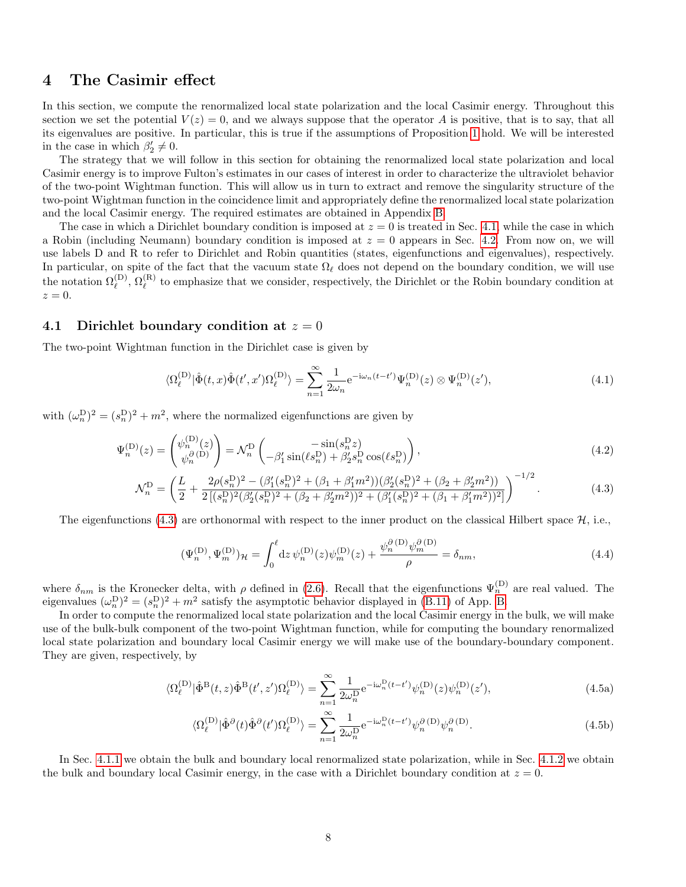# 4 The Casimir effect

In this section, we compute the renormalized local state polarization and the local Casimir energy. Throughout this section we set the potential $V(z) = 0$, and we always suppose that the operator $A$ is positive, that is to say, that all its eigenvalues are positive. In particular, this is true if the assumptions of Proposition 1 hold. We will be interested in the case in which $\beta_2' \neq 0$.

The strategy that we will follow in this section for obtaining the renormalized local state polarization and local Casimir energy is to improve Fulton's estimates in our cases of interest in order to characterize the ultraviolet behavior of the two-point Wightman function. This will allow us in turn to extract and remove the singularity structure of the two-point Wightman function in the coincidence limit and appropriately define the renormalized local state polarization and the local Casimir energy. The required estimates are obtained in Appendix B.

The case in which a Dirichlet boundary condition is imposed at $z = 0$ is treated in Sec. 4.1, while the case in which a Robin (including Neumann) boundary condition is imposed at $z = 0$ appears in Sec. 4.2. From now on, we will use labels D and R to refer to Dirichlet and Robin quantities (states, eigenfunctions and eigenvalues), respectively. In particular, on spite of the fact that the vacuum state $\Omega_\ell$ does not depend on the boundary condition, we will use the notation $\Omega_\ell^{(\mathrm{D})}$, $\Omega_\ell^{(\mathrm{R})}$ to emphasize that we consider, respectively, the Dirichlet or the Robin boundary condition at $z = 0$.

## 4.1 Dirichlet boundary condition at $z = 0$

The two-point Wightman function in the Dirichlet case is given by

$$
\langle \Omega_\ell^{(\mathrm{D})} | \hat{\Phi}(t, x) \hat{\Phi}(t', x') \Omega_\ell^{(\mathrm{D})} \rangle = \sum_{n=1}^{\infty} \frac{1}{2\omega_n} \mathrm{e}^{-\mathrm{i}\omega_n (t - t')} \Psi_n^{(\mathrm{D})}(z) \otimes \Psi_n^{(\mathrm{D})}(z'), \tag{4.1}
$$

with $(\omega_n^{\mathrm{D}})^2 = (s_n^{\mathrm{D}})^2 + m^2$, where the normalized eigenfunctions are given by

$$
\Psi_n^{(\mathrm{D})}(z) = \begin{pmatrix} \psi_n^{(\mathrm{D})}(z) \\ \psi_n^{\partial\,(\mathrm{D})} \end{pmatrix} = \mathcal{N}_n^{\mathrm{D}} \begin{pmatrix} -\sin(s_n^{\mathrm{D}} z) \\ -\beta_1' \sin(\ell s_n^{\mathrm{D}}) + \beta_2' s_n^{\mathrm{D}} \cos(\ell s_n^{\mathrm{D}}) \end{pmatrix}, \tag{4.2}
$$

$$
\mathcal{N}_n^{\mathrm{D}} = \left( \frac{L}{2} + \frac{2\rho (s_n^{\mathrm{D}})^2 - (\beta_1' (s_n^{\mathrm{D}})^2 + (\beta_1 + \beta_1' m^2))(\beta_2' (s_n^{\mathrm{D}})^2 + (\beta_2 + \beta_2' m^2))}{2\left[(s_n^{\mathrm{D}})^2 (\beta_2' (s_n^{\mathrm{D}})^2 + (\beta_2 + \beta_2' m^2))^2 + (\beta_1' (s_n^{\mathrm{D}})^2 + (\beta_1 + \beta_1' m^2))^2\right]} \right)^{-1/2}. \tag{4.3}
$$

The eigenfunctions (4.3) are orthonormal with respect to the inner product on the classical Hilbert space $\mathcal{H}$, i.e.,

$$
(\Psi_n^{(\mathrm{D})}, \Psi_m^{(\mathrm{D})})_{\mathcal{H}} = \int_0^\ell \mathrm{d}z\, \psi_n^{(\mathrm{D})}(z) \psi_m^{(\mathrm{D})}(z) + \frac{\psi_n^{\partial\,(\mathrm{D})} \psi_m^{\partial\,(\mathrm{D})}}{\rho} = \delta_{nm}, \tag{4.4}
$$

where $\delta_{nm}$ is the Kronecker delta, with $\rho$ defined in (2.6). Recall that the eigenfunctions $\Psi_n^{(\mathrm{D})}$ are real valued. The eigenvalues $(\omega_n^{\mathrm{D}})^2 = (s_n^{\mathrm{D}})^2 + m^2$ satisfy the asymptotic behavior displayed in (B.11) of App. B.

In order to compute the renormalized local state polarization and the local Casimir energy in the bulk, we will make use of the bulk-bulk component of the two-point Wightman function, while for computing the boundary renormalized local state polarization and boundary local Casimir energy we will make use of the boundary-boundary component. They are given, respectively, by

$$
\langle \Omega_\ell^{(\mathrm{D})} | \hat{\Phi}^{\mathrm{B}}(t, z) \hat{\Phi}^{\mathrm{B}}(t', z') \Omega_\ell^{(\mathrm{D})} \rangle = \sum_{n=1}^{\infty} \frac{1}{2\omega_n^{\mathrm{D}}} \mathrm{e}^{-\mathrm{i}\omega_n^{\mathrm{D}} (t - t')} \psi_n^{(\mathrm{D})}(z) \psi_n^{(\mathrm{D})}(z'), \tag{4.5a}
$$

$$
\langle \Omega_\ell^{(\mathrm{D})} | \hat{\Phi}^{\partial}(t) \hat{\Phi}^{\partial}(t') \Omega_\ell^{(\mathrm{D})} \rangle = \sum_{n=1}^{\infty} \frac{1}{2\omega_n^{\mathrm{D}}} \mathrm{e}^{-\mathrm{i}\omega_n^{\mathrm{D}} (t - t')} \psi_n^{\partial\,(\mathrm{D})} \psi_n^{\partial\,(\mathrm{D})}. \tag{4.5b}
$$

In Sec. 4.1.1 we obtain the bulk and boundary local renormalized state polarization, while in Sec. 4.1.2 we obtain the bulk and boundary local Casimir energy, in the case with a Dirichlet boundary condition at $z = 0$.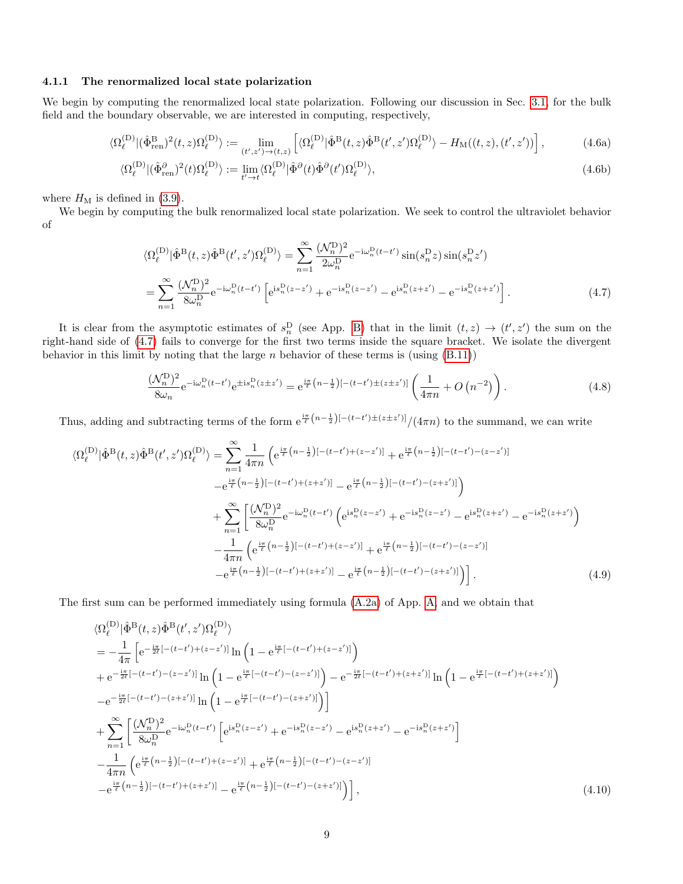#### 4.1.1 The renormalized local state polarization

We begin by computing the renormalized local state polarization. Following our discussion in Sec. 3.1, for the bulk field and the boundary observable, we are interested in computing, respectively,

$$\langle\Omega_\ell^{(\mathrm{D})}|(\hat{\Phi}^{\mathrm{B}}_{\mathrm{ren}})^2(t,z)\Omega_\ell^{(\mathrm{D})}\rangle := \lim_{(t',z')\to(t,z)}\left[\langle\Omega_\ell^{(\mathrm{D})}|\hat{\Phi}^{\mathrm{B}}(t,z)\hat{\Phi}^{\mathrm{B}}(t',z')\Omega_\ell^{(\mathrm{D})}\rangle - H_{\mathrm{M}}((t,z),(t',z'))\right], \tag{4.6a}$$

$$\langle\Omega_\ell^{(\mathrm{D})}|(\hat{\Phi}^{\partial}_{\mathrm{ren}})^2(t)\Omega_\ell^{(\mathrm{D})}\rangle := \lim_{t'\to t}\langle\Omega_\ell^{(\mathrm{D})}|\hat{\Phi}^{\partial}(t)\hat{\Phi}^{\partial}(t')\Omega_\ell^{(\mathrm{D})}\rangle, \tag{4.6b}$$

where $H_{\mathrm{M}}$ is defined in (3.9).

We begin by computing the bulk renormalized local state polarization. We seek to control the ultraviolet behavior of

$$\begin{aligned}
\langle\Omega_\ell^{(\mathrm{D})}|\hat{\Phi}^{\mathrm{B}}(t,z)\hat{\Phi}^{\mathrm{B}}(t',z')\Omega_\ell^{(\mathrm{D})}\rangle &= \sum_{n=1}^{\infty}\frac{(\mathcal{N}_n^{\mathrm{D}})^2}{2\omega_n^{\mathrm{D}}}\mathrm{e}^{-\mathrm{i}\omega_n^{\mathrm{D}}(t-t')}\sin(s_n^{\mathrm{D}}z)\sin(s_n^{\mathrm{D}}z')\\
&= \sum_{n=1}^{\infty}\frac{(\mathcal{N}_n^{\mathrm{D}})^2}{8\omega_n^{\mathrm{D}}}\mathrm{e}^{-\mathrm{i}\omega_n^{\mathrm{D}}(t-t')}\left[\mathrm{e}^{\mathrm{i}s_n^{\mathrm{D}}(z-z')}+\mathrm{e}^{-\mathrm{i}s_n^{\mathrm{D}}(z-z')}-\mathrm{e}^{\mathrm{i}s_n^{\mathrm{D}}(z+z')}-\mathrm{e}^{-\mathrm{i}s_n^{\mathrm{D}}(z+z')}\right].
\end{aligned}\tag{4.7}$$

It is clear from the asymptotic estimates of $s_n^{\mathrm{D}}$ (see App. B) that in the limit $(t,z)\to(t',z')$ the sum on the right-hand side of (4.7) fails to converge for the first two terms inside the square bracket. We isolate the divergent behavior in this limit by noting that the large $n$ behavior of these terms is (using (B.11))

$$\frac{(\mathcal{N}_n^{\mathrm{D}})^2}{8\omega_n}\mathrm{e}^{-\mathrm{i}\omega_n^{\mathrm{D}}(t-t')}\mathrm{e}^{\pm\mathrm{i}s_n^{\mathrm{D}}(z\pm z')} = \mathrm{e}^{\frac{\mathrm{i}\pi}{\ell}\left(n-\frac{1}{2}\right)[-(t-t')\pm(z\pm z')]}\left(\frac{1}{4\pi n}+O\left(n^{-2}\right)\right). \tag{4.8}$$

Thus, adding and subtracting terms of the form $\mathrm{e}^{\frac{\mathrm{i}\pi}{\ell}\left(n-\frac{1}{2}\right)[-(t-t')\pm(z\pm z')]}/(4\pi n)$ to the summand, we can write

$$\begin{aligned}
\langle\Omega_\ell^{(\mathrm{D})}|\hat{\Phi}^{\mathrm{B}}(t,z)\hat{\Phi}^{\mathrm{B}}(t',z')\Omega_\ell^{(\mathrm{D})}\rangle = &\sum_{n=1}^{\infty}\frac{1}{4\pi n}\Big(\mathrm{e}^{\frac{\mathrm{i}\pi}{\ell}\left(n-\frac{1}{2}\right)[-(t-t')+(z-z')]}+\mathrm{e}^{\frac{\mathrm{i}\pi}{\ell}\left(n-\frac{1}{2}\right)[-(t-t')-(z-z')]}\\
&-\mathrm{e}^{\frac{\mathrm{i}\pi}{\ell}\left(n-\frac{1}{2}\right)[-(t-t')+(z+z')]}-\mathrm{e}^{\frac{\mathrm{i}\pi}{\ell}\left(n-\frac{1}{2}\right)[-(t-t')-(z+z')]}\Big)\\
&+\sum_{n=1}^{\infty}\Bigg[\frac{(\mathcal{N}_n^{\mathrm{D}})^2}{8\omega_n^{\mathrm{D}}}\mathrm{e}^{-\mathrm{i}\omega_n^{\mathrm{D}}(t-t')}\left(\mathrm{e}^{\mathrm{i}s_n^{\mathrm{D}}(z-z')}+\mathrm{e}^{-\mathrm{i}s_n^{\mathrm{D}}(z-z')}-\mathrm{e}^{\mathrm{i}s_n^{\mathrm{D}}(z+z')}-\mathrm{e}^{-\mathrm{i}s_n^{\mathrm{D}}(z+z')}\right)\\
&-\frac{1}{4\pi n}\Big(\mathrm{e}^{\frac{\mathrm{i}\pi}{\ell}\left(n-\frac{1}{2}\right)[-(t-t')+(z-z')]}+\mathrm{e}^{\frac{\mathrm{i}\pi}{\ell}\left(n-\frac{1}{2}\right)[-(t-t')-(z-z')]}\\
&-\mathrm{e}^{\frac{\mathrm{i}\pi}{\ell}\left(n-\frac{1}{2}\right)[-(t-t')+(z+z')]}-\mathrm{e}^{\frac{\mathrm{i}\pi}{\ell}\left(n-\frac{1}{2}\right)[-(t-t')-(z+z')]}\Big)\Bigg].
\end{aligned}\tag{4.9}$$

The first sum can be performed immediately using formula (A.2a) of App. A, and we obtain that

$$\begin{aligned}
&\langle\Omega_\ell^{(\mathrm{D})}|\hat{\Phi}^{\mathrm{B}}(t,z)\hat{\Phi}^{\mathrm{B}}(t',z')\Omega_\ell^{(\mathrm{D})}\rangle\\
&= -\frac{1}{4\pi}\Big[\mathrm{e}^{-\frac{\mathrm{i}\pi}{2\ell}[-(t-t')+(z-z')]}\ln\left(1-\mathrm{e}^{\frac{\mathrm{i}\pi}{\ell}[-(t-t')+(z-z')]}\right)\\
&+\mathrm{e}^{-\frac{\mathrm{i}\pi}{2\ell}[-(t-t')-(z-z')]}\ln\left(1-\mathrm{e}^{\frac{\mathrm{i}\pi}{\ell}[-(t-t')-(z-z')]}\right)-\mathrm{e}^{-\frac{\mathrm{i}\pi}{2\ell}[-(t-t')+(z+z')]}\ln\left(1-\mathrm{e}^{\frac{\mathrm{i}\pi}{\ell}[-(t-t')+(z+z')]}\right)\\
&-\mathrm{e}^{-\frac{\mathrm{i}\pi}{2\ell}[-(t-t')-(z+z')]}\ln\left(1-\mathrm{e}^{\frac{\mathrm{i}\pi}{\ell}[-(t-t')-(z+z')]}\right)\Big]\\
&+\sum_{n=1}^{\infty}\Bigg[\frac{(\mathcal{N}_n^{\mathrm{D}})^2}{8\omega_n^{\mathrm{D}}}\mathrm{e}^{-\mathrm{i}\omega_n^{\mathrm{D}}(t-t')}\left[\mathrm{e}^{\mathrm{i}s_n^{\mathrm{D}}(z-z')}+\mathrm{e}^{-\mathrm{i}s_n^{\mathrm{D}}(z-z')}-\mathrm{e}^{\mathrm{i}s_n^{\mathrm{D}}(z+z')}-\mathrm{e}^{-\mathrm{i}s_n^{\mathrm{D}}(z+z')}\right]\\
&-\frac{1}{4\pi n}\Big(\mathrm{e}^{\frac{\mathrm{i}\pi}{\ell}\left(n-\frac{1}{2}\right)[-(t-t')+(z-z')]}+\mathrm{e}^{\frac{\mathrm{i}\pi}{\ell}\left(n-\frac{1}{2}\right)[-(t-t')-(z-z')]}\\
&-\mathrm{e}^{\frac{\mathrm{i}\pi}{\ell}\left(n-\frac{1}{2}\right)[-(t-t')+(z+z')]}-\mathrm{e}^{\frac{\mathrm{i}\pi}{\ell}\left(n-\frac{1}{2}\right)[-(t-t')-(z+z')]}\Big)\Bigg],
\end{aligned}\tag{4.10}$$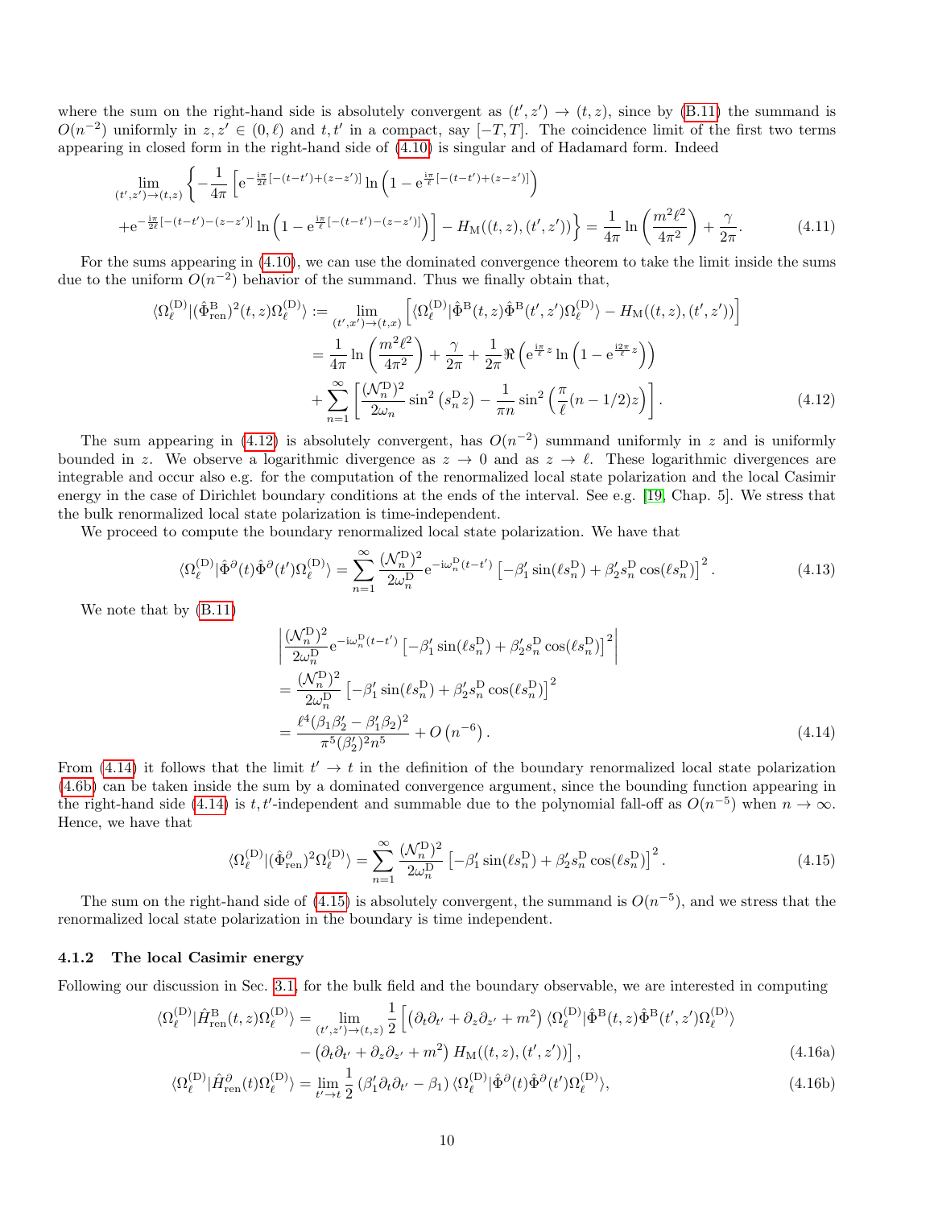where the sum on the right-hand side is absolutely convergent as $(t',z') \to (t,z)$, since by (B.11) the summand is $O(n^{-2})$ uniformly in $z, z' \in (0,\ell)$ and $t, t'$ in a compact, say $[-T,T]$. The coincidence limit of the first two terms appearing in closed form in the right-hand side of (4.10) is singular and of Hadamard form. Indeed

$$
\begin{aligned}
\lim_{(t',z')\to(t,z)} \Bigg\{ -\frac{1}{4\pi} \Big[ & \mathrm{e}^{-\frac{\mathrm{i}\pi}{2\ell}[-(t-t')+(z-z')]} \ln\left(1-\mathrm{e}^{\frac{\mathrm{i}\pi}{\ell}[-(t-t')+(z-z')]}\right) \\
&+ \mathrm{e}^{-\frac{\mathrm{i}\pi}{2\ell}[-(t-t')-(z-z')]} \ln\left(1-\mathrm{e}^{\frac{\mathrm{i}\pi}{\ell}[-(t-t')-(z-z')]}\right) \Big] - H_{\mathrm{M}}((t,z),(t',z')) \Bigg\} = \frac{1}{4\pi} \ln\left(\frac{m^2\ell^2}{4\pi^2}\right) + \frac{\gamma}{2\pi}.
\end{aligned} \tag{4.11}
$$

For the sums appearing in (4.10), we can use the dominated convergence theorem to take the limit inside the sums due to the uniform $O(n^{-2})$ behavior of the summand. Thus we finally obtain that,

$$
\begin{aligned}
\langle \Omega_\ell^{(\mathrm{D})} | (\hat{\Phi}^{\mathrm{B}}_{\mathrm{ren}})^2(t,z) \Omega_\ell^{(\mathrm{D})} \rangle &:= \lim_{(t',x')\to(t,x)} \left[ \langle \Omega_\ell^{(\mathrm{D})} | \hat{\Phi}^{\mathrm{B}}(t,z) \hat{\Phi}^{\mathrm{B}}(t',z') \Omega_\ell^{(\mathrm{D})} \rangle - H_{\mathrm{M}}((t,z),(t',z')) \right] \\
&= \frac{1}{4\pi} \ln\left(\frac{m^2\ell^2}{4\pi^2}\right) + \frac{\gamma}{2\pi} + \frac{1}{2\pi} \Re\left( \mathrm{e}^{\frac{\mathrm{i}\pi}{\ell}z} \ln\left(1-\mathrm{e}^{\frac{\mathrm{i}2\pi}{\ell}z}\right) \right) \\
&\quad + \sum_{n=1}^{\infty} \left[ \frac{(\mathcal{N}_n^{\mathrm{D}})^2}{2\omega_n} \sin^2\left(s_n^{\mathrm{D}} z\right) - \frac{1}{\pi n} \sin^2\left( \frac{\pi}{\ell}(n-1/2)z \right) \right].
\end{aligned} \tag{4.12}
$$

The sum appearing in (4.12) is absolutely convergent, has $O(n^{-2})$ summand uniformly in $z$ and is uniformly bounded in $z$. We observe a logarithmic divergence as $z \to 0$ and as $z \to \ell$. These logarithmic divergences are integrable and occur also e.g. for the computation of the renormalized local state polarization and the local Casimir energy in the case of Dirichlet boundary conditions at the ends of the interval. See e.g. [19, Chap. 5]. We stress that the bulk renormalized local state polarization is time-independent.

We proceed to compute the boundary renormalized local state polarization. We have that

$$
\langle \Omega_\ell^{(\mathrm{D})} | \hat{\Phi}^{\partial}(t) \hat{\Phi}^{\partial}(t') \Omega_\ell^{(\mathrm{D})} \rangle = \sum_{n=1}^{\infty} \frac{(\mathcal{N}_n^{\mathrm{D}})^2}{2\omega_n^{\mathrm{D}}} \mathrm{e}^{-\mathrm{i}\omega_n^{\mathrm{D}}(t-t')} \left[ -\beta_1' \sin(\ell s_n^{\mathrm{D}}) + \beta_2' s_n^{\mathrm{D}} \cos(\ell s_n^{\mathrm{D}}) \right]^2. \tag{4.13}
$$

We note that by (B.11)

$$
\begin{aligned}
& \left| \frac{(\mathcal{N}_n^{\mathrm{D}})^2}{2\omega_n^{\mathrm{D}}} \mathrm{e}^{-\mathrm{i}\omega_n^{\mathrm{D}}(t-t')} \left[ -\beta_1' \sin(\ell s_n^{\mathrm{D}}) + \beta_2' s_n^{\mathrm{D}} \cos(\ell s_n^{\mathrm{D}}) \right]^2 \right| \\
&= \frac{(\mathcal{N}_n^{\mathrm{D}})^2}{2\omega_n^{\mathrm{D}}} \left[ -\beta_1' \sin(\ell s_n^{\mathrm{D}}) + \beta_2' s_n^{\mathrm{D}} \cos(\ell s_n^{\mathrm{D}}) \right]^2 \\
&= \frac{\ell^4 (\beta_1\beta_2' - \beta_1'\beta_2)^2}{\pi^5 (\beta_2')^2 n^5} + O\left(n^{-6}\right).
\end{aligned} \tag{4.14}
$$

From (4.14) it follows that the limit $t' \to t$ in the definition of the boundary renormalized local state polarization (4.6b) can be taken inside the sum by a dominated convergence argument, since the bounding function appearing in the right-hand side (4.14) is $t, t'$-independent and summable due to the polynomial fall-off as $O(n^{-5})$ when $n \to \infty$. Hence, we have that

$$
\langle \Omega_\ell^{(\mathrm{D})} | (\hat{\Phi}^{\partial}_{\mathrm{ren}})^2 \Omega_\ell^{(\mathrm{D})} \rangle = \sum_{n=1}^{\infty} \frac{(\mathcal{N}_n^{\mathrm{D}})^2}{2\omega_n^{\mathrm{D}}} \left[ -\beta_1' \sin(\ell s_n^{\mathrm{D}}) + \beta_2' s_n^{\mathrm{D}} \cos(\ell s_n^{\mathrm{D}}) \right]^2. \tag{4.15}
$$

The sum on the right-hand side of (4.15) is absolutely convergent, the summand is $O(n^{-5})$, and we stress that the renormalized local state polarization in the boundary is time independent.

### 4.1.2 The local Casimir energy

Following our discussion in Sec. 3.1, for the bulk field and the boundary observable, we are interested in computing

$$
\begin{aligned}
\langle \Omega_\ell^{(\mathrm{D})} | \hat{H}^{\mathrm{B}}_{\mathrm{ren}}(t,z) \Omega_\ell^{(\mathrm{D})} \rangle &= \lim_{(t',z')\to(t,z)} \frac{1}{2} \Big[ \left( \partial_t \partial_{t'} + \partial_z \partial_{z'} + m^2 \right) \langle \Omega_\ell^{(\mathrm{D})} | \hat{\Phi}^{\mathrm{B}}(t,z) \hat{\Phi}^{\mathrm{B}}(t',z') \Omega_\ell^{(\mathrm{D})} \rangle \\
&\quad - \left( \partial_t \partial_{t'} + \partial_z \partial_{z'} + m^2 \right) H_{\mathrm{M}}((t,z),(t',z')) \Big],
\end{aligned} \tag{4.16a}
$$

$$
\langle \Omega_\ell^{(\mathrm{D})} | \hat{H}^{\partial}_{\mathrm{ren}}(t) \Omega_\ell^{(\mathrm{D})} \rangle = \lim_{t'\to t} \frac{1}{2} \left( \beta_1' \partial_t \partial_{t'} - \beta_1 \right) \langle \Omega_\ell^{(\mathrm{D})} | \hat{\Phi}^{\partial}(t) \hat{\Phi}^{\partial}(t') \Omega_\ell^{(\mathrm{D})} \rangle, \tag{4.16b}
$$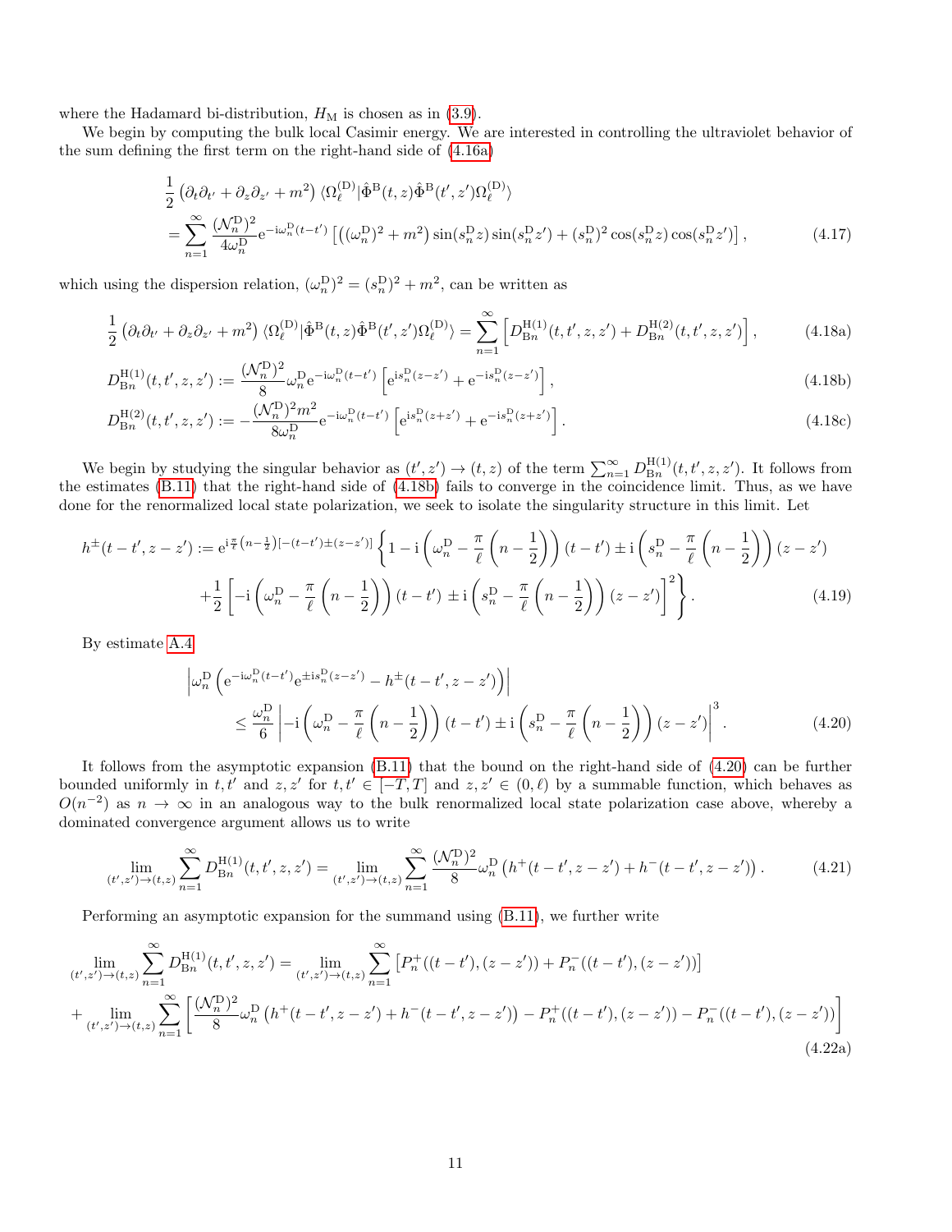where the Hadamard bi-distribution, $H_{\rm M}$ is chosen as in (3.9).

We begin by computing the bulk local Casimir energy. We are interested in controlling the ultraviolet behavior of the sum defining the first term on the right-hand side of (4.16a)

$$
\begin{aligned}
&\frac{1}{2}\left(\partial_t\partial_{t'} + \partial_z\partial_{z'} + m^2\right)\langle\Omega_\ell^{(\mathrm{D})}|\hat{\Phi}^{\mathrm{B}}(t,z)\hat{\Phi}^{\mathrm{B}}(t',z')\Omega_\ell^{(\mathrm{D})}\rangle \\
&= \sum_{n=1}^{\infty} \frac{(\mathcal{N}_n^{\mathrm{D}})^2}{4\omega_n^{\mathrm{D}}} \mathrm{e}^{-\mathrm{i}\omega_n^{\mathrm{D}}(t-t')}\left[\left((\omega_n^{\mathrm{D}})^2 + m^2\right)\sin(s_n^{\mathrm{D}}z)\sin(s_n^{\mathrm{D}}z') + (s_n^{\mathrm{D}})^2\cos(s_n^{\mathrm{D}}z)\cos(s_n^{\mathrm{D}}z')\right], \qquad (4.17)
\end{aligned}
$$

which using the dispersion relation, $(\omega_n^{\mathrm{D}})^2 = (s_n^{\mathrm{D}})^2 + m^2$, can be written as

$$
\frac{1}{2}\left(\partial_t\partial_{t'} + \partial_z\partial_{z'} + m^2\right)\langle\Omega_\ell^{(\mathrm{D})}|\hat{\Phi}^{\mathrm{B}}(t,z)\hat{\Phi}^{\mathrm{B}}(t',z')\Omega_\ell^{(\mathrm{D})}\rangle = \sum_{n=1}^{\infty}\left[D_{\mathrm{B}n}^{\mathrm{H}(1)}(t,t',z,z') + D_{\mathrm{B}n}^{\mathrm{H}(2)}(t,t',z,z')\right], \qquad (4.18a)
$$

$$
D_{\mathrm{B}n}^{\mathrm{H}(1)}(t,t',z,z') := \frac{(\mathcal{N}_n^{\mathrm{D}})^2}{8}\omega_n^{\mathrm{D}}\mathrm{e}^{-\mathrm{i}\omega_n^{\mathrm{D}}(t-t')}\left[\mathrm{e}^{\mathrm{i}s_n^{\mathrm{D}}(z-z')} + \mathrm{e}^{-\mathrm{i}s_n^{\mathrm{D}}(z-z')}\right], \qquad (4.18b)
$$

$$
D_{\mathrm{B}n}^{\mathrm{H}(2)}(t,t',z,z') := -\frac{(\mathcal{N}_n^{\mathrm{D}})^2 m^2}{8\omega_n^{\mathrm{D}}}\mathrm{e}^{-\mathrm{i}\omega_n^{\mathrm{D}}(t-t')}\left[\mathrm{e}^{\mathrm{i}s_n^{\mathrm{D}}(z+z')} + \mathrm{e}^{-\mathrm{i}s_n^{\mathrm{D}}(z+z')}\right]. \qquad (4.18c)
$$

We begin by studying the singular behavior as $(t',z') \to (t,z)$ of the term $\sum_{n=1}^{\infty} D_{\mathrm{B}n}^{\mathrm{H}(1)}(t,t',z,z')$. It follows from the estimates (B.11) that the right-hand side of (4.18b) fails to converge in the coincidence limit. Thus, as we have done for the renormalized local state polarization, we seek to isolate the singularity structure in this limit. Let

$$
\begin{aligned}
h^{\pm}(t-t',z-z') := \mathrm{e}^{\mathrm{i}\frac{\pi}{\ell}\left(n-\frac{1}{2}\right)[-(t-t')\pm(z-z')]}\Bigg\{&1 - \mathrm{i}\left(\omega_n^{\mathrm{D}} - \frac{\pi}{\ell}\left(n-\frac{1}{2}\right)\right)(t-t') \pm \mathrm{i}\left(s_n^{\mathrm{D}} - \frac{\pi}{\ell}\left(n-\frac{1}{2}\right)\right)(z-z') \\
&+ \frac{1}{2}\left[-\mathrm{i}\left(\omega_n^{\mathrm{D}} - \frac{\pi}{\ell}\left(n-\frac{1}{2}\right)\right)(t-t') \pm \mathrm{i}\left(s_n^{\mathrm{D}} - \frac{\pi}{\ell}\left(n-\frac{1}{2}\right)\right)(z-z')\right]^2\Bigg\}. \qquad (4.19)
\end{aligned}
$$

By estimate A.4

$$
\begin{aligned}
&\left|\omega_n^{\mathrm{D}}\left(\mathrm{e}^{-\mathrm{i}\omega_n^{\mathrm{D}}(t-t')}\mathrm{e}^{\pm\mathrm{i}s_n^{\mathrm{D}}(z-z')} - h^{\pm}(t-t',z-z')\right)\right| \\
&\qquad \le \frac{\omega_n^{\mathrm{D}}}{6}\left|-\mathrm{i}\left(\omega_n^{\mathrm{D}} - \frac{\pi}{\ell}\left(n-\frac{1}{2}\right)\right)(t-t') \pm \mathrm{i}\left(s_n^{\mathrm{D}} - \frac{\pi}{\ell}\left(n-\frac{1}{2}\right)\right)(z-z')\right|^3. \qquad (4.20)
\end{aligned}
$$

It follows from the asymptotic expansion (B.11) that the bound on the right-hand side of (4.20) can be further bounded uniformly in $t,t'$ and $z,z'$ for $t,t' \in [-T,T]$ and $z,z' \in (0,\ell)$ by a summable function, which behaves as $O(n^{-2})$ as $n \to \infty$ in an analogous way to the bulk renormalized local state polarization case above, whereby a dominated convergence argument allows us to write

$$
\lim_{(t',z')\to(t,z)}\sum_{n=1}^{\infty} D_{\mathrm{B}n}^{\mathrm{H}(1)}(t,t',z,z') = \lim_{(t',z')\to(t,z)}\sum_{n=1}^{\infty}\frac{(\mathcal{N}_n^{\mathrm{D}})^2}{8}\omega_n^{\mathrm{D}}\left(h^{+}(t-t',z-z') + h^{-}(t-t',z-z')\right). \qquad (4.21)
$$

Performing an asymptotic expansion for the summand using (B.11), we further write

$$
\begin{aligned}
\lim_{(t',z')\to(t,z)}\sum_{n=1}^{\infty} D_{\mathrm{B}n}^{\mathrm{H}(1)}(t,t',z,z') &= \lim_{(t',z')\to(t,z)}\sum_{n=1}^{\infty}\left[P_n^{+}((t-t'),(z-z')) + P_n^{-}((t-t'),(z-z'))\right] \\
+ \lim_{(t',z')\to(t,z)}\sum_{n=1}^{\infty}&\left[\frac{(\mathcal{N}_n^{\mathrm{D}})^2}{8}\omega_n^{\mathrm{D}}\left(h^{+}(t-t',z-z') + h^{-}(t-t',z-z')\right) - P_n^{+}((t-t'),(z-z')) - P_n^{-}((t-t'),(z-z'))\right] \qquad (4.22a)
\end{aligned}
$$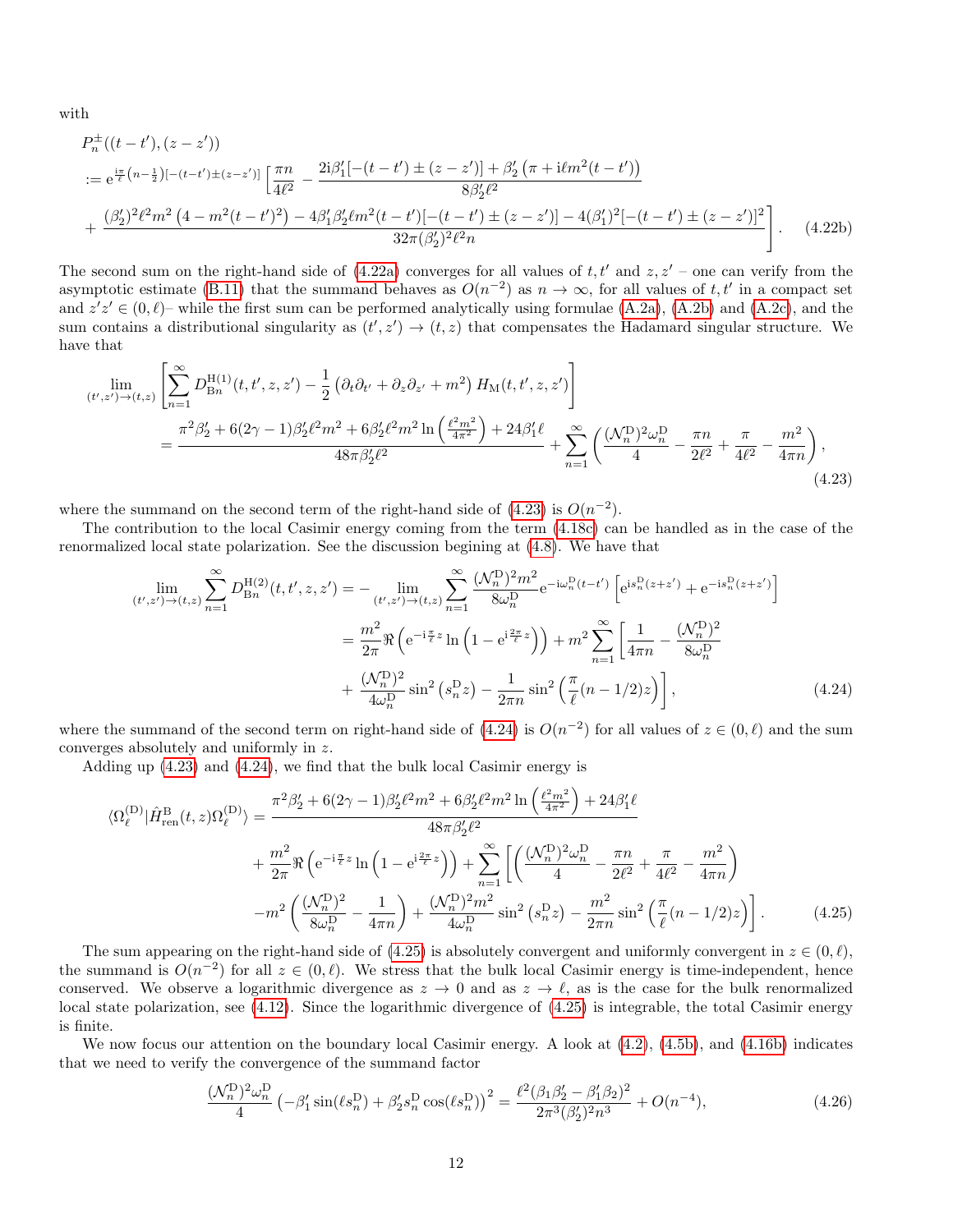with

$$
\begin{aligned}
&P_n^{\pm}((t-t'),(z-z')) \\
&:= \mathrm{e}^{\frac{\mathrm{i}\pi}{\ell}\left(n-\frac{1}{2}\right)[-(t-t')\pm(z-z')]}\left[\frac{\pi n}{4\ell^2} - \frac{2\mathrm{i}\beta_1'[-(t-t')\pm(z-z')] + \beta_2'\left(\pi + \mathrm{i}\ell m^2(t-t')\right)}{8\beta_2'\ell^2}\right. \\
&\left. + \frac{(\beta_2')^2\ell^2 m^2\left(4 - m^2(t-t')^2\right) - 4\beta_1'\beta_2'\ell m^2(t-t')[-(t-t')\pm(z-z')] - 4(\beta_1')^2[-(t-t')\pm(z-z')]^2}{32\pi(\beta_2')^2\ell^2 n}\right]. \qquad (4.22b)
\end{aligned}
$$

The second sum on the right-hand side of (4.22a) converges for all values of $t, t'$ and $z, z'$ – one can verify from the asymptotic estimate (B.11) that the summand behaves as $O(n^{-2})$ as $n \to \infty$, for all values of $t, t'$ in a compact set and $z'z' \in (0,\ell)$– while the first sum can be performed analytically using formulae (A.2a), (A.2b) and (A.2c), and the sum contains a distributional singularity as $(t', z') \to (t, z)$ that compensates the Hadamard singular structure. We have that

$$
\begin{aligned}
&\lim_{(t',z')\to(t,z)}\left[\sum_{n=1}^{\infty} D_{\mathrm{B}n}^{\mathrm{H}(1)}(t,t',z,z') - \frac{1}{2}\left(\partial_t\partial_{t'} + \partial_z\partial_{z'} + m^2\right)H_{\mathrm{M}}(t,t',z,z')\right] \\
&= \frac{\pi^2\beta_2' + 6(2\gamma-1)\beta_2'\ell^2 m^2 + 6\beta_2'\ell^2 m^2\ln\left(\frac{\ell^2 m^2}{4\pi^2}\right) + 24\beta_1'\ell}{48\pi\beta_2'\ell^2} + \sum_{n=1}^{\infty}\left(\frac{(\mathcal{N}_n^{\mathrm{D}})^2\omega_n^{\mathrm{D}}}{4} - \frac{\pi n}{2\ell^2} + \frac{\pi}{4\ell^2} - \frac{m^2}{4\pi n}\right),
\end{aligned} \qquad (4.23)
$$

where the summand on the second term of the right-hand side of (4.23) is $O(n^{-2})$.

The contribution to the local Casimir energy coming from the term (4.18c) can be handled as in the case of the renormalized local state polarization. See the discussion begining at (4.8). We have that

$$
\begin{aligned}
\lim_{(t',z')\to(t,z)}\sum_{n=1}^{\infty} D_{\mathrm{B}n}^{\mathrm{H}(2)}(t,t',z,z') &= -\lim_{(t',z')\to(t,z)}\sum_{n=1}^{\infty}\frac{(\mathcal{N}_n^{\mathrm{D}})^2 m^2}{8\omega_n^{\mathrm{D}}}\mathrm{e}^{-\mathrm{i}\omega_n^{\mathrm{D}}(t-t')}\left[\mathrm{e}^{\mathrm{i}s_n^{\mathrm{D}}(z+z')} + \mathrm{e}^{-\mathrm{i}s_n^{\mathrm{D}}(z+z')}\right] \\
&= \frac{m^2}{2\pi}\Re\left(\mathrm{e}^{-\mathrm{i}\frac{\pi}{\ell}z}\ln\left(1 - \mathrm{e}^{\mathrm{i}\frac{2\pi}{\ell}z}\right)\right) + m^2\sum_{n=1}^{\infty}\left[\frac{1}{4\pi n} - \frac{(\mathcal{N}_n^{\mathrm{D}})^2}{8\omega_n^{\mathrm{D}}}\right. \\
&\left. + \frac{(\mathcal{N}_n^{\mathrm{D}})^2}{4\omega_n^{\mathrm{D}}}\sin^2\left(s_n^{\mathrm{D}}z\right) - \frac{1}{2\pi n}\sin^2\left(\frac{\pi}{\ell}(n-1/2)z\right)\right],
\end{aligned} \qquad (4.24)
$$

where the summand of the second term on right-hand side of (4.24) is $O(n^{-2})$ for all values of $z \in (0,\ell)$ and the sum converges absolutely and uniformly in $z$.

Adding up (4.23) and (4.24), we find that the bulk local Casimir energy is

$$
\begin{aligned}
\langle\Omega_\ell^{(\mathrm{D})}|\hat{H}_{\mathrm{ren}}^{\mathrm{B}}(t,z)\Omega_\ell^{(\mathrm{D})}\rangle &= \frac{\pi^2\beta_2' + 6(2\gamma-1)\beta_2'\ell^2 m^2 + 6\beta_2'\ell^2 m^2\ln\left(\frac{\ell^2 m^2}{4\pi^2}\right) + 24\beta_1'\ell}{48\pi\beta_2'\ell^2} \\
&+ \frac{m^2}{2\pi}\Re\left(\mathrm{e}^{-\mathrm{i}\frac{\pi}{\ell}z}\ln\left(1 - \mathrm{e}^{\mathrm{i}\frac{2\pi}{\ell}z}\right)\right) + \sum_{n=1}^{\infty}\left[\left(\frac{(\mathcal{N}_n^{\mathrm{D}})^2\omega_n^{\mathrm{D}}}{4} - \frac{\pi n}{2\ell^2} + \frac{\pi}{4\ell^2} - \frac{m^2}{4\pi n}\right)\right. \\
&\left. - m^2\left(\frac{(\mathcal{N}_n^{\mathrm{D}})^2}{8\omega_n^{\mathrm{D}}} - \frac{1}{4\pi n}\right) + \frac{(\mathcal{N}_n^{\mathrm{D}})^2 m^2}{4\omega_n^{\mathrm{D}}}\sin^2\left(s_n^{\mathrm{D}}z\right) - \frac{m^2}{2\pi n}\sin^2\left(\frac{\pi}{\ell}(n-1/2)z\right)\right].
\end{aligned} \qquad (4.25)
$$

The sum appearing on the right-hand side of (4.25) is absolutely convergent and uniformly convergent in $z \in (0,\ell)$, the summand is $O(n^{-2})$ for all $z \in (0,\ell)$. We stress that the bulk local Casimir energy is time-independent, hence conserved. We observe a logarithmic divergence as $z \to 0$ and as $z \to \ell$, as is the case for the bulk renormalized local state polarization, see (4.12). Since the logarithmic divergence of (4.25) is integrable, the total Casimir energy is finite.

We now focus our attention on the boundary local Casimir energy. A look at (4.2), (4.5b), and (4.16b) indicates that we need to verify the convergence of the summand factor

$$
\frac{(\mathcal{N}_n^{\mathrm{D}})^2\omega_n^{\mathrm{D}}}{4}\left(-\beta_1'\sin(\ell s_n^{\mathrm{D}}) + \beta_2' s_n^{\mathrm{D}}\cos(\ell s_n^{\mathrm{D}})\right)^2 = \frac{\ell^2(\beta_1\beta_2' - \beta_1'\beta_2)^2}{2\pi^3(\beta_2')^2 n^3} + O(n^{-4}), \qquad (4.26)
$$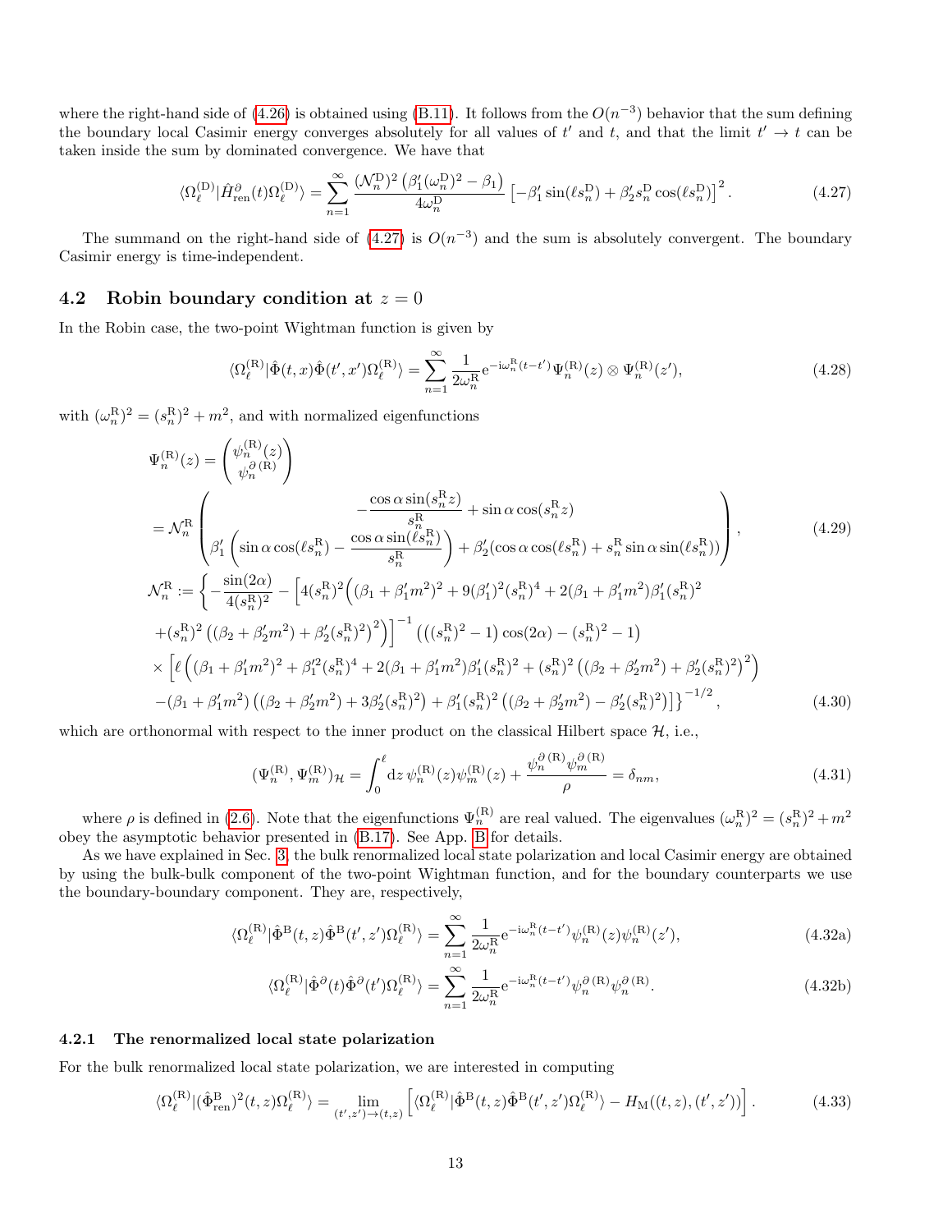where the right-hand side of (4.26) is obtained using (B.11). It follows from the $O(n^{-3})$ behavior that the sum defining the boundary local Casimir energy converges absolutely for all values of $t'$ and $t$, and that the limit $t' \to t$ can be taken inside the sum by dominated convergence. We have that

$$\langle \Omega_\ell^{(\mathrm{D})} | \hat{H}^\partial_{\mathrm{ren}}(t) \Omega_\ell^{(\mathrm{D})} \rangle = \sum_{n=1}^{\infty} \frac{(\mathcal{N}_n^{\mathrm{D}})^2 \left( \beta_1' (\omega_n^{\mathrm{D}})^2 - \beta_1 \right)}{4\omega_n^{\mathrm{D}}} \left[ -\beta_1' \sin(\ell s_n^{\mathrm{D}}) + \beta_2' s_n^{\mathrm{D}} \cos(\ell s_n^{\mathrm{D}}) \right]^2. \tag{4.27}$$

The summand on the right-hand side of (4.27) is $O(n^{-3})$ and the sum is absolutely convergent. The boundary Casimir energy is time-independent.

## 4.2 Robin boundary condition at $z = 0$

In the Robin case, the two-point Wightman function is given by

$$\langle \Omega_\ell^{(\mathrm{R})} | \hat{\Phi}(t,x) \hat{\Phi}(t',x') \Omega_\ell^{(\mathrm{R})} \rangle = \sum_{n=1}^{\infty} \frac{1}{2\omega_n^{\mathrm{R}}} \mathrm{e}^{-\mathrm{i}\omega_n^{\mathrm{R}}(t-t')} \Psi_n^{(\mathrm{R})}(z) \otimes \Psi_n^{(\mathrm{R})}(z'), \tag{4.28}$$

with $(\omega_n^{\mathrm{R}})^2 = (s_n^{\mathrm{R}})^2 + m^2$, and with normalized eigenfunctions

$$\begin{aligned}
\Psi_n^{(\mathrm{R})}(z) &= \begin{pmatrix} \psi_n^{(\mathrm{R})}(z) \\ \psi_n^{\partial\,(\mathrm{R})} \end{pmatrix} \\
&= \mathcal{N}_n^{\mathrm{R}} \begin{pmatrix} -\dfrac{\cos\alpha \sin(s_n^{\mathrm{R}} z)}{s_n^{\mathrm{R}}} + \sin\alpha \cos(s_n^{\mathrm{R}} z) \\ \beta_1' \left( \sin\alpha \cos(\ell s_n^{\mathrm{R}}) - \dfrac{\cos\alpha \sin(\ell s_n^{\mathrm{R}})}{s_n^{\mathrm{R}}} \right) + \beta_2' (\cos\alpha \cos(\ell s_n^{\mathrm{R}}) + s_n^{\mathrm{R}} \sin\alpha \sin(\ell s_n^{\mathrm{R}})) \end{pmatrix}, \\
\mathcal{N}_n^{\mathrm{R}} &:= \Bigg\{ -\frac{\sin(2\alpha)}{4(s_n^{\mathrm{R}})^2} - \Big[ 4(s_n^{\mathrm{R}})^2 \Big( (\beta_1 + \beta_1' m^2)^2 + 9(\beta_1')^2 (s_n^{\mathrm{R}})^4 + 2(\beta_1 + \beta_1' m^2)\beta_1' (s_n^{\mathrm{R}})^2 \\
&\quad + (s_n^{\mathrm{R}})^2 \left( (\beta_2 + \beta_2' m^2) + \beta_2' (s_n^{\mathrm{R}})^2 \right)^2 \Big) \Big]^{-1} \left( \left( (s_n^{\mathrm{R}})^2 - 1 \right) \cos(2\alpha) - (s_n^{\mathrm{R}})^2 - 1 \right) \\
&\quad \times \Big[ \ell \Big( (\beta_1 + \beta_1' m^2)^2 + \beta_1'^2 (s_n^{\mathrm{R}})^4 + 2(\beta_1 + \beta_1' m^2)\beta_1' (s_n^{\mathrm{R}})^2 + (s_n^{\mathrm{R}})^2 \left( (\beta_2 + \beta_2' m^2) + \beta_2' (s_n^{\mathrm{R}})^2 \right)^2 \Big) \\
&\quad - (\beta_1 + \beta_1' m^2) \left( (\beta_2 + \beta_2' m^2) + 3\beta_2' (s_n^{\mathrm{R}})^2 \right) + \beta_1' (s_n^{\mathrm{R}})^2 \left( (\beta_2 + \beta_2' m^2) - \beta_2' (s_n^{\mathrm{R}})^2 \right) \Big] \Bigg\}^{-1/2},
\end{aligned} \tag{4.29, 4.30}$$

which are orthonormal with respect to the inner product on the classical Hilbert space $\mathcal{H}$, i.e.,

$$(\Psi_n^{(\mathrm{R})}, \Psi_m^{(\mathrm{R})})_{\mathcal{H}} = \int_0^\ell \mathrm{d}z \, \psi_n^{(\mathrm{R})}(z) \psi_m^{(\mathrm{R})}(z) + \frac{\psi_n^{\partial\,(\mathrm{R})} \psi_m^{\partial\,(\mathrm{R})}}{\rho} = \delta_{nm}, \tag{4.31}$$

where $\rho$ is defined in (2.6). Note that the eigenfunctions $\Psi_n^{(\mathrm{R})}$ are real valued. The eigenvalues $(\omega_n^{\mathrm{R}})^2 = (s_n^{\mathrm{R}})^2 + m^2$ obey the asymptotic behavior presented in (B.17). See App. B for details.

As we have explained in Sec. 3, the bulk renormalized local state polarization and local Casimir energy are obtained by using the bulk-bulk component of the two-point Wightman function, and for the boundary counterparts we use the boundary-boundary component. They are, respectively,

$$\langle \Omega_\ell^{(\mathrm{R})} | \hat{\Phi}^{\mathrm{B}}(t,z) \hat{\Phi}^{\mathrm{B}}(t',z') \Omega_\ell^{(\mathrm{R})} \rangle = \sum_{n=1}^{\infty} \frac{1}{2\omega_n^{\mathrm{R}}} \mathrm{e}^{-\mathrm{i}\omega_n^{\mathrm{R}}(t-t')} \psi_n^{(\mathrm{R})}(z) \psi_n^{(\mathrm{R})}(z'), \tag{4.32a}$$

$$\langle \Omega_\ell^{(\mathrm{R})} | \hat{\Phi}^{\partial}(t) \hat{\Phi}^{\partial}(t') \Omega_\ell^{(\mathrm{R})} \rangle = \sum_{n=1}^{\infty} \frac{1}{2\omega_n^{\mathrm{R}}} \mathrm{e}^{-\mathrm{i}\omega_n^{\mathrm{R}}(t-t')} \psi_n^{\partial\,(\mathrm{R})} \psi_n^{\partial\,(\mathrm{R})}. \tag{4.32b}$$

### 4.2.1 The renormalized local state polarization

For the bulk renormalized local state polarization, we are interested in computing

$$\langle \Omega_\ell^{(\mathrm{R})} | (\hat{\Phi}^{\mathrm{B}}_{\mathrm{ren}})^2(t,z) \Omega_\ell^{(\mathrm{R})} \rangle = \lim_{(t',z') \to (t,z)} \left[ \langle \Omega_\ell^{(\mathrm{R})} | \hat{\Phi}^{\mathrm{B}}(t,z) \hat{\Phi}^{\mathrm{B}}(t',z') \Omega_\ell^{(\mathrm{R})} \rangle - H_{\mathrm{M}}((t,z),(t',z')) \right]. \tag{4.33}$$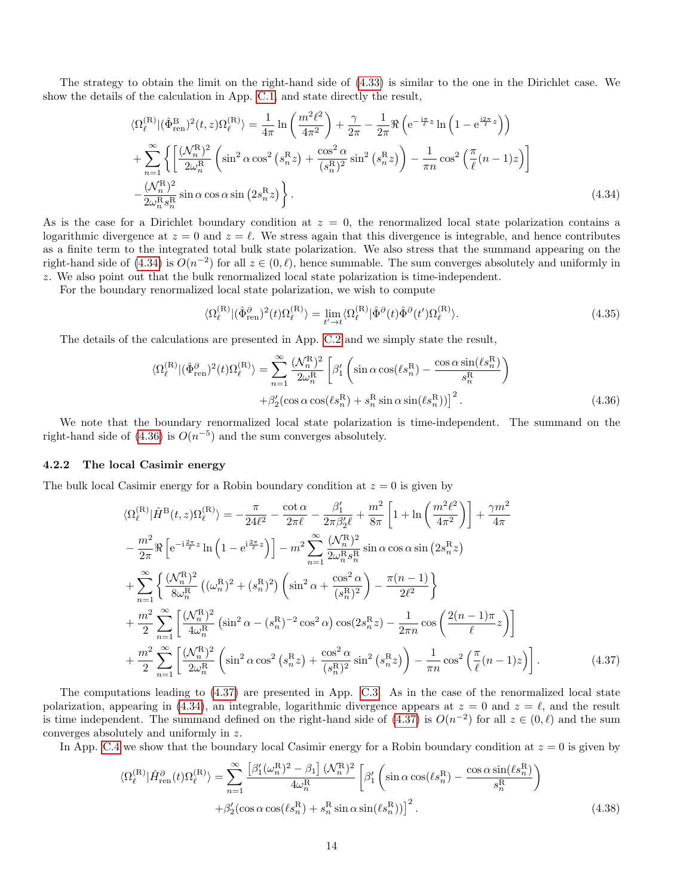The strategy to obtain the limit on the right-hand side of (4.33) is similar to the one in the Dirichlet case. We show the details of the calculation in App. C.1, and state directly the result,

$$
\begin{aligned}
\langle\Omega_\ell^{(\mathrm{R})}|(\hat{\Phi}^{\mathrm{B}}_{\mathrm{ren}})^2(t,z)\Omega_\ell^{(\mathrm{R})}\rangle &= \frac{1}{4\pi}\ln\left(\frac{m^2\ell^2}{4\pi^2}\right)+\frac{\gamma}{2\pi}-\frac{1}{2\pi}\Re\left(\mathrm{e}^{-\frac{\mathrm{i}\pi}{\ell}z}\ln\left(1-\mathrm{e}^{\frac{\mathrm{i}2\pi}{\ell}z}\right)\right)\\
&+\sum_{n=1}^{\infty}\left\{\left[\frac{(\mathcal{N}_n^{\mathrm{R}})^2}{2\omega_n^{\mathrm{R}}}\left(\sin^2\alpha\cos^2\left(s_n^{\mathrm{R}}z\right)+\frac{\cos^2\alpha}{(s_n^{\mathrm{R}})^2}\sin^2\left(s_n^{\mathrm{R}}z\right)\right)-\frac{1}{\pi n}\cos^2\left(\frac{\pi}{\ell}(n-1)z\right)\right]\right.\\
&\left.-\frac{(\mathcal{N}_n^{\mathrm{R}})^2}{2\omega_n^{\mathrm{R}}s_n^{\mathrm{R}}}\sin\alpha\cos\alpha\sin\left(2s_n^{\mathrm{R}}z\right)\right\}.
\end{aligned}
\tag{4.34}
$$

As is the case for a Dirichlet boundary condition at $z=0$, the renormalized local state polarization contains a logarithmic divergence at $z=0$ and $z=\ell$. We stress again that this divergence is integrable, and hence contributes as a finite term to the integrated total bulk state polarization. We also stress that the summand appearing on the right-hand side of (4.34) is $O(n^{-2})$ for all $z\in(0,\ell)$, hence summable. The sum converges absolutely and uniformly in $z$. We also point out that the bulk renormalized local state polarization is time-independent.

For the boundary renormalized local state polarization, we wish to compute

$$
\langle\Omega_\ell^{(\mathrm{R})}|(\hat{\Phi}^{\partial}_{\mathrm{ren}})^2(t)\Omega_\ell^{(\mathrm{R})}\rangle=\lim_{t'\to t}\langle\Omega_\ell^{(\mathrm{R})}|\hat{\Phi}^{\partial}(t)\hat{\Phi}^{\partial}(t')\Omega_\ell^{(\mathrm{R})}\rangle.
\tag{4.35}
$$

The details of the calculations are presented in App. C.2 and we simply state the result,

$$
\begin{aligned}
\langle\Omega_\ell^{(\mathrm{R})}|(\hat{\Phi}^{\partial}_{\mathrm{ren}})^2(t)\Omega_\ell^{(\mathrm{R})}\rangle=\sum_{n=1}^{\infty}\frac{(\mathcal{N}_n^{\mathrm{R}})^2}{2\omega_n^{\mathrm{R}}}&\left[\beta_1'\left(\sin\alpha\cos(\ell s_n^{\mathrm{R}})-\frac{\cos\alpha\sin(\ell s_n^{\mathrm{R}})}{s_n^{\mathrm{R}}}\right)\right.\\
&\left.+\beta_2'(\cos\alpha\cos(\ell s_n^{\mathrm{R}})+s_n^{\mathrm{R}}\sin\alpha\sin(\ell s_n^{\mathrm{R}}))\right]^2.
\end{aligned}
\tag{4.36}
$$

We note that the boundary renormalized local state polarization is time-independent. The summand on the right-hand side of (4.36) is $O(n^{-5})$ and the sum converges absolutely.

### 4.2.2 The local Casimir energy

The bulk local Casimir energy for a Robin boundary condition at $z=0$ is given by

$$
\begin{aligned}
\langle\Omega_\ell^{(\mathrm{R})}|\hat{H}^{\mathrm{B}}(t,z)\Omega_\ell^{(\mathrm{R})}\rangle&=-\frac{\pi}{24\ell^2}-\frac{\cot\alpha}{2\pi\ell}-\frac{\beta_1'}{2\pi\beta_2'\ell}+\frac{m^2}{8\pi}\left[1+\ln\left(\frac{m^2\ell^2}{4\pi^2}\right)\right]+\frac{\gamma m^2}{4\pi}\\
&-\frac{m^2}{2\pi}\Re\left[\mathrm{e}^{-\mathrm{i}\frac{2\pi}{\ell}z}\ln\left(1-\mathrm{e}^{\mathrm{i}\frac{2\pi}{\ell}z}\right)\right]-m^2\sum_{n=1}^{\infty}\frac{(\mathcal{N}_n^{\mathrm{R}})^2}{2\omega_n^{\mathrm{R}}s_n^{\mathrm{R}}}\sin\alpha\cos\alpha\sin\left(2s_n^{\mathrm{R}}z\right)\\
&+\sum_{n=1}^{\infty}\left\{\frac{(\mathcal{N}_n^{\mathrm{R}})^2}{8\omega_n^{\mathrm{R}}}\left((\omega_n^{\mathrm{R}})^2+(s_n^{\mathrm{R}})^2\right)\left(\sin^2\alpha+\frac{\cos^2\alpha}{(s_n^{\mathrm{R}})^2}\right)-\frac{\pi(n-1)}{2\ell^2}\right\}\\
&+\frac{m^2}{2}\sum_{n=1}^{\infty}\left[\frac{(\mathcal{N}_n^{\mathrm{R}})^2}{4\omega_n^{\mathrm{R}}}\left(\sin^2\alpha-(s_n^{\mathrm{R}})^{-2}\cos^2\alpha\right)\cos(2s_n^{\mathrm{R}}z)-\frac{1}{2\pi n}\cos\left(\frac{2(n-1)\pi}{\ell}z\right)\right]\\
&+\frac{m^2}{2}\sum_{n=1}^{\infty}\left[\frac{(\mathcal{N}_n^{\mathrm{R}})^2}{2\omega_n^{\mathrm{R}}}\left(\sin^2\alpha\cos^2\left(s_n^{\mathrm{R}}z\right)+\frac{\cos^2\alpha}{(s_n^{\mathrm{R}})^2}\sin^2\left(s_n^{\mathrm{R}}z\right)\right)-\frac{1}{\pi n}\cos^2\left(\frac{\pi}{\ell}(n-1)z\right)\right].
\end{aligned}
\tag{4.37}
$$

The computations leading to (4.37) are presented in App. C.3. As in the case of the renormalized local state polarization, appearing in (4.34), an integrable, logarithmic divergence appears at $z=0$ and $z=\ell$, and the result is time independent. The summand defined on the right-hand side of (4.37) is $O(n^{-2})$ for all $z\in(0,\ell)$ and the sum converges absolutely and uniformly in $z$.

In App. C.4 we show that the boundary local Casimir energy for a Robin boundary condition at $z=0$ is given by

$$
\begin{aligned}
\langle\Omega_\ell^{(\mathrm{R})}|\hat{H}^{\partial}_{\mathrm{ren}}(t)\Omega_\ell^{(\mathrm{R})}\rangle=\sum_{n=1}^{\infty}\frac{\left[\beta_1'(\omega_n^{\mathrm{R}})^2-\beta_1\right](\mathcal{N}_n^{\mathrm{R}})^2}{4\omega_n^{\mathrm{R}}}&\left[\beta_1'\left(\sin\alpha\cos(\ell s_n^{\mathrm{R}})-\frac{\cos\alpha\sin(\ell s_n^{\mathrm{R}})}{s_n^{\mathrm{R}}}\right)\right.\\
&\left.+\beta_2'(\cos\alpha\cos(\ell s_n^{\mathrm{R}})+s_n^{\mathrm{R}}\sin\alpha\sin(\ell s_n^{\mathrm{R}}))\right]^2.
\end{aligned}
\tag{4.38}
$$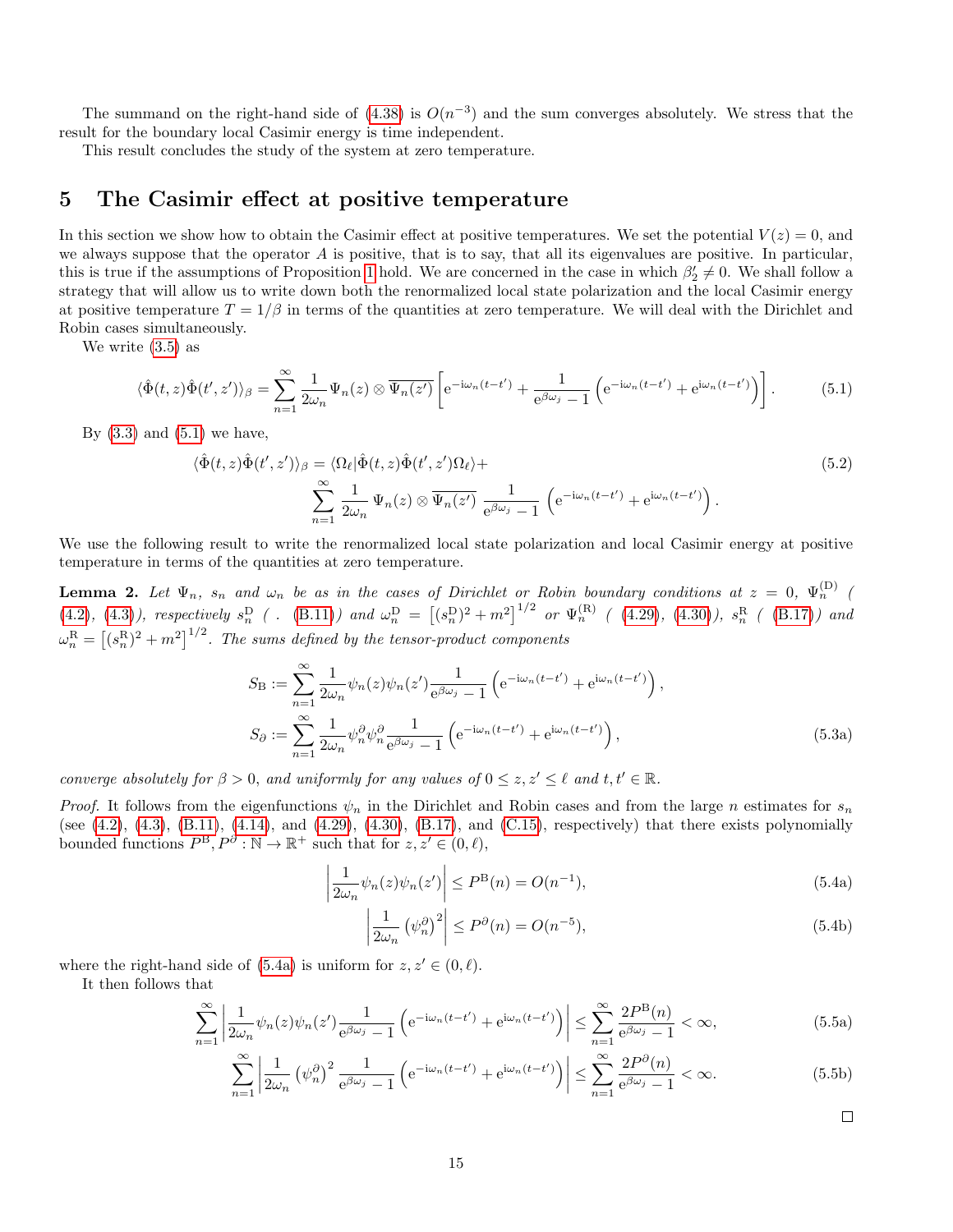The summand on the right-hand side of (4.38) is $O(n^{-3})$ and the sum converges absolutely. We stress that the result for the boundary local Casimir energy is time independent.

This result concludes the study of the system at zero temperature.

# 5 The Casimir effect at positive temperature

In this section we show how to obtain the Casimir effect at positive temperatures. We set the potential $V(z) = 0$, and we always suppose that the operator $A$ is positive, that is to say, that all its eigenvalues are positive. In particular, this is true if the assumptions of Proposition 1 hold. We are concerned in the case in which $\beta_2' \neq 0$. We shall follow a strategy that will allow us to write down both the renormalized local state polarization and the local Casimir energy at positive temperature $T = 1/\beta$ in terms of the quantities at zero temperature. We will deal with the Dirichlet and Robin cases simultaneously.

We write (3.5) as

$$\langle \hat{\Phi}(t,z)\hat{\Phi}(t',z')\rangle_\beta = \sum_{n=1}^{\infty} \frac{1}{2\omega_n} \Psi_n(z) \otimes \overline{\Psi_n(z')} \left[ \mathrm{e}^{-\mathrm{i}\omega_n(t-t')} + \frac{1}{\mathrm{e}^{\beta\omega_j}-1}\left(\mathrm{e}^{-\mathrm{i}\omega_n(t-t')} + \mathrm{e}^{\mathrm{i}\omega_n(t-t')}\right)\right]. \tag{5.1}$$

By (3.3) and (5.1) we have,

$$\begin{aligned}\langle \hat{\Phi}(t,z)\hat{\Phi}(t',z')\rangle_\beta = \langle \Omega_\ell | \hat{\Phi}(t,z)\hat{\Phi}(t',z')\Omega_\ell\rangle + \\ \sum_{n=1}^{\infty} \frac{1}{2\omega_n}\, \Psi_n(z) \otimes \overline{\Psi_n(z')}\; \frac{1}{\mathrm{e}^{\beta\omega_j}-1}\left(\mathrm{e}^{-\mathrm{i}\omega_n(t-t')} + \mathrm{e}^{\mathrm{i}\omega_n(t-t')}\right).\end{aligned} \tag{5.2}$$

We use the following result to write the renormalized local state polarization and local Casimir energy at positive temperature in terms of the quantities at zero temperature.

**Lemma 2.** *Let $\Psi_n$, $s_n$ and $\omega_n$ be as in the cases of Dirichlet or Robin boundary conditions at $z = 0$, $\Psi_n^{(\mathrm{D})}$ ( (4.2), (4.3)), respectively $s_n^{\mathrm{D}}$ ( . (B.11)) and $\omega_n^{\mathrm{D}} = \left[(s_n^{\mathrm{D}})^2 + m^2\right]^{1/2}$ or $\Psi_n^{(\mathrm{R})}$ ( (4.29), (4.30)), $s_n^{\mathrm{R}}$ ( (B.17)) and $\omega_n^{\mathrm{R}} = \left[(s_n^{\mathrm{R}})^2 + m^2\right]^{1/2}$. The sums defined by the tensor-product components*

$$\begin{aligned}S_{\mathrm{B}} &:= \sum_{n=1}^{\infty} \frac{1}{2\omega_n}\psi_n(z)\psi_n(z')\frac{1}{\mathrm{e}^{\beta\omega_j}-1}\left(\mathrm{e}^{-\mathrm{i}\omega_n(t-t')} + \mathrm{e}^{\mathrm{i}\omega_n(t-t')}\right), \\ S_{\partial} &:= \sum_{n=1}^{\infty} \frac{1}{2\omega_n}\psi_n^{\partial}\psi_n^{\partial}\frac{1}{\mathrm{e}^{\beta\omega_j}-1}\left(\mathrm{e}^{-\mathrm{i}\omega_n(t-t')} + \mathrm{e}^{\mathrm{i}\omega_n(t-t')}\right),\end{aligned} \tag{5.3a}$$

*converge absolutely for $\beta > 0$, and uniformly for any values of $0 \le z, z' \le \ell$ and $t, t' \in \mathbb{R}$.*

*Proof.* It follows from the eigenfunctions $\psi_n$ in the Dirichlet and Robin cases and from the large $n$ estimates for $s_n$ (see (4.2), (4.3), (B.11), (4.14), and (4.29), (4.30), (B.17), and (C.15), respectively) that there exists polynomially bounded functions $P^{\mathrm{B}}, P^{\partial} : \mathbb{N} \to \mathbb{R}^+$ such that for $z, z' \in (0, \ell)$,

$$\left| \frac{1}{2\omega_n}\psi_n(z)\psi_n(z') \right| \le P^{\mathrm{B}}(n) = O(n^{-1}), \tag{5.4a}$$

$$\left| \frac{1}{2\omega_n}\left(\psi_n^{\partial}\right)^2 \right| \le P^{\partial}(n) = O(n^{-5}), \tag{5.4b}$$

where the right-hand side of (5.4a) is uniform for $z, z' \in (0, \ell)$.

It then follows that

$$\sum_{n=1}^{\infty} \left| \frac{1}{2\omega_n}\psi_n(z)\psi_n(z')\frac{1}{\mathrm{e}^{\beta\omega_j}-1}\left(\mathrm{e}^{-\mathrm{i}\omega_n(t-t')} + \mathrm{e}^{\mathrm{i}\omega_n(t-t')}\right)\right| \le \sum_{n=1}^{\infty} \frac{2P^{\mathrm{B}}(n)}{\mathrm{e}^{\beta\omega_j}-1} < \infty, \tag{5.5a}$$

$$\sum_{n=1}^{\infty} \left| \frac{1}{2\omega_n}\left(\psi_n^{\partial}\right)^2\frac{1}{\mathrm{e}^{\beta\omega_j}-1}\left(\mathrm{e}^{-\mathrm{i}\omega_n(t-t')} + \mathrm{e}^{\mathrm{i}\omega_n(t-t')}\right)\right| \le \sum_{n=1}^{\infty} \frac{2P^{\partial}(n)}{\mathrm{e}^{\beta\omega_j}-1} < \infty. \tag{5.5b}$$

□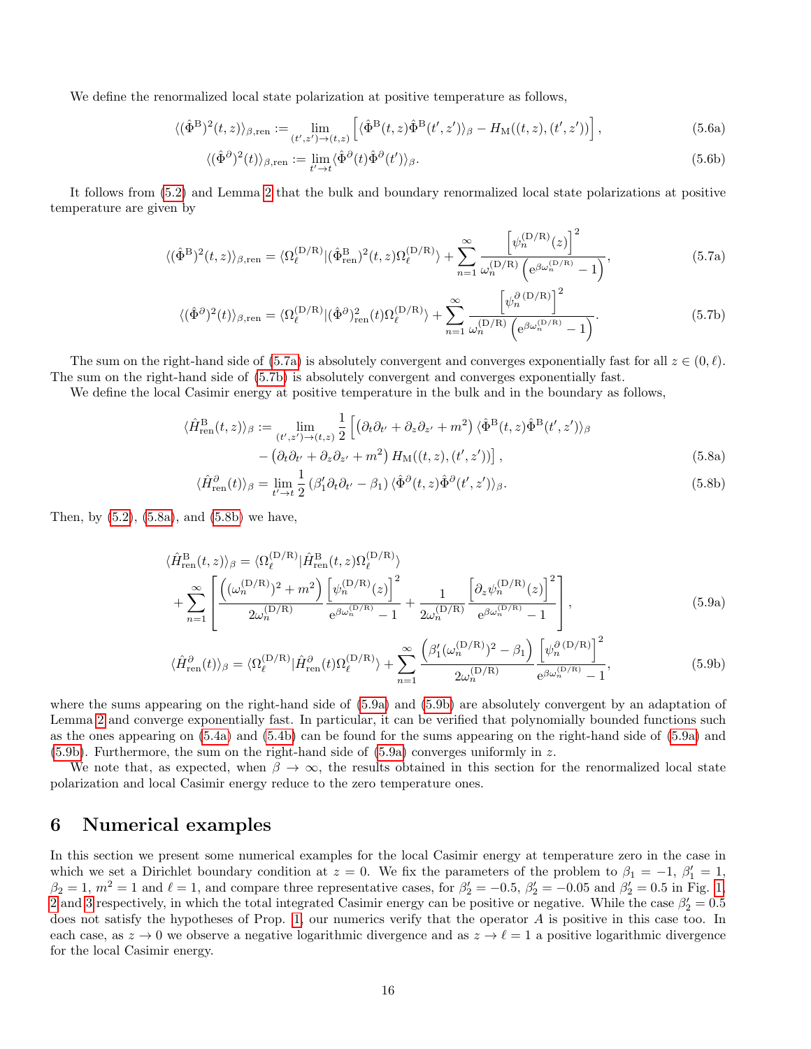We define the renormalized local state polarization at positive temperature as follows,

$$\langle(\hat{\Phi}^{\mathrm{B}})^2(t,z)\rangle_{\beta,\mathrm{ren}} := \lim_{(t',z')\to(t,z)} \left[\langle\hat{\Phi}^{\mathrm{B}}(t,z)\hat{\Phi}^{\mathrm{B}}(t',z')\rangle_\beta - H_{\mathrm{M}}((t,z),(t',z'))\right], \tag{5.6a}$$

$$\langle(\hat{\Phi}^{\partial})^2(t)\rangle_{\beta,\mathrm{ren}} := \lim_{t'\to t}\langle\hat{\Phi}^{\partial}(t)\hat{\Phi}^{\partial}(t')\rangle_\beta. \tag{5.6b}$$

It follows from (5.2) and Lemma 2 that the bulk and boundary renormalized local state polarizations at positive temperature are given by

$$\langle(\hat{\Phi}^{\mathrm{B}})^2(t,z)\rangle_{\beta,\mathrm{ren}} = \langle\Omega_\ell^{(\mathrm{D/R})}|(\hat{\Phi}^{\mathrm{B}}_{\mathrm{ren}})^2(t,z)\Omega_\ell^{(\mathrm{D/R})}\rangle + \sum_{n=1}^{\infty}\frac{\left[\psi_n^{(\mathrm{D/R})}(z)\right]^2}{\omega_n^{(\mathrm{D/R})}\left(\mathrm{e}^{\beta\omega_n^{(\mathrm{D/R})}}-1\right)}, \tag{5.7a}$$

$$\langle(\hat{\Phi}^{\partial})^2(t)\rangle_{\beta,\mathrm{ren}} = \langle\Omega_\ell^{(\mathrm{D/R})}|(\hat{\Phi}^{\partial})^2_{\mathrm{ren}}(t)\Omega_\ell^{(\mathrm{D/R})}\rangle + \sum_{n=1}^{\infty}\frac{\left[\psi_n^{\partial\,(\mathrm{D/R})}\right]^2}{\omega_n^{(\mathrm{D/R})}\left(\mathrm{e}^{\beta\omega_n^{(\mathrm{D/R})}}-1\right)}. \tag{5.7b}$$

The sum on the right-hand side of (5.7a) is absolutely convergent and converges exponentially fast for all $z\in(0,\ell)$. The sum on the right-hand side of (5.7b) is absolutely convergent and converges exponentially fast.

We define the local Casimir energy at positive temperature in the bulk and in the boundary as follows,

$$\begin{aligned}\langle\hat{H}^{\mathrm{B}}_{\mathrm{ren}}(t,z)\rangle_\beta := \lim_{(t',z')\to(t,z)}\frac{1}{2}\Big[&\left(\partial_t\partial_{t'}+\partial_z\partial_{z'}+m^2\right)\langle\hat{\Phi}^{\mathrm{B}}(t,z)\hat{\Phi}^{\mathrm{B}}(t',z')\rangle_\beta \\ &-\left(\partial_t\partial_{t'}+\partial_z\partial_{z'}+m^2\right)H_{\mathrm{M}}((t,z),(t',z'))\Big],\end{aligned} \tag{5.8a}$$

$$\langle\hat{H}^{\partial}_{\mathrm{ren}}(t)\rangle_\beta = \lim_{t'\to t}\frac{1}{2}\left(\beta_1'\partial_t\partial_{t'}-\beta_1\right)\langle\hat{\Phi}^{\partial}(t,z)\hat{\Phi}^{\partial}(t',z')\rangle_\beta. \tag{5.8b}$$

Then, by (5.2), (5.8a), and (5.8b) we have,

$$\begin{aligned}\langle\hat{H}^{\mathrm{B}}_{\mathrm{ren}}(t,z)\rangle_\beta &= \langle\Omega_\ell^{(\mathrm{D/R})}|\hat{H}^{\mathrm{B}}_{\mathrm{ren}}(t,z)\Omega_\ell^{(\mathrm{D/R})}\rangle \\ &+\sum_{n=1}^{\infty}\left[\frac{\left((\omega_n^{(\mathrm{D/R})})^2+m^2\right)}{2\omega_n^{(\mathrm{D/R})}}\frac{\left[\psi_n^{(\mathrm{D/R})}(z)\right]^2}{\mathrm{e}^{\beta\omega_n^{(\mathrm{D/R})}}-1}+\frac{1}{2\omega_n^{(\mathrm{D/R})}}\frac{\left[\partial_z\psi_n^{(\mathrm{D/R})}(z)\right]^2}{\mathrm{e}^{\beta\omega_n^{(\mathrm{D/R})}}-1}\right],\end{aligned} \tag{5.9a}$$

$$\langle\hat{H}^{\partial}_{\mathrm{ren}}(t)\rangle_\beta = \langle\Omega_\ell^{(\mathrm{D/R})}|\hat{H}^{\partial}_{\mathrm{ren}}(t)\Omega_\ell^{(\mathrm{D/R})}\rangle + \sum_{n=1}^{\infty}\frac{\left(\beta_1'(\omega_n^{(\mathrm{D/R})})^2-\beta_1\right)}{2\omega_n^{(\mathrm{D/R})}}\frac{\left[\psi_n^{\partial\,(\mathrm{D/R})}\right]^2}{\mathrm{e}^{\beta\omega_n^{(\mathrm{D/R})}}-1}, \tag{5.9b}$$

where the sums appearing on the right-hand side of (5.9a) and (5.9b) are absolutely convergent by an adaptation of Lemma 2 and converge exponentially fast. In particular, it can be verified that polynomially bounded functions such as the ones appearing on (5.4a) and (5.4b) can be found for the sums appearing on the right-hand side of (5.9a) and (5.9b). Furthermore, the sum on the right-hand side of (5.9a) converges uniformly in $z$.

We note that, as expected, when $\beta\to\infty$, the results obtained in this section for the renormalized local state polarization and local Casimir energy reduce to the zero temperature ones.

# 6 Numerical examples

In this section we present some numerical examples for the local Casimir energy at temperature zero in the case in which we set a Dirichlet boundary condition at $z=0$. We fix the parameters of the problem to $\beta_1=-1$, $\beta_1'=1$, $\beta_2=1$, $m^2=1$ and $\ell=1$, and compare three representative cases, for $\beta_2'=-0.5$, $\beta_2'=-0.05$ and $\beta_2'=0.5$ in Fig. 1, 2 and 3 respectively, in which the total integrated Casimir energy can be positive or negative. While the case $\beta_2'=0.5$ does not satisfy the hypotheses of Prop. 1, our numerics verify that the operator $A$ is positive in this case too. In each case, as $z\to 0$ we observe a negative logarithmic divergence and as $z\to\ell=1$ a positive logarithmic divergence for the local Casimir energy.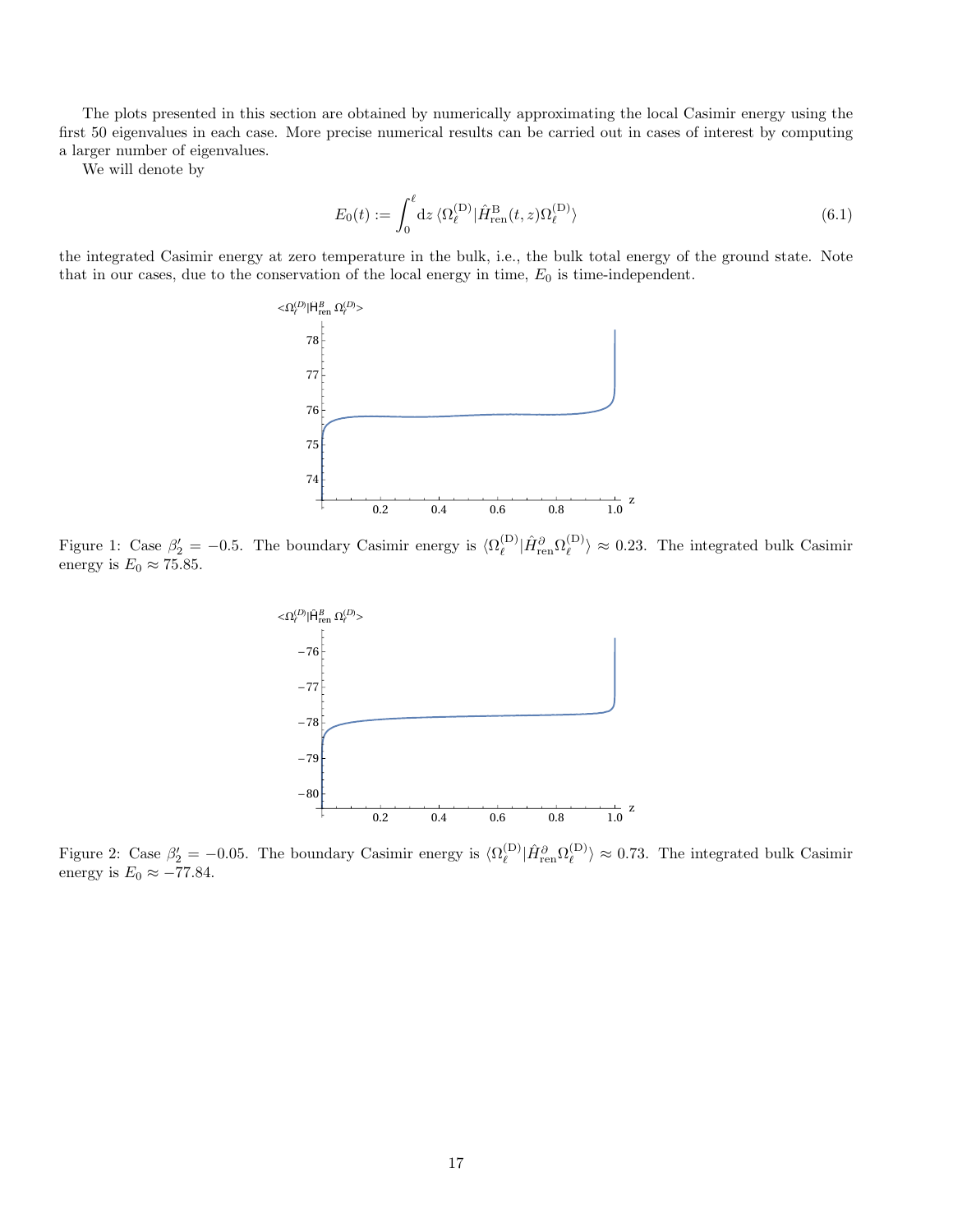The plots presented in this section are obtained by numerically approximating the local Casimir energy using the first 50 eigenvalues in each case. More precise numerical results can be carried out in cases of interest by computing a larger number of eigenvalues.

We will denote by

$$E_0(t) := \int_0^{\ell} \mathrm{d}z \, \langle \Omega_\ell^{(\mathrm{D})} | \hat{H}^{\mathrm{B}}_{\mathrm{ren}}(t, z) \Omega_\ell^{(\mathrm{D})} \rangle \tag{6.1}$$

the integrated Casimir energy at zero temperature in the bulk, i.e., the bulk total energy of the ground state. Note that in our cases, due to the conservation of the local energy in time, $E_0$ is time-independent.

Figure 1: Case $\beta_2' = -0.5$. The boundary Casimir energy is $\langle \Omega_\ell^{(\mathrm{D})} | \hat{H}^{\partial}_{\mathrm{ren}} \Omega_\ell^{(\mathrm{D})} \rangle \approx 0.23$. The integrated bulk Casimir energy is $E_0 \approx 75.85$.

Figure 2: Case $\beta_2' = -0.05$. The boundary Casimir energy is $\langle \Omega_\ell^{(\mathrm{D})} | \hat{H}^{\partial}_{\mathrm{ren}} \Omega_\ell^{(\mathrm{D})} \rangle \approx 0.73$. The integrated bulk Casimir energy is $E_0 \approx -77.84$.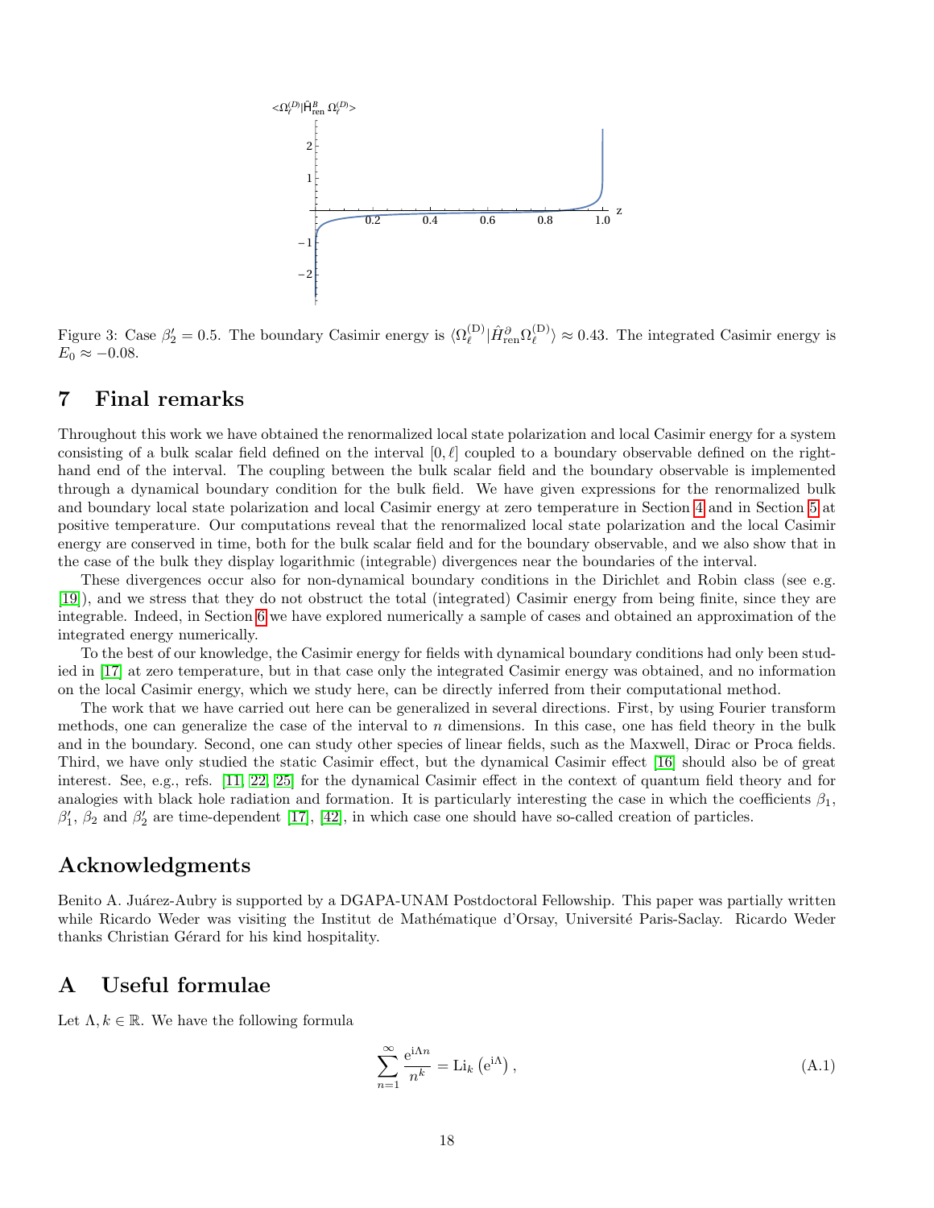Figure 3: Case $\beta_2' = 0.5$. The boundary Casimir energy is $\langle \Omega_\ell^{(\mathrm{D})} | \hat{H}^\partial_{\mathrm{ren}} \Omega_\ell^{(\mathrm{D})} \rangle \approx 0.43$. The integrated Casimir energy is $E_0 \approx -0.08$.

## 7 Final remarks

Throughout this work we have obtained the renormalized local state polarization and local Casimir energy for a system consisting of a bulk scalar field defined on the interval $[0, \ell]$ coupled to a boundary observable defined on the right-hand end of the interval. The coupling between the bulk scalar field and the boundary observable is implemented through a dynamical boundary condition for the bulk field. We have given expressions for the renormalized bulk and boundary local state polarization and local Casimir energy at zero temperature in Section 4 and in Section 5 at positive temperature. Our computations reveal that the renormalized local state polarization and the local Casimir energy are conserved in time, both for the bulk scalar field and for the boundary observable, and we also show that in the case of the bulk they display logarithmic (integrable) divergences near the boundaries of the interval.

These divergences occur also for non-dynamical boundary conditions in the Dirichlet and Robin class (see e.g. [19]), and we stress that they do not obstruct the total (integrated) Casimir energy from being finite, since they are integrable. Indeed, in Section 6 we have explored numerically a sample of cases and obtained an approximation of the integrated energy numerically.

To the best of our knowledge, the Casimir energy for fields with dynamical boundary conditions had only been studied in [17] at zero temperature, but in that case only the integrated Casimir energy was obtained, and no information on the local Casimir energy, which we study here, can be directly inferred from their computational method.

The work that we have carried out here can be generalized in several directions. First, by using Fourier transform methods, one can generalize the case of the interval to $n$ dimensions. In this case, one has field theory in the bulk and in the boundary. Second, one can study other species of linear fields, such as the Maxwell, Dirac or Proca fields. Third, we have only studied the static Casimir effect, but the dynamical Casimir effect [16] should also be of great interest. See, e.g., refs. [11, 22, 25] for the dynamical Casimir effect in the context of quantum field theory and for analogies with black hole radiation and formation. It is particularly interesting the case in which the coefficients $\beta_1$, $\beta_1'$, $\beta_2$ and $\beta_2'$ are time-dependent [17], [42], in which case one should have so-called creation of particles.

## Acknowledgments

Benito A. Juárez-Aubry is supported by a DGAPA-UNAM Postdoctoral Fellowship. This paper was partially written while Ricardo Weder was visiting the Institut de Mathématique d'Orsay, Université Paris-Saclay. Ricardo Weder thanks Christian Gérard for his kind hospitality.

## A Useful formulae

Let $\Lambda, k \in \mathbb{R}$. We have the following formula

$$\sum_{n=1}^{\infty} \frac{\mathrm{e}^{\mathrm{i}\Lambda n}}{n^k} = \mathrm{Li}_k\left(\mathrm{e}^{\mathrm{i}\Lambda}\right), \tag{A.1}$$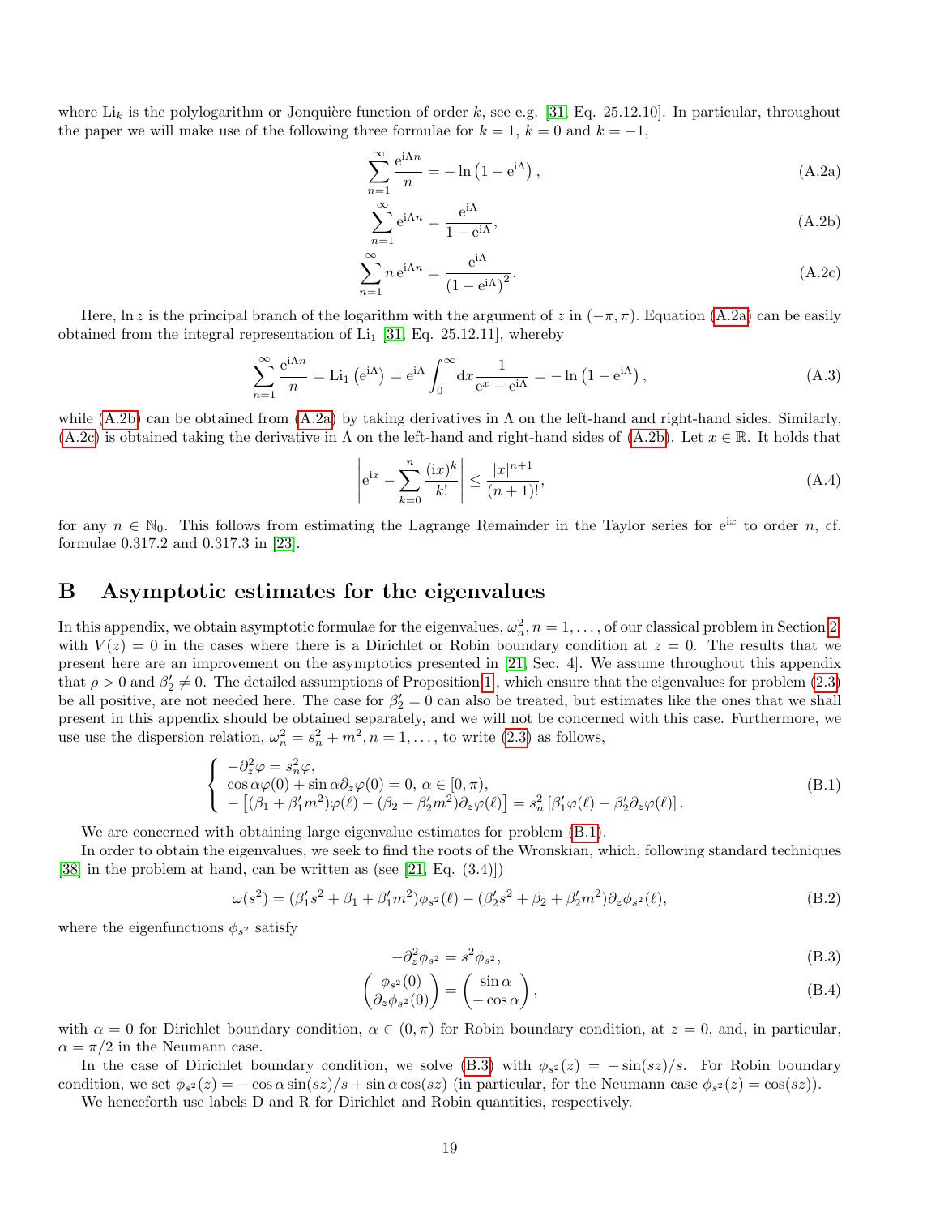where $\mathrm{Li}_k$ is the polylogarithm or Jonquière function of order $k$, see e.g. [31, Eq. 25.12.10]. In particular, throughout the paper we will make use of the following three formulae for $k = 1$, $k = 0$ and $k = -1$,

$$\sum_{n=1}^{\infty} \frac{\mathrm{e}^{\mathrm{i}\Lambda n}}{n} = -\ln\left(1 - \mathrm{e}^{\mathrm{i}\Lambda}\right), \tag{A.2a}$$

$$\sum_{n=1}^{\infty} \mathrm{e}^{\mathrm{i}\Lambda n} = \frac{\mathrm{e}^{\mathrm{i}\Lambda}}{1 - \mathrm{e}^{\mathrm{i}\Lambda}}, \tag{A.2b}$$

$$\sum_{n=1}^{\infty} n\, \mathrm{e}^{\mathrm{i}\Lambda n} = \frac{\mathrm{e}^{\mathrm{i}\Lambda}}{\left(1 - \mathrm{e}^{\mathrm{i}\Lambda}\right)^2}. \tag{A.2c}$$

Here, $\ln z$ is the principal branch of the logarithm with the argument of $z$ in $(-\pi, \pi)$. Equation (A.2a) can be easily obtained from the integral representation of $\mathrm{Li}_1$ [31, Eq. 25.12.11], whereby

$$\sum_{n=1}^{\infty} \frac{\mathrm{e}^{\mathrm{i}\Lambda n}}{n} = \mathrm{Li}_1\left(\mathrm{e}^{\mathrm{i}\Lambda}\right) = \mathrm{e}^{\mathrm{i}\Lambda} \int_0^{\infty} \mathrm{d}x \frac{1}{\mathrm{e}^x - \mathrm{e}^{\mathrm{i}\Lambda}} = -\ln\left(1 - \mathrm{e}^{\mathrm{i}\Lambda}\right), \tag{A.3}$$

while (A.2b) can be obtained from (A.2a) by taking derivatives in $\Lambda$ on the left-hand and right-hand sides. Similarly, (A.2c) is obtained taking the derivative in $\Lambda$ on the left-hand and right-hand sides of (A.2b). Let $x \in \mathbb{R}$. It holds that

$$\left| \mathrm{e}^{\mathrm{i}x} - \sum_{k=0}^{n} \frac{(\mathrm{i}x)^k}{k!} \right| \leq \frac{|x|^{n+1}}{(n+1)!}, \tag{A.4}$$

for any $n \in \mathbb{N}_0$. This follows from estimating the Lagrange Remainder in the Taylor series for $\mathrm{e}^{\mathrm{i}x}$ to order $n$, cf. formulae 0.317.2 and 0.317.3 in [23].

# B Asymptotic estimates for the eigenvalues

In this appendix, we obtain asymptotic formulae for the eigenvalues, $\omega_n^2, n = 1, \ldots,$ of our classical problem in Section 2, with $V(z) = 0$ in the cases where there is a Dirichlet or Robin boundary condition at $z = 0$. The results that we present here are an improvement on the asymptotics presented in [21, Sec. 4]. We assume throughout this appendix that $\rho > 0$ and $\beta_2' \neq 0$. The detailed assumptions of Proposition 1, which ensure that the eigenvalues for problem (2.3) be all positive, are not needed here. The case for $\beta_2' = 0$ can also be treated, but estimates like the ones that we shall present in this appendix should be obtained separately, and we will not be concerned with this case. Furthermore, we use use the dispersion relation, $\omega_n^2 = s_n^2 + m^2, n = 1, \ldots,$ to write (2.3) as follows,

$$\begin{cases} -\partial_z^2 \varphi = s_n^2 \varphi, \\ \cos\alpha \varphi(0) + \sin\alpha \partial_z \varphi(0) = 0, \ \alpha \in [0, \pi), \\ -\left[(\beta_1 + \beta_1' m^2)\varphi(\ell) - (\beta_2 + \beta_2' m^2)\partial_z \varphi(\ell)\right] = s_n^2 \left[\beta_1' \varphi(\ell) - \beta_2' \partial_z \varphi(\ell)\right]. \end{cases} \tag{B.1}$$

We are concerned with obtaining large eigenvalue estimates for problem (B.1).

In order to obtain the eigenvalues, we seek to find the roots of the Wronskian, which, following standard techniques [38] in the problem at hand, can be written as (see [21, Eq. (3.4)])

$$\omega(s^2) = (\beta_1' s^2 + \beta_1 + \beta_1' m^2)\phi_{s^2}(\ell) - (\beta_2' s^2 + \beta_2 + \beta_2' m^2)\partial_z \phi_{s^2}(\ell), \tag{B.2}$$

where the eigenfunctions $\phi_{s^2}$ satisfy

$$-\partial_z^2 \phi_{s^2} = s^2 \phi_{s^2}, \tag{B.3}$$

$$\begin{pmatrix} \phi_{s^2}(0) \\ \partial_z \phi_{s^2}(0) \end{pmatrix} = \begin{pmatrix} \sin\alpha \\ -\cos\alpha \end{pmatrix}, \tag{B.4}$$

with $\alpha = 0$ for Dirichlet boundary condition, $\alpha \in (0, \pi)$ for Robin boundary condition, at $z = 0$, and, in particular, $\alpha = \pi/2$ in the Neumann case.

In the case of Dirichlet boundary condition, we solve (B.3) with $\phi_{s^2}(z) = -\sin(sz)/s$. For Robin boundary condition, we set $\phi_{s^2}(z) = -\cos\alpha \sin(sz)/s + \sin\alpha \cos(sz)$ (in particular, for the Neumann case $\phi_{s^2}(z) = \cos(sz)$).

We henceforth use labels D and R for Dirichlet and Robin quantities, respectively.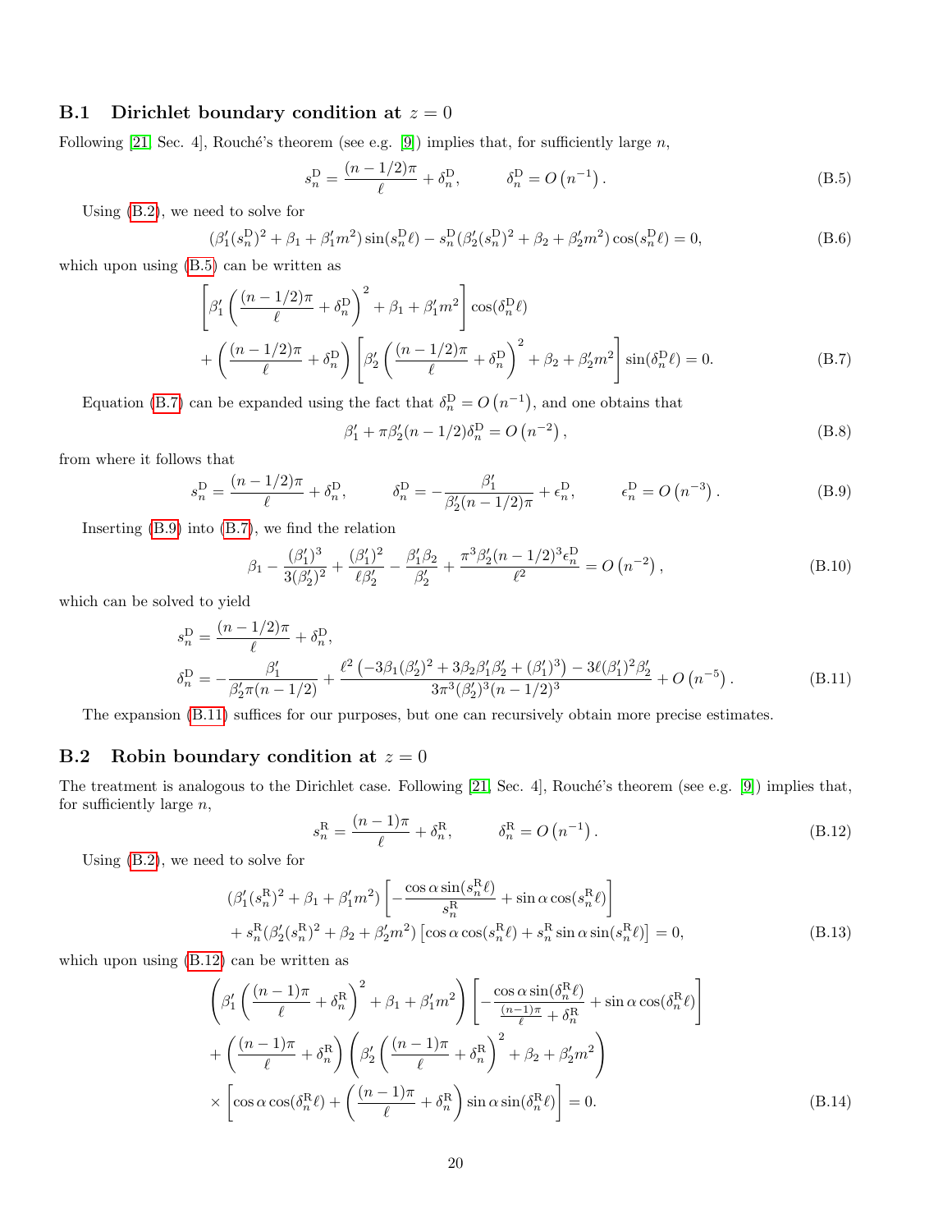### B.1 Dirichlet boundary condition at $z = 0$

Following [21, Sec. 4], Rouché's theorem (see e.g. [9]) implies that, for sufficiently large $n$,

$$s_n^{\mathrm{D}} = \frac{(n-1/2)\pi}{\ell} + \delta_n^{\mathrm{D}}, \qquad \delta_n^{\mathrm{D}} = O\left(n^{-1}\right). \tag{B.5}$$

Using (B.2), we need to solve for

$$(\beta_1'(s_n^{\mathrm{D}})^2 + \beta_1 + \beta_1' m^2)\sin(s_n^{\mathrm{D}}\ell) - s_n^{\mathrm{D}}(\beta_2'(s_n^{\mathrm{D}})^2 + \beta_2 + \beta_2' m^2)\cos(s_n^{\mathrm{D}}\ell) = 0, \tag{B.6}$$

which upon using (B.5) can be written as

$$\begin{aligned}
&\left[\beta_1'\left(\frac{(n-1/2)\pi}{\ell} + \delta_n^{\mathrm{D}}\right)^2 + \beta_1 + \beta_1' m^2\right]\cos(\delta_n^{\mathrm{D}}\ell) \\
&+ \left(\frac{(n-1/2)\pi}{\ell} + \delta_n^{\mathrm{D}}\right)\left[\beta_2'\left(\frac{(n-1/2)\pi}{\ell} + \delta_n^{\mathrm{D}}\right)^2 + \beta_2 + \beta_2' m^2\right]\sin(\delta_n^{\mathrm{D}}\ell) = 0.
\end{aligned} \tag{B.7}$$

Equation (B.7) can be expanded using the fact that $\delta_n^{\mathrm{D}} = O\left(n^{-1}\right)$, and one obtains that

$$\beta_1' + \pi\beta_2'(n-1/2)\delta_n^{\mathrm{D}} = O\left(n^{-2}\right), \tag{B.8}$$

from where it follows that

$$s_n^{\mathrm{D}} = \frac{(n-1/2)\pi}{\ell} + \delta_n^{\mathrm{D}}, \qquad \delta_n^{\mathrm{D}} = -\frac{\beta_1'}{\beta_2'(n-1/2)\pi} + \epsilon_n^{\mathrm{D}}, \qquad \epsilon_n^{\mathrm{D}} = O\left(n^{-3}\right). \tag{B.9}$$

Inserting (B.9) into (B.7), we find the relation

$$\beta_1 - \frac{(\beta_1')^3}{3(\beta_2')^2} + \frac{(\beta_1')^2}{\ell\beta_2'} - \frac{\beta_1'\beta_2}{\beta_2'} + \frac{\pi^3\beta_2'(n-1/2)^3\epsilon_n^{\mathrm{D}}}{\ell^2} = O\left(n^{-2}\right), \tag{B.10}$$

which can be solved to yield

$$\begin{aligned}
s_n^{\mathrm{D}} &= \frac{(n-1/2)\pi}{\ell} + \delta_n^{\mathrm{D}}, \\
\delta_n^{\mathrm{D}} &= -\frac{\beta_1'}{\beta_2'\pi(n-1/2)} + \frac{\ell^2\left(-3\beta_1(\beta_2')^2 + 3\beta_2\beta_1'\beta_2' + (\beta_1')^3\right) - 3\ell(\beta_1')^2\beta_2'}{3\pi^3(\beta_2')^3(n-1/2)^3} + O\left(n^{-5}\right).
\end{aligned} \tag{B.11}$$

The expansion (B.11) suffices for our purposes, but one can recursively obtain more precise estimates.

### B.2 Robin boundary condition at $z = 0$

The treatment is analogous to the Dirichlet case. Following [21, Sec. 4], Rouché's theorem (see e.g. [9]) implies that, for sufficiently large $n$,

$$s_n^{\mathrm{R}} = \frac{(n-1)\pi}{\ell} + \delta_n^{\mathrm{R}}, \qquad \delta_n^{\mathrm{R}} = O\left(n^{-1}\right). \tag{B.12}$$

Using (B.2), we need to solve for

$$\begin{aligned}
&(\beta_1'(s_n^{\mathrm{R}})^2 + \beta_1 + \beta_1' m^2)\left[-\frac{\cos\alpha\sin(s_n^{\mathrm{R}}\ell)}{s_n^{\mathrm{R}}} + \sin\alpha\cos(s_n^{\mathrm{R}}\ell)\right] \\
&+ s_n^{\mathrm{R}}(\beta_2'(s_n^{\mathrm{R}})^2 + \beta_2 + \beta_2' m^2)\left[\cos\alpha\cos(s_n^{\mathrm{R}}\ell) + s_n^{\mathrm{R}}\sin\alpha\sin(s_n^{\mathrm{R}}\ell)\right] = 0,
\end{aligned} \tag{B.13}$$

which upon using (B.12) can be written as

$$\begin{aligned}
&\left(\beta_1'\left(\frac{(n-1)\pi}{\ell} + \delta_n^{\mathrm{R}}\right)^2 + \beta_1 + \beta_1' m^2\right)\left[-\frac{\cos\alpha\sin(\delta_n^{\mathrm{R}}\ell)}{\frac{(n-1)\pi}{\ell} + \delta_n^{\mathrm{R}}} + \sin\alpha\cos(\delta_n^{\mathrm{R}}\ell)\right] \\
&+ \left(\frac{(n-1)\pi}{\ell} + \delta_n^{\mathrm{R}}\right)\left(\beta_2'\left(\frac{(n-1)\pi}{\ell} + \delta_n^{\mathrm{R}}\right)^2 + \beta_2 + \beta_2' m^2\right) \\
&\times\left[\cos\alpha\cos(\delta_n^{\mathrm{R}}\ell) + \left(\frac{(n-1)\pi}{\ell} + \delta_n^{\mathrm{R}}\right)\sin\alpha\sin(\delta_n^{\mathrm{R}}\ell)\right] = 0.
\end{aligned} \tag{B.14}$$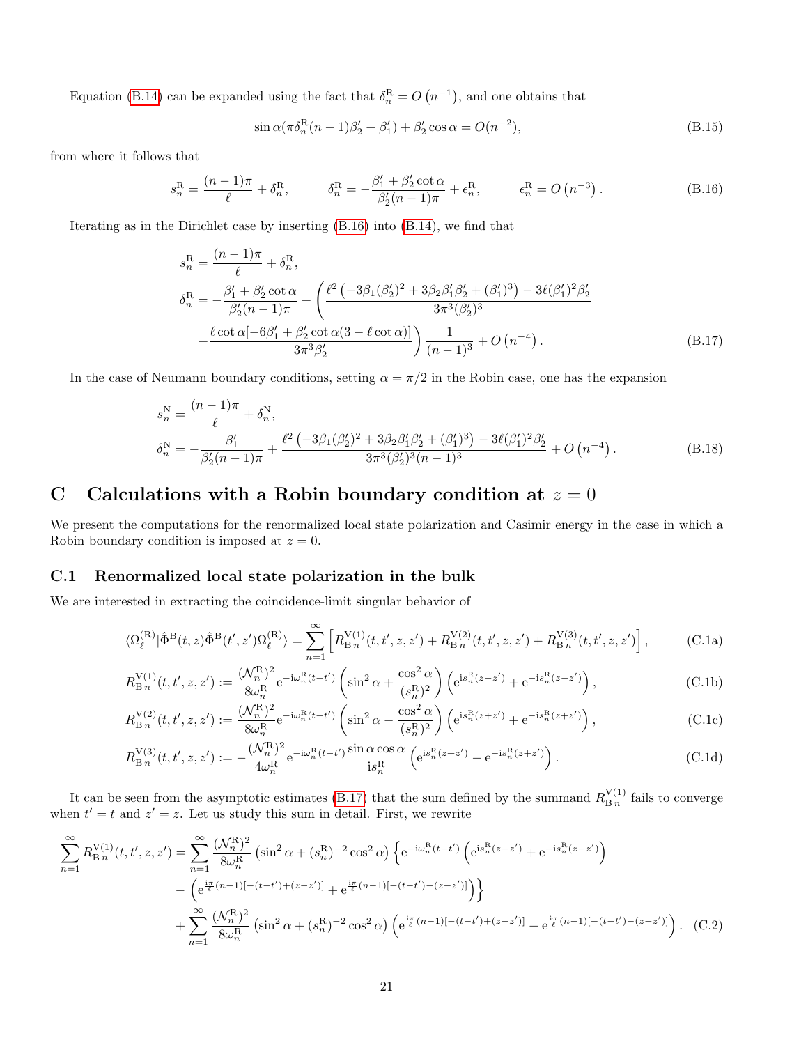Equation (B.14) can be expanded using the fact that $\delta_n^{\mathrm{R}} = O\left(n^{-1}\right)$, and one obtains that

$$
\sin\alpha(\pi\delta_n^{\mathrm{R}}(n-1)\beta_2' + \beta_1') + \beta_2'\cos\alpha = O(n^{-2}), \tag{B.15}
$$

from where it follows that

$$
s_n^{\mathrm{R}} = \frac{(n-1)\pi}{\ell} + \delta_n^{\mathrm{R}}, \qquad \delta_n^{\mathrm{R}} = -\frac{\beta_1' + \beta_2'\cot\alpha}{\beta_2'(n-1)\pi} + \epsilon_n^{\mathrm{R}}, \qquad \epsilon_n^{\mathrm{R}} = O\left(n^{-3}\right). \tag{B.16}
$$

Iterating as in the Dirichlet case by inserting (B.16) into (B.14), we find that

$$
\begin{aligned}
s_n^{\mathrm{R}} &= \frac{(n-1)\pi}{\ell} + \delta_n^{\mathrm{R}}, \\
\delta_n^{\mathrm{R}} &= -\frac{\beta_1' + \beta_2'\cot\alpha}{\beta_2'(n-1)\pi} + \left(\frac{\ell^2\left(-3\beta_1(\beta_2')^2 + 3\beta_2\beta_1'\beta_2' + (\beta_1')^3\right) - 3\ell(\beta_1')^2\beta_2'}{3\pi^3(\beta_2')^3}\right. \\
&\quad \left. + \frac{\ell\cot\alpha[-6\beta_1' + \beta_2'\cot\alpha(3 - \ell\cot\alpha)]}{3\pi^3\beta_2'}\right)\frac{1}{(n-1)^3} + O\left(n^{-4}\right).
\end{aligned} \tag{B.17}
$$

In the case of Neumann boundary conditions, setting $\alpha = \pi/2$ in the Robin case, one has the expansion

$$
\begin{aligned}
s_n^{\mathrm{N}} &= \frac{(n-1)\pi}{\ell} + \delta_n^{\mathrm{N}}, \\
\delta_n^{\mathrm{N}} &= -\frac{\beta_1'}{\beta_2'(n-1)\pi} + \frac{\ell^2\left(-3\beta_1(\beta_2')^2 + 3\beta_2\beta_1'\beta_2' + (\beta_1')^3\right) - 3\ell(\beta_1')^2\beta_2'}{3\pi^3(\beta_2')^3(n-1)^3} + O\left(n^{-4}\right).
\end{aligned} \tag{B.18}
$$

# C Calculations with a Robin boundary condition at $z = 0$

We present the computations for the renormalized local state polarization and Casimir energy in the case in which a Robin boundary condition is imposed at $z = 0$.

## C.1 Renormalized local state polarization in the bulk

We are interested in extracting the coincidence-limit singular behavior of

$$
\langle\Omega_\ell^{(\mathrm{R})}|\hat{\Phi}^{\mathrm{B}}(t,z)\hat{\Phi}^{\mathrm{B}}(t',z')\Omega_\ell^{(\mathrm{R})}\rangle = \sum_{n=1}^{\infty}\left[R_{\mathrm{B}\,n}^{\mathrm{V}(1)}(t,t',z,z') + R_{\mathrm{B}\,n}^{\mathrm{V}(2)}(t,t',z,z') + R_{\mathrm{B}\,n}^{\mathrm{V}(3)}(t,t',z,z')\right], \tag{C.1a}
$$

$$
R_{\mathrm{B}\,n}^{\mathrm{V}(1)}(t,t',z,z') := \frac{(\mathcal{N}_n^{\mathrm{R}})^2}{8\omega_n^{\mathrm{R}}}\mathrm{e}^{-\mathrm{i}\omega_n^{\mathrm{R}}(t-t')}\left(\sin^2\alpha + \frac{\cos^2\alpha}{(s_n^{\mathrm{R}})^2}\right)\left(\mathrm{e}^{\mathrm{i}s_n^{\mathrm{R}}(z-z')} + \mathrm{e}^{-\mathrm{i}s_n^{\mathrm{R}}(z-z')}\right), \tag{C.1b}
$$

$$
R_{\mathrm{B}\,n}^{\mathrm{V}(2)}(t,t',z,z') := \frac{(\mathcal{N}_n^{\mathrm{R}})^2}{8\omega_n^{\mathrm{R}}}\mathrm{e}^{-\mathrm{i}\omega_n^{\mathrm{R}}(t-t')}\left(\sin^2\alpha - \frac{\cos^2\alpha}{(s_n^{\mathrm{R}})^2}\right)\left(\mathrm{e}^{\mathrm{i}s_n^{\mathrm{R}}(z+z')} + \mathrm{e}^{-\mathrm{i}s_n^{\mathrm{R}}(z+z')}\right), \tag{C.1c}
$$

$$
R_{\mathrm{B}\,n}^{\mathrm{V}(3)}(t,t',z,z') := -\frac{(\mathcal{N}_n^{\mathrm{R}})^2}{4\omega_n^{\mathrm{R}}}\mathrm{e}^{-\mathrm{i}\omega_n^{\mathrm{R}}(t-t')}\frac{\sin\alpha\cos\alpha}{\mathrm{i}s_n^{\mathrm{R}}}\left(\mathrm{e}^{\mathrm{i}s_n^{\mathrm{R}}(z+z')} - \mathrm{e}^{-\mathrm{i}s_n^{\mathrm{R}}(z+z')}\right). \tag{C.1d}
$$

It can be seen from the asymptotic estimates (B.17) that the sum defined by the summand $R_{\mathrm{B}\,n}^{\mathrm{V}(1)}$ fails to converge when $t' = t$ and $z' = z$. Let us study this sum in detail. First, we rewrite

$$
\begin{aligned}
\sum_{n=1}^{\infty} R_{\mathrm{B}\,n}^{\mathrm{V}(1)}(t,t',z,z') &= \sum_{n=1}^{\infty}\frac{(\mathcal{N}_n^{\mathrm{R}})^2}{8\omega_n^{\mathrm{R}}}\left(\sin^2\alpha + (s_n^{\mathrm{R}})^{-2}\cos^2\alpha\right)\left\{\mathrm{e}^{-\mathrm{i}\omega_n^{\mathrm{R}}(t-t')}\left(\mathrm{e}^{\mathrm{i}s_n^{\mathrm{R}}(z-z')} + \mathrm{e}^{-\mathrm{i}s_n^{\mathrm{R}}(z-z')}\right)\right. \\
&\quad \left. - \left(\mathrm{e}^{\frac{\mathrm{i}\pi}{\ell}(n-1)[-(t-t')+(z-z')]} + \mathrm{e}^{\frac{\mathrm{i}\pi}{\ell}(n-1)[-(t-t')-(z-z')]}\right)\right\} \\
&\quad + \sum_{n=1}^{\infty}\frac{(\mathcal{N}_n^{\mathrm{R}})^2}{8\omega_n^{\mathrm{R}}}\left(\sin^2\alpha + (s_n^{\mathrm{R}})^{-2}\cos^2\alpha\right)\left(\mathrm{e}^{\frac{\mathrm{i}\pi}{\ell}(n-1)[-(t-t')+(z-z')]} + \mathrm{e}^{\frac{\mathrm{i}\pi}{\ell}(n-1)[-(t-t')-(z-z')]}\right).
\end{aligned} \tag{C.2}
$$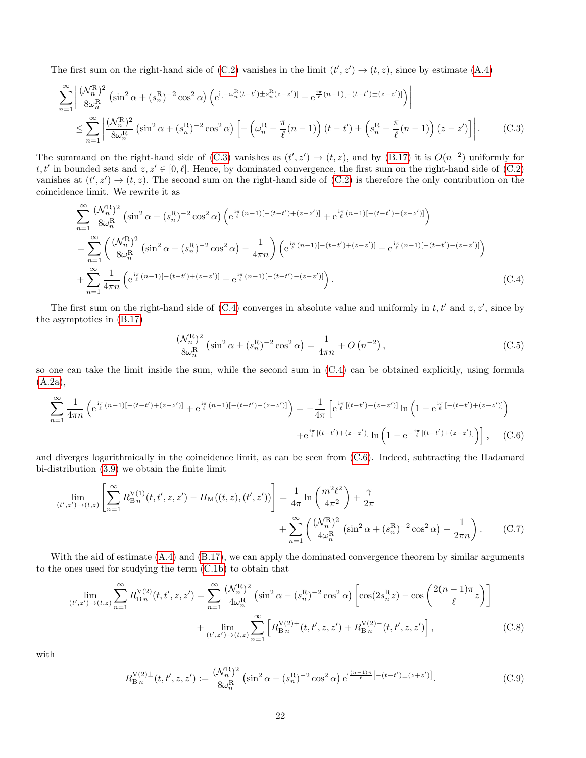The first sum on the right-hand side of (C.2) vanishes in the limit $(t',z') \to (t,z)$, since by estimate (A.4)

$$
\begin{aligned}
\sum_{n=1}^{\infty} &\left| \frac{(\mathcal{N}_n^{\mathrm{R}})^2}{8\omega_n^{\mathrm{R}}} \left(\sin^2\alpha + (s_n^{\mathrm{R}})^{-2}\cos^2\alpha\right) \left( \mathrm{e}^{\mathrm{i}[-\omega_n^{\mathrm{R}}(t-t') \pm s_n^{\mathrm{R}}(z-z')]} - \mathrm{e}^{\frac{\mathrm{i}\pi}{\ell}(n-1)[-(t-t') \pm (z-z')]} \right) \right| \\
&\leq \sum_{n=1}^{\infty} \left| \frac{(\mathcal{N}_n^{\mathrm{R}})^2}{8\omega_n^{\mathrm{R}}} \left(\sin^2\alpha + (s_n^{\mathrm{R}})^{-2}\cos^2\alpha\right) \left[ -\left(\omega_n^{\mathrm{R}} - \frac{\pi}{\ell}(n-1)\right)(t-t') \pm \left(s_n^{\mathrm{R}} - \frac{\pi}{\ell}(n-1)\right)(z-z') \right] \right| . \qquad \text{(C.3)}
\end{aligned}
$$

The summand on the right-hand side of (C.3) vanishes as $(t',z') \to (t,z)$, and by (B.17) it is $O(n^{-2})$ uniformly for $t, t'$ in bounded sets and $z, z' \in [0,\ell]$. Hence, by dominated convergence, the first sum on the right-hand side of (C.2) vanishes at $(t',z') \to (t,z)$. The second sum on the right-hand side of (C.2) is therefore the only contribution on the coincidence limit. We rewrite it as

$$
\begin{aligned}
\sum_{n=1}^{\infty} &\frac{(\mathcal{N}_n^{\mathrm{R}})^2}{8\omega_n^{\mathrm{R}}} \left(\sin^2\alpha + (s_n^{\mathrm{R}})^{-2}\cos^2\alpha\right) \left( \mathrm{e}^{\frac{\mathrm{i}\pi}{\ell}(n-1)[-(t-t')+(z-z')]} + \mathrm{e}^{\frac{\mathrm{i}\pi}{\ell}(n-1)[-(t-t')-(z-z')]} \right) \\
&= \sum_{n=1}^{\infty} \left( \frac{(\mathcal{N}_n^{\mathrm{R}})^2}{8\omega_n^{\mathrm{R}}} \left(\sin^2\alpha + (s_n^{\mathrm{R}})^{-2}\cos^2\alpha\right) - \frac{1}{4\pi n} \right) \left( \mathrm{e}^{\frac{\mathrm{i}\pi}{\ell}(n-1)[-(t-t')+(z-z')]} + \mathrm{e}^{\frac{\mathrm{i}\pi}{\ell}(n-1)[-(t-t')-(z-z')]} \right) \\
&+ \sum_{n=1}^{\infty} \frac{1}{4\pi n} \left( \mathrm{e}^{\frac{\mathrm{i}\pi}{\ell}(n-1)[-(t-t')+(z-z')]} + \mathrm{e}^{\frac{\mathrm{i}\pi}{\ell}(n-1)[-(t-t')-(z-z')]} \right) . \qquad \text{(C.4)}
\end{aligned}
$$

The first sum on the right-hand side of (C.4) converges in absolute value and uniformly in $t, t'$ and $z, z'$, since by the asymptotics in (B.17)

$$
\frac{(\mathcal{N}_n^{\mathrm{R}})^2}{8\omega_n^{\mathrm{R}}} \left(\sin^2\alpha \pm (s_n^{\mathrm{R}})^{-2}\cos^2\alpha\right) = \frac{1}{4\pi n} + O\left(n^{-2}\right), \qquad \text{(C.5)}
$$

so one can take the limit inside the sum, while the second sum in (C.4) can be obtained explicitly, using formula (A.2a),

$$
\begin{aligned}
\sum_{n=1}^{\infty} \frac{1}{4\pi n} &\left( \mathrm{e}^{\frac{\mathrm{i}\pi}{\ell}(n-1)[-(t-t')+(z-z')]} + \mathrm{e}^{\frac{\mathrm{i}\pi}{\ell}(n-1)[-(t-t')-(z-z')]} \right) = -\frac{1}{4\pi} \left[ \mathrm{e}^{\frac{\mathrm{i}\pi}{\ell}[(t-t')-(z-z')]} \ln\left(1 - \mathrm{e}^{\frac{\mathrm{i}\pi}{\ell}[-(t-t')+(z-z')]}\right) \right. \\
&\left. + \mathrm{e}^{\frac{\mathrm{i}\pi}{\ell}[(t-t')+(z-z')]} \ln\left(1 - \mathrm{e}^{-\frac{\mathrm{i}\pi}{\ell}[(t-t')+(z-z')]}\right) \right] , \qquad \text{(C.6)}
\end{aligned}
$$

and diverges logarithmically in the coincidence limit, as can be seen from (C.6). Indeed, subtracting the Hadamard bi-distribution (3.9) we obtain the finite limit

$$
\begin{aligned}
\lim_{(t',z') \to (t,z)} \left[ \sum_{n=1}^{\infty} R_{\mathrm{B}\,n}^{\mathrm{V}(1)}(t,t',z,z') - H_{\mathrm{M}}((t,z),(t',z')) \right] &= \frac{1}{4\pi} \ln\left(\frac{m^2\ell^2}{4\pi^2}\right) + \frac{\gamma}{2\pi} \\
&+ \sum_{n=1}^{\infty} \left( \frac{(\mathcal{N}_n^{\mathrm{R}})^2}{4\omega_n^{\mathrm{R}}} \left(\sin^2\alpha + (s_n^{\mathrm{R}})^{-2}\cos^2\alpha\right) - \frac{1}{2\pi n} \right) . \qquad \text{(C.7)}
\end{aligned}
$$

With the aid of estimate (A.4) and (B.17), we can apply the dominated convergence theorem by similar arguments to the ones used for studying the term (C.1b) to obtain that

$$
\begin{aligned}
\lim_{(t',z') \to (t,z)} \sum_{n=1}^{\infty} R_{\mathrm{B}\,n}^{\mathrm{V}(2)}(t,t',z,z') &= \sum_{n=1}^{\infty} \frac{(\mathcal{N}_n^{\mathrm{R}})^2}{4\omega_n^{\mathrm{R}}} \left(\sin^2\alpha - (s_n^{\mathrm{R}})^{-2}\cos^2\alpha\right) \left[ \cos(2s_n^{\mathrm{R}}z) - \cos\left(\frac{2(n-1)\pi}{\ell}z\right) \right] \\
&+ \lim_{(t',z') \to (t,z)} \sum_{n=1}^{\infty} \left[ R_{\mathrm{B}\,n}^{\mathrm{V}(2)+}(t,t',z,z') + R_{\mathrm{B}\,n}^{\mathrm{V}(2)-}(t,t',z,z') \right] , \qquad \text{(C.8)}
\end{aligned}
$$

with

$$
R_{\mathrm{B}\,n}^{\mathrm{V}(2)\pm}(t,t',z,z') := \frac{(\mathcal{N}_n^{\mathrm{R}})^2}{8\omega_n^{\mathrm{R}}} \left(\sin^2\alpha - (s_n^{\mathrm{R}})^{-2}\cos^2\alpha\right) \mathrm{e}^{\mathrm{i}\frac{(n-1)\pi}{\ell}\left[-(t-t') \pm (z+z')\right]} . \qquad \text{(C.9)}
$$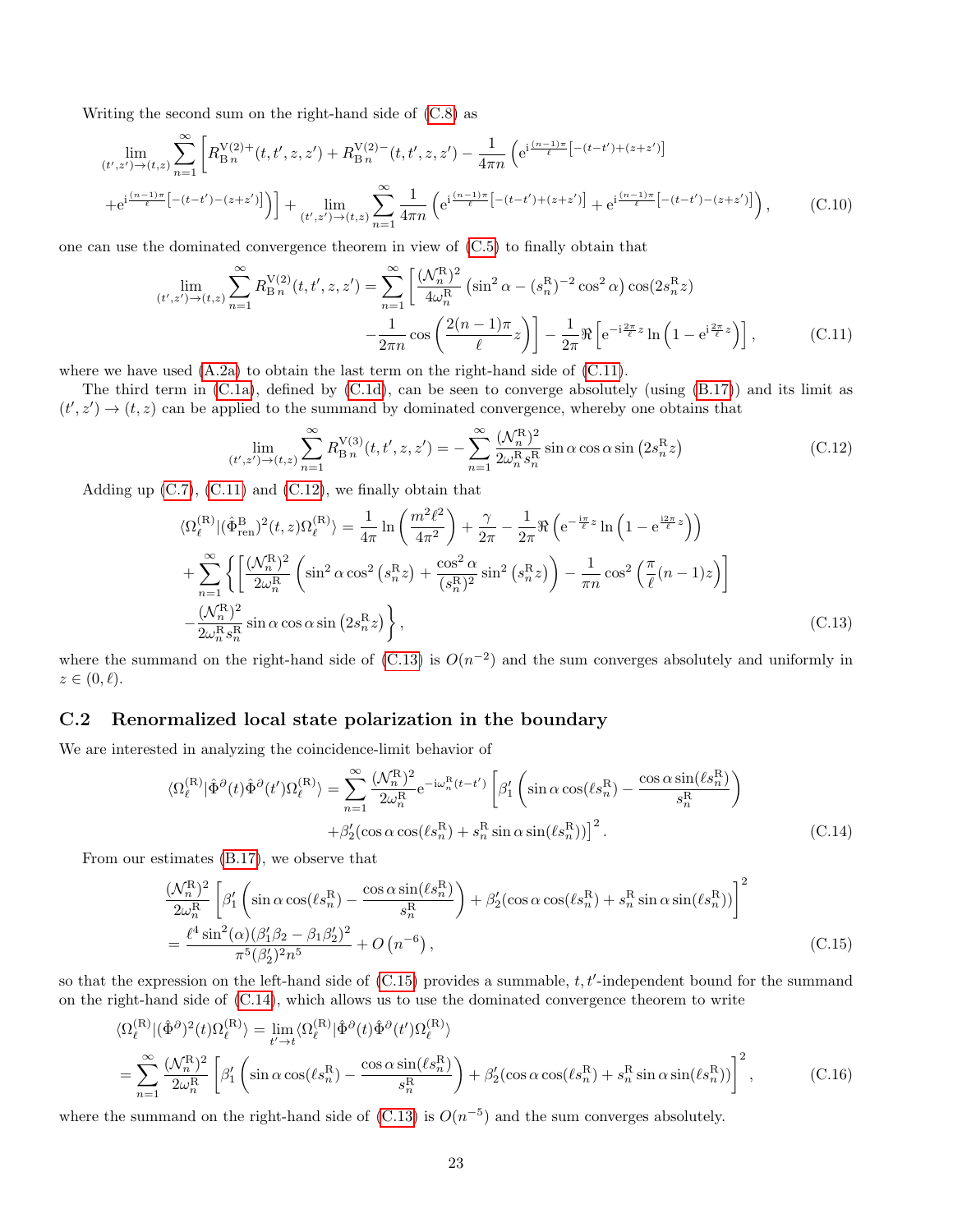Writing the second sum on the right-hand side of (C.8) as

$$\lim_{(t',z')\to(t,z)} \sum_{n=1}^{\infty} \left[ R^{\mathrm{V}(2)+}_{\mathrm{B}\,n}(t,t',z,z') + R^{\mathrm{V}(2)-}_{\mathrm{B}\,n}(t,t',z,z') - \frac{1}{4\pi n}\left( \mathrm{e}^{\mathrm{i}\frac{(n-1)\pi}{\ell}\left[-(t-t')+(z+z')\right]} \right.\right.$$
$$\left.\left. + \mathrm{e}^{\mathrm{i}\frac{(n-1)\pi}{\ell}\left[-(t-t')-(z+z')\right]} \right)\right] + \lim_{(t',z')\to(t,z)} \sum_{n=1}^{\infty} \frac{1}{4\pi n}\left( \mathrm{e}^{\mathrm{i}\frac{(n-1)\pi}{\ell}\left[-(t-t')+(z+z')\right]} + \mathrm{e}^{\mathrm{i}\frac{(n-1)\pi}{\ell}\left[-(t-t')-(z+z')\right]} \right), \tag{C.10}$$

one can use the dominated convergence theorem in view of (C.5) to finally obtain that

$$\lim_{(t',z')\to(t,z)} \sum_{n=1}^{\infty} R^{\mathrm{V}(2)}_{\mathrm{B}\,n}(t,t',z,z') = \sum_{n=1}^{\infty} \left[ \frac{(\mathcal{N}^{\mathrm{R}}_n)^2}{4\omega^{\mathrm{R}}_n} \left( \sin^2\alpha - (s^{\mathrm{R}}_n)^{-2}\cos^2\alpha \right) \cos(2 s^{\mathrm{R}}_n z) \right.$$
$$\left. - \frac{1}{2\pi n}\cos\left( \frac{2(n-1)\pi}{\ell} z \right) \right] - \frac{1}{2\pi}\Re\left[ \mathrm{e}^{-\mathrm{i}\frac{2\pi}{\ell}z} \ln\left(1 - \mathrm{e}^{\mathrm{i}\frac{2\pi}{\ell}z}\right) \right], \tag{C.11}$$

where we have used (A.2a) to obtain the last term on the right-hand side of (C.11).

The third term in (C.1a), defined by (C.1d), can be seen to converge absolutely (using (B.17)) and its limit as $(t',z')\to(t,z)$ can be applied to the summand by dominated convergence, whereby one obtains that

$$\lim_{(t',z')\to(t,z)} \sum_{n=1}^{\infty} R^{\mathrm{V}(3)}_{\mathrm{B}\,n}(t,t',z,z') = -\sum_{n=1}^{\infty} \frac{(\mathcal{N}^{\mathrm{R}}_n)^2}{2\omega^{\mathrm{R}}_n s^{\mathrm{R}}_n} \sin\alpha\cos\alpha \sin\left(2 s^{\mathrm{R}}_n z\right) \tag{C.12}$$

Adding up (C.7), (C.11) and (C.12), we finally obtain that

$$\langle \Omega^{(\mathrm{R})}_\ell | (\hat{\Phi}^{\mathrm{B}}_{\mathrm{ren}})^2(t,z) \Omega^{(\mathrm{R})}_\ell \rangle = \frac{1}{4\pi}\ln\left(\frac{m^2\ell^2}{4\pi^2}\right) + \frac{\gamma}{2\pi} - \frac{1}{2\pi}\Re\left( \mathrm{e}^{-\frac{\mathrm{i}\pi}{\ell}z} \ln\left(1 - \mathrm{e}^{\frac{\mathrm{i}2\pi}{\ell}z}\right) \right)$$
$$+ \sum_{n=1}^{\infty} \left\{ \left[ \frac{(\mathcal{N}^{\mathrm{R}}_n)^2}{2\omega^{\mathrm{R}}_n} \left( \sin^2\alpha \cos^2\left(s^{\mathrm{R}}_n z\right) + \frac{\cos^2\alpha}{(s^{\mathrm{R}}_n)^2}\sin^2\left(s^{\mathrm{R}}_n z\right) \right) - \frac{1}{\pi n}\cos^2\left(\frac{\pi}{\ell}(n-1)z\right) \right] \right.$$
$$\left. - \frac{(\mathcal{N}^{\mathrm{R}}_n)^2}{2\omega^{\mathrm{R}}_n s^{\mathrm{R}}_n} \sin\alpha\cos\alpha\sin\left(2 s^{\mathrm{R}}_n z\right) \right\}, \tag{C.13}$$

where the summand on the right-hand side of (C.13) is $O(n^{-2})$ and the sum converges absolutely and uniformly in $z \in (0,\ell)$.

## C.2 Renormalized local state polarization in the boundary

We are interested in analyzing the coincidence-limit behavior of

$$\langle \Omega^{(\mathrm{R})}_\ell | \hat{\Phi}^{\partial}(t)\hat{\Phi}^{\partial}(t') \Omega^{(\mathrm{R})}_\ell \rangle = \sum_{n=1}^{\infty} \frac{(\mathcal{N}^{\mathrm{R}}_n)^2}{2\omega^{\mathrm{R}}_n} \mathrm{e}^{-\mathrm{i}\omega^{\mathrm{R}}_n (t-t')} \left[ \beta'_1 \left( \sin\alpha\cos(\ell s^{\mathrm{R}}_n) - \frac{\cos\alpha\sin(\ell s^{\mathrm{R}}_n)}{s^{\mathrm{R}}_n} \right) \right.$$
$$\left. + \beta'_2 (\cos\alpha\cos(\ell s^{\mathrm{R}}_n) + s^{\mathrm{R}}_n \sin\alpha\sin(\ell s^{\mathrm{R}}_n)) \right]^2. \tag{C.14}$$

From our estimates (B.17), we observe that

$$\frac{(\mathcal{N}^{\mathrm{R}}_n)^2}{2\omega^{\mathrm{R}}_n} \left[ \beta'_1 \left( \sin\alpha\cos(\ell s^{\mathrm{R}}_n) - \frac{\cos\alpha\sin(\ell s^{\mathrm{R}}_n)}{s^{\mathrm{R}}_n} \right) + \beta'_2 (\cos\alpha\cos(\ell s^{\mathrm{R}}_n) + s^{\mathrm{R}}_n \sin\alpha\sin(\ell s^{\mathrm{R}}_n)) \right]^2$$
$$= \frac{\ell^4 \sin^2(\alpha)(\beta'_1\beta_2 - \beta_1\beta'_2)^2}{\pi^5 (\beta'_2)^2 n^5} + O\left(n^{-6}\right), \tag{C.15}$$

so that the expression on the left-hand side of (C.15) provides a summable, $t,t'$-independent bound for the summand on the right-hand side of (C.14), which allows us to use the dominated convergence theorem to write

$$\langle \Omega^{(\mathrm{R})}_\ell | (\hat{\Phi}^{\partial})^2(t) \Omega^{(\mathrm{R})}_\ell \rangle = \lim_{t'\to t} \langle \Omega^{(\mathrm{R})}_\ell | \hat{\Phi}^{\partial}(t)\hat{\Phi}^{\partial}(t') \Omega^{(\mathrm{R})}_\ell \rangle$$
$$= \sum_{n=1}^{\infty} \frac{(\mathcal{N}^{\mathrm{R}}_n)^2}{2\omega^{\mathrm{R}}_n} \left[ \beta'_1 \left( \sin\alpha\cos(\ell s^{\mathrm{R}}_n) - \frac{\cos\alpha\sin(\ell s^{\mathrm{R}}_n)}{s^{\mathrm{R}}_n} \right) + \beta'_2 (\cos\alpha\cos(\ell s^{\mathrm{R}}_n) + s^{\mathrm{R}}_n \sin\alpha\sin(\ell s^{\mathrm{R}}_n)) \right]^2, \tag{C.16}$$

where the summand on the right-hand side of (C.13) is $O(n^{-5})$ and the sum converges absolutely.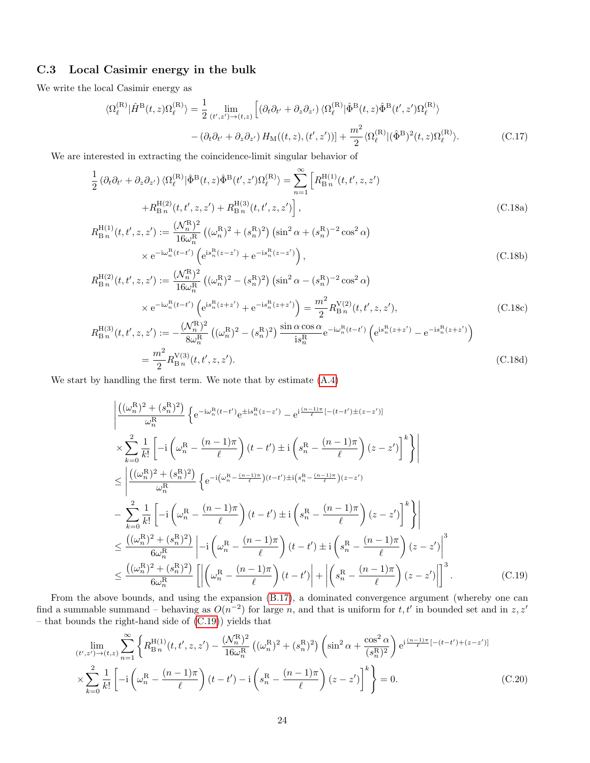### C.3 Local Casimir energy in the bulk

We write the local Casimir energy as

$$\langle\Omega_\ell^{(\mathrm{R})}|\hat{H}^{\mathrm{B}}(t,z)\Omega_\ell^{(\mathrm{R})}\rangle = \frac{1}{2}\lim_{(t',z')\to(t,z)}\Big[(\partial_t\partial_{t'}+\partial_z\partial_{z'})\,\langle\Omega_\ell^{(\mathrm{R})}|\hat{\Phi}^{\mathrm{B}}(t,z)\hat{\Phi}^{\mathrm{B}}(t',z')\Omega_\ell^{(\mathrm{R})}\rangle$$
$$-(\partial_t\partial_{t'}+\partial_z\partial_{z'})\,H_{\mathrm{M}}((t,z),(t',z'))\Big] + \frac{m^2}{2}\langle\Omega_\ell^{(\mathrm{R})}|(\hat{\Phi}^{\mathrm{B}})^2(t,z)\Omega_\ell^{(\mathrm{R})}\rangle. \tag{C.17}$$

We are interested in extracting the coincidence-limit singular behavior of

$$\frac{1}{2}(\partial_t\partial_{t'}+\partial_z\partial_{z'})\,\langle\Omega_\ell^{(\mathrm{R})}|\hat{\Phi}^{\mathrm{B}}(t,z)\hat{\Phi}^{\mathrm{B}}(t',z')\Omega_\ell^{(\mathrm{R})}\rangle = \sum_{n=1}^{\infty}\Big[R^{\mathrm{H}(1)}_{\mathrm{B}\,n}(t,t',z,z')$$
$$+R^{\mathrm{H}(2)}_{\mathrm{B}\,n}(t,t',z,z')+R^{\mathrm{H}(3)}_{\mathrm{B}\,n}(t,t',z,z')\Big], \tag{C.18a}$$

$$R^{\mathrm{H}(1)}_{\mathrm{B}\,n}(t,t',z,z') := \frac{(\mathcal{N}_n^{\mathrm{R}})^2}{16\omega_n^{\mathrm{R}}}\left((\omega_n^{\mathrm{R}})^2+(s_n^{\mathrm{R}})^2\right)\left(\sin^2\alpha+(s_n^{\mathrm{R}})^{-2}\cos^2\alpha\right)$$
$$\times\,\mathrm{e}^{-\mathrm{i}\omega_n^{\mathrm{R}}(t-t')}\left(\mathrm{e}^{\mathrm{i}s_n^{\mathrm{R}}(z-z')}+\mathrm{e}^{-\mathrm{i}s_n^{\mathrm{R}}(z-z')}\right), \tag{C.18b}$$

$$R^{\mathrm{H}(2)}_{\mathrm{B}\,n}(t,t',z,z') := \frac{(\mathcal{N}_n^{\mathrm{R}})^2}{16\omega_n^{\mathrm{R}}}\left((\omega_n^{\mathrm{R}})^2-(s_n^{\mathrm{R}})^2\right)\left(\sin^2\alpha-(s_n^{\mathrm{R}})^{-2}\cos^2\alpha\right)$$
$$\times\,\mathrm{e}^{-\mathrm{i}\omega_n^{\mathrm{R}}(t-t')}\left(\mathrm{e}^{\mathrm{i}s_n^{\mathrm{R}}(z+z')}+\mathrm{e}^{-\mathrm{i}s_n^{\mathrm{R}}(z+z')}\right) = \frac{m^2}{2}R^{\mathrm{V}(2)}_{\mathrm{B}\,n}(t,t',z,z'), \tag{C.18c}$$

$$R^{\mathrm{H}(3)}_{\mathrm{B}\,n}(t,t',z,z') := -\frac{(\mathcal{N}_n^{\mathrm{R}})^2}{8\omega_n^{\mathrm{R}}}\left((\omega_n^{\mathrm{R}})^2-(s_n^{\mathrm{R}})^2\right)\frac{\sin\alpha\cos\alpha}{\mathrm{i}s_n^{\mathrm{R}}}\mathrm{e}^{-\mathrm{i}\omega_n^{\mathrm{R}}(t-t')}\left(\mathrm{e}^{\mathrm{i}s_n^{\mathrm{R}}(z+z')}-\mathrm{e}^{-\mathrm{i}s_n^{\mathrm{R}}(z+z')}\right)$$
$$=\frac{m^2}{2}R^{\mathrm{V}(3)}_{\mathrm{B}\,n}(t,t',z,z'). \tag{C.18d}$$

We start by handling the first term. We note that by estimate (A.4)

$$\Bigg|\frac{((\omega_n^{\mathrm{R}})^2+(s_n^{\mathrm{R}})^2)}{\omega_n^{\mathrm{R}}}\Big\{\mathrm{e}^{-\mathrm{i}\omega_n^{\mathrm{R}}(t-t')}\mathrm{e}^{\pm\mathrm{i}s_n^{\mathrm{R}}(z-z')}-\mathrm{e}^{\mathrm{i}\frac{(n-1)\pi}{\ell}[-(t-t')\pm(z-z')]}$$
$$\times\sum_{k=0}^{2}\frac{1}{k!}\left[-\mathrm{i}\left(\omega_n^{\mathrm{R}}-\frac{(n-1)\pi}{\ell}\right)(t-t')\pm\mathrm{i}\left(s_n^{\mathrm{R}}-\frac{(n-1)\pi}{\ell}\right)(z-z')\right]^k\Big\}\Bigg|$$
$$\leq\Bigg|\frac{((\omega_n^{\mathrm{R}})^2+(s_n^{\mathrm{R}})^2)}{\omega_n^{\mathrm{R}}}\Big\{\mathrm{e}^{-\mathrm{i}\left(\omega_n^{\mathrm{R}}-\frac{(n-1)\pi}{\ell}\right)(t-t')\pm\mathrm{i}\left(s_n^{\mathrm{R}}-\frac{(n-1)\pi}{\ell}\right)(z-z')}$$
$$-\sum_{k=0}^{2}\frac{1}{k!}\left[-\mathrm{i}\left(\omega_n^{\mathrm{R}}-\frac{(n-1)\pi}{\ell}\right)(t-t')\pm\mathrm{i}\left(s_n^{\mathrm{R}}-\frac{(n-1)\pi}{\ell}\right)(z-z')\right]^k\Big\}\Bigg|$$
$$\leq\frac{((\omega_n^{\mathrm{R}})^2+(s_n^{\mathrm{R}})^2)}{6\omega_n^{\mathrm{R}}}\left|-\mathrm{i}\left(\omega_n^{\mathrm{R}}-\frac{(n-1)\pi}{\ell}\right)(t-t')\pm\mathrm{i}\left(s_n^{\mathrm{R}}-\frac{(n-1)\pi}{\ell}\right)(z-z')\right|^3$$
$$\leq\frac{((\omega_n^{\mathrm{R}})^2+(s_n^{\mathrm{R}})^2)}{6\omega_n^{\mathrm{R}}}\left[\left|\left(\omega_n^{\mathrm{R}}-\frac{(n-1)\pi}{\ell}\right)(t-t')\right|+\left|\left(s_n^{\mathrm{R}}-\frac{(n-1)\pi}{\ell}\right)(z-z')\right|\right]^3. \tag{C.19}$$

From the above bounds, and using the expansion (B.17), a dominated convergence argument (whereby one can find a summable summand – behaving as $O(n^{-2})$ for large $n$, and that is uniform for $t,t'$ in bounded set and in $z,z'$ – that bounds the right-hand side of (C.19)) yields that

$$\lim_{(t',z')\to(t,z)}\sum_{n=1}^{\infty}\Bigg\{R^{\mathrm{H}(1)}_{\mathrm{B}\,n}(t,t',z,z')-\frac{(\mathcal{N}_n^{\mathrm{R}})^2}{16\omega_n^{\mathrm{R}}}\left((\omega_n^{\mathrm{R}})^2+(s_n^{\mathrm{R}})^2\right)\left(\sin^2\alpha+\frac{\cos^2\alpha}{(s_n^{\mathrm{R}})^2}\right)\mathrm{e}^{\mathrm{i}\frac{(n-1)\pi}{\ell}[-(t-t')+(z-z')]}$$
$$\times\sum_{k=0}^{2}\frac{1}{k!}\left[-\mathrm{i}\left(\omega_n^{\mathrm{R}}-\frac{(n-1)\pi}{\ell}\right)(t-t')-\mathrm{i}\left(s_n^{\mathrm{R}}-\frac{(n-1)\pi}{\ell}\right)(z-z')\right]^k\Bigg\}=0. \tag{C.20}$$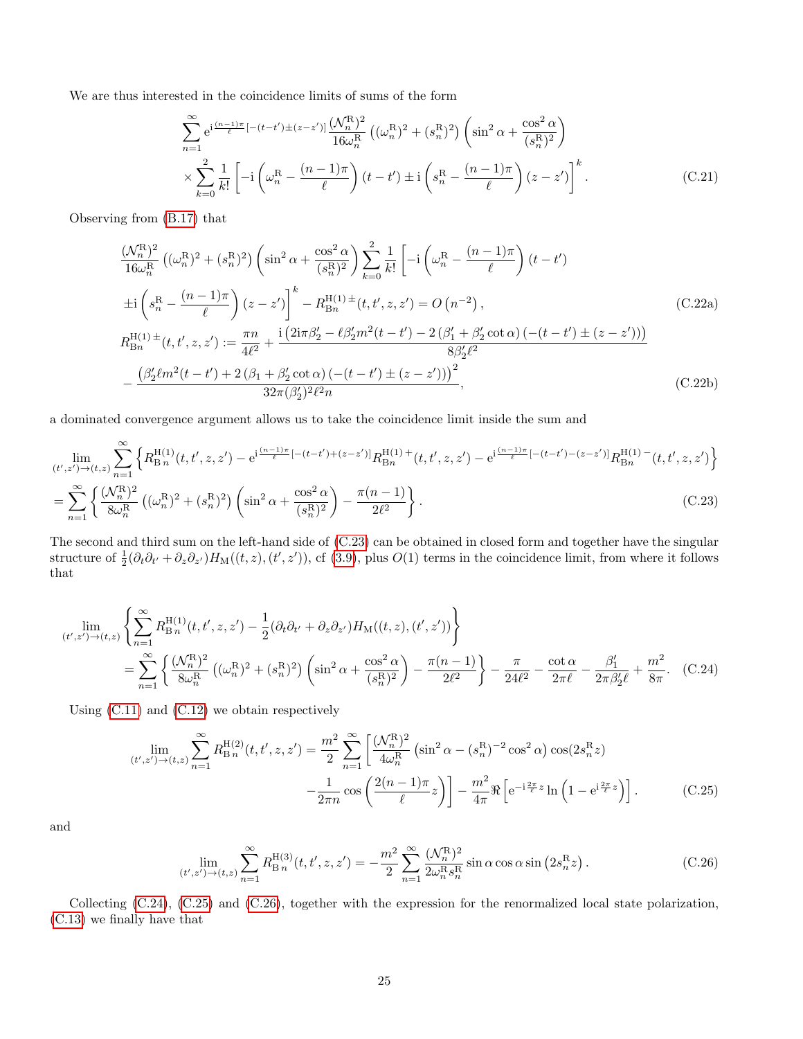We are thus interested in the coincidence limits of sums of the form

$$
\begin{aligned}
&\sum_{n=1}^{\infty} \mathrm{e}^{\mathrm{i}\frac{(n-1)\pi}{\ell}[-(t-t')\pm(z-z')]} \frac{(\mathcal{N}_n^{\mathrm{R}})^2}{16\omega_n^{\mathrm{R}}} \left((\omega_n^{\mathrm{R}})^2 + (s_n^{\mathrm{R}})^2\right) \left(\sin^2\alpha + \frac{\cos^2\alpha}{(s_n^{\mathrm{R}})^2}\right) \\
&\quad \times \sum_{k=0}^{2} \frac{1}{k!}\left[-\mathrm{i}\left(\omega_n^{\mathrm{R}} - \frac{(n-1)\pi}{\ell}\right)(t-t') \pm \mathrm{i}\left(s_n^{\mathrm{R}} - \frac{(n-1)\pi}{\ell}\right)(z-z')\right]^k . \qquad \text{(C.21)}
\end{aligned}
$$

Observing from (B.17) that

$$
\begin{aligned}
&\frac{(\mathcal{N}_n^{\mathrm{R}})^2}{16\omega_n^{\mathrm{R}}} \left((\omega_n^{\mathrm{R}})^2 + (s_n^{\mathrm{R}})^2\right) \left(\sin^2\alpha + \frac{\cos^2\alpha}{(s_n^{\mathrm{R}})^2}\right) \sum_{k=0}^{2} \frac{1}{k!}\left[-\mathrm{i}\left(\omega_n^{\mathrm{R}} - \frac{(n-1)\pi}{\ell}\right)(t-t')\right. \\
&\left.\pm \mathrm{i}\left(s_n^{\mathrm{R}} - \frac{(n-1)\pi}{\ell}\right)(z-z')\right]^k - R_{\mathrm{B}n}^{\mathrm{H}(1)\pm}(t,t',z,z') = O\left(n^{-2}\right), \qquad \text{(C.22a)} \\
&R_{\mathrm{B}n}^{\mathrm{H}(1)\pm}(t,t',z,z') := \frac{\pi n}{4\ell^2} + \frac{\mathrm{i}\left(2\mathrm{i}\pi\beta_2' - \ell\beta_2' m^2(t-t') - 2\left(\beta_1' + \beta_2'\cot\alpha\right)\left(-(t-t')\pm(z-z')\right)\right)}{8\beta_2'\ell^2} \\
&- \frac{\left(\beta_2'\ell m^2(t-t') + 2\left(\beta_1 + \beta_2'\cot\alpha\right)\left(-(t-t')\pm(z-z')\right)\right)^2}{32\pi(\beta_2')^2\ell^2 n}, \qquad \text{(C.22b)}
\end{aligned}
$$

a dominated convergence argument allows us to take the coincidence limit inside the sum and

$$
\begin{aligned}
&\lim_{(t',z')\to(t,z)} \sum_{n=1}^{\infty} \left\{ R_{\mathrm{B}\,n}^{\mathrm{H}(1)}(t,t',z,z') - \mathrm{e}^{\mathrm{i}\frac{(n-1)\pi}{\ell}[-(t-t')+(z-z')]} R_{\mathrm{B}n}^{\mathrm{H}(1)+}(t,t',z,z') - \mathrm{e}^{\mathrm{i}\frac{(n-1)\pi}{\ell}[-(t-t')-(z-z')]} R_{\mathrm{B}n}^{\mathrm{H}(1)-}(t,t',z,z') \right\} \\
&= \sum_{n=1}^{\infty} \left\{ \frac{(\mathcal{N}_n^{\mathrm{R}})^2}{8\omega_n^{\mathrm{R}}} \left((\omega_n^{\mathrm{R}})^2 + (s_n^{\mathrm{R}})^2\right) \left(\sin^2\alpha + \frac{\cos^2\alpha}{(s_n^{\mathrm{R}})^2}\right) - \frac{\pi(n-1)}{2\ell^2} \right\}. \qquad \text{(C.23)}
\end{aligned}
$$

The second and third sum on the left-hand side of (C.23) can be obtained in closed form and together have the singular structure of $\frac{1}{2}(\partial_t\partial_{t'} + \partial_z\partial_{z'})H_{\mathrm{M}}((t,z),(t',z'))$, cf (3.9), plus $O(1)$ terms in the coincidence limit, from where it follows that

$$
\begin{aligned}
&\lim_{(t',z')\to(t,z)} \left\{ \sum_{n=1}^{\infty} R_{\mathrm{B}\,n}^{\mathrm{H}(1)}(t,t',z,z') - \frac{1}{2}(\partial_t\partial_{t'} + \partial_z\partial_{z'})H_{\mathrm{M}}((t,z),(t',z')) \right\} \\
&= \sum_{n=1}^{\infty} \left\{ \frac{(\mathcal{N}_n^{\mathrm{R}})^2}{8\omega_n^{\mathrm{R}}} \left((\omega_n^{\mathrm{R}})^2 + (s_n^{\mathrm{R}})^2\right) \left(\sin^2\alpha + \frac{\cos^2\alpha}{(s_n^{\mathrm{R}})^2}\right) - \frac{\pi(n-1)}{2\ell^2} \right\} - \frac{\pi}{24\ell^2} - \frac{\cot\alpha}{2\pi\ell} - \frac{\beta_1'}{2\pi\beta_2'\ell} + \frac{m^2}{8\pi}. \qquad \text{(C.24)}
\end{aligned}
$$

Using (C.11) and (C.12) we obtain respectively

$$
\begin{aligned}
\lim_{(t',z')\to(t,z)} \sum_{n=1}^{\infty} R_{\mathrm{B}\,n}^{\mathrm{H}(2)}(t,t',z,z') &= \frac{m^2}{2}\sum_{n=1}^{\infty}\left[\frac{(\mathcal{N}_n^{\mathrm{R}})^2}{4\omega_n^{\mathrm{R}}}\left(\sin^2\alpha - (s_n^{\mathrm{R}})^{-2}\cos^2\alpha\right)\cos(2s_n^{\mathrm{R}}z)\right. \\
&\left. - \frac{1}{2\pi n}\cos\left(\frac{2(n-1)\pi}{\ell}z\right)\right] - \frac{m^2}{4\pi}\Re\left[\mathrm{e}^{-\mathrm{i}\frac{2\pi}{\ell}z}\ln\left(1 - \mathrm{e}^{\mathrm{i}\frac{2\pi}{\ell}z}\right)\right]. \qquad \text{(C.25)}
\end{aligned}
$$

and

$$
\lim_{(t',z')\to(t,z)} \sum_{n=1}^{\infty} R_{\mathrm{B}\,n}^{\mathrm{H}(3)}(t,t',z,z') = -\frac{m^2}{2}\sum_{n=1}^{\infty}\frac{(\mathcal{N}_n^{\mathrm{R}})^2}{2\omega_n^{\mathrm{R}}s_n^{\mathrm{R}}}\sin\alpha\cos\alpha\sin\left(2s_n^{\mathrm{R}}z\right). \qquad \text{(C.26)}
$$

Collecting (C.24), (C.25) and (C.26), together with the expression for the renormalized local state polarization, (C.13) we finally have that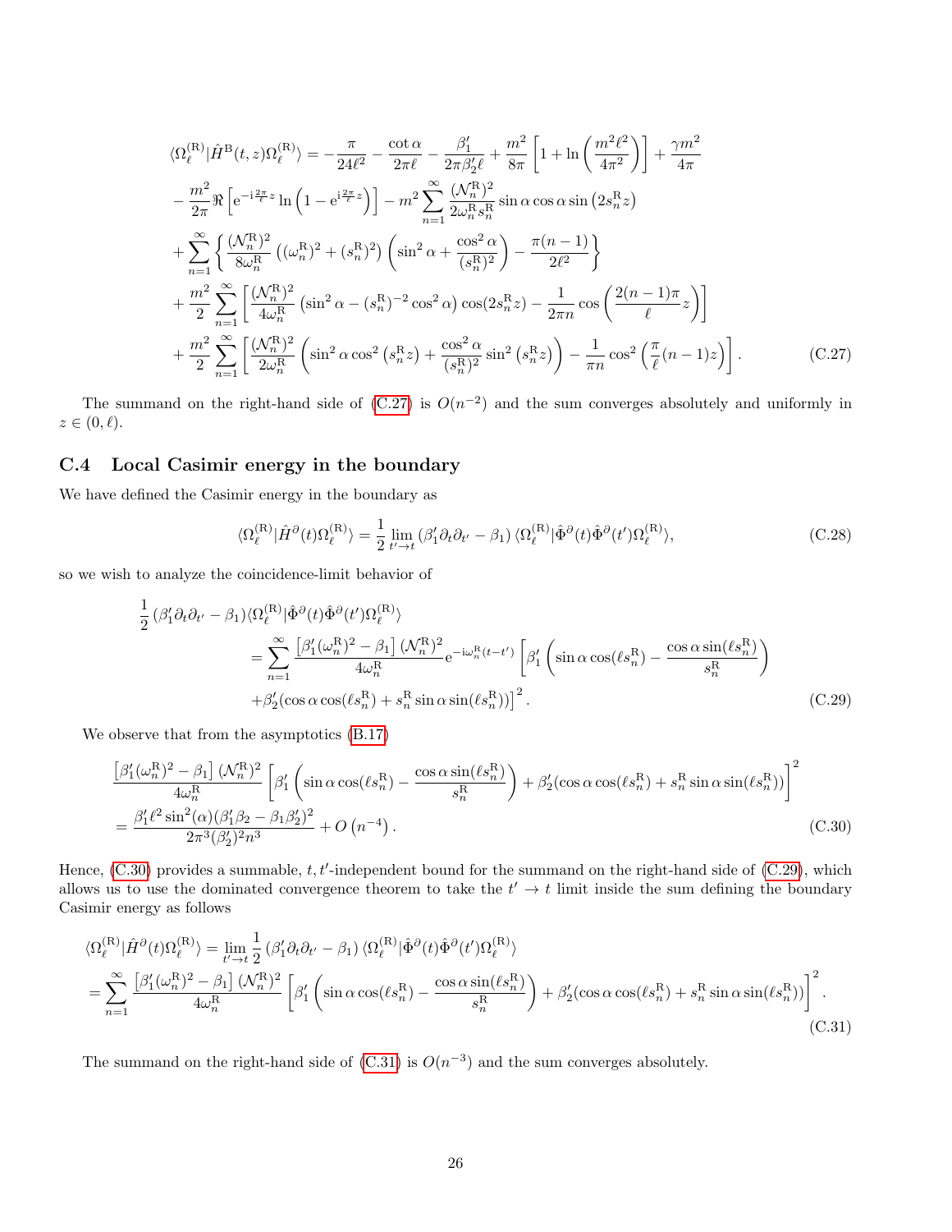$$
\begin{aligned}
\langle\Omega_\ell^{(\mathrm{R})}|\hat{H}^{\mathrm{B}}(t,z)\Omega_\ell^{(\mathrm{R})}\rangle &= -\frac{\pi}{24\ell^2} - \frac{\cot\alpha}{2\pi\ell} - \frac{\beta_1'}{2\pi\beta_2'\ell} + \frac{m^2}{8\pi}\left[1+\ln\left(\frac{m^2\ell^2}{4\pi^2}\right)\right] + \frac{\gamma m^2}{4\pi} \\
&- \frac{m^2}{2\pi}\Re\left[\mathrm{e}^{-\mathrm{i}\frac{2\pi}{\ell}z}\ln\left(1-\mathrm{e}^{\mathrm{i}\frac{2\pi}{\ell}z}\right)\right] - m^2\sum_{n=1}^{\infty}\frac{(\mathcal{N}_n^{\mathrm{R}})^2}{2\omega_n^{\mathrm{R}}s_n^{\mathrm{R}}}\sin\alpha\cos\alpha\sin\left(2s_n^{\mathrm{R}}z\right) \\
&+ \sum_{n=1}^{\infty}\left\{\frac{(\mathcal{N}_n^{\mathrm{R}})^2}{8\omega_n^{\mathrm{R}}}\left((\omega_n^{\mathrm{R}})^2+(s_n^{\mathrm{R}})^2\right)\left(\sin^2\alpha+\frac{\cos^2\alpha}{(s_n^{\mathrm{R}})^2}\right) - \frac{\pi(n-1)}{2\ell^2}\right\} \\
&+ \frac{m^2}{2}\sum_{n=1}^{\infty}\left[\frac{(\mathcal{N}_n^{\mathrm{R}})^2}{4\omega_n^{\mathrm{R}}}\left(\sin^2\alpha-(s_n^{\mathrm{R}})^{-2}\cos^2\alpha\right)\cos(2s_n^{\mathrm{R}}z) - \frac{1}{2\pi n}\cos\left(\frac{2(n-1)\pi}{\ell}z\right)\right] \\
&+ \frac{m^2}{2}\sum_{n=1}^{\infty}\left[\frac{(\mathcal{N}_n^{\mathrm{R}})^2}{2\omega_n^{\mathrm{R}}}\left(\sin^2\alpha\cos^2\left(s_n^{\mathrm{R}}z\right)+\frac{\cos^2\alpha}{(s_n^{\mathrm{R}})^2}\sin^2\left(s_n^{\mathrm{R}}z\right)\right) - \frac{1}{\pi n}\cos^2\left(\frac{\pi}{\ell}(n-1)z\right)\right]. \qquad \text{(C.27)}
\end{aligned}
$$

The summand on the right-hand side of (C.27) is $O(n^{-2})$ and the sum converges absolutely and uniformly in $z \in (0,\ell)$.

### C.4 Local Casimir energy in the boundary

We have defined the Casimir energy in the boundary as

$$
\langle\Omega_\ell^{(\mathrm{R})}|\hat{H}^{\partial}(t)\Omega_\ell^{(\mathrm{R})}\rangle = \frac{1}{2}\lim_{t'\to t}\left(\beta_1'\partial_t\partial_{t'}-\beta_1\right)\langle\Omega_\ell^{(\mathrm{R})}|\hat{\Phi}^{\partial}(t)\hat{\Phi}^{\partial}(t')\Omega_\ell^{(\mathrm{R})}\rangle, \qquad \text{(C.28)}
$$

so we wish to analyze the coincidence-limit behavior of

$$
\begin{aligned}
\frac{1}{2}\left(\beta_1'\partial_t\partial_{t'}-\beta_1\right)&\langle\Omega_\ell^{(\mathrm{R})}|\hat{\Phi}^{\partial}(t)\hat{\Phi}^{\partial}(t')\Omega_\ell^{(\mathrm{R})}\rangle \\
&= \sum_{n=1}^{\infty}\frac{\left[\beta_1'(\omega_n^{\mathrm{R}})^2-\beta_1\right](\mathcal{N}_n^{\mathrm{R}})^2}{4\omega_n^{\mathrm{R}}}\mathrm{e}^{-\mathrm{i}\omega_n^{\mathrm{R}}(t-t')}\left[\beta_1'\left(\sin\alpha\cos(\ell s_n^{\mathrm{R}})-\frac{\cos\alpha\sin(\ell s_n^{\mathrm{R}})}{s_n^{\mathrm{R}}}\right)\right. \\
&\left.+\beta_2'(\cos\alpha\cos(\ell s_n^{\mathrm{R}})+s_n^{\mathrm{R}}\sin\alpha\sin(\ell s_n^{\mathrm{R}}))\right]^2. \qquad \text{(C.29)}
\end{aligned}
$$

We observe that from the asymptotics (B.17)

$$
\begin{aligned}
&\frac{\left[\beta_1'(\omega_n^{\mathrm{R}})^2-\beta_1\right](\mathcal{N}_n^{\mathrm{R}})^2}{4\omega_n^{\mathrm{R}}}\left[\beta_1'\left(\sin\alpha\cos(\ell s_n^{\mathrm{R}})-\frac{\cos\alpha\sin(\ell s_n^{\mathrm{R}})}{s_n^{\mathrm{R}}}\right)+\beta_2'(\cos\alpha\cos(\ell s_n^{\mathrm{R}})+s_n^{\mathrm{R}}\sin\alpha\sin(\ell s_n^{\mathrm{R}}))\right]^2 \\
&= \frac{\beta_1'\ell^2\sin^2(\alpha)(\beta_1'\beta_2-\beta_1\beta_2')^2}{2\pi^3(\beta_2')^2n^3}+O\left(n^{-4}\right). \qquad \text{(C.30)}
\end{aligned}
$$

Hence, (C.30) provides a summable, $t,t'$-independent bound for the summand on the right-hand side of (C.29), which allows us to use the dominated convergence theorem to take the $t'\to t$ limit inside the sum defining the boundary Casimir energy as follows

$$
\begin{aligned}
&\langle\Omega_\ell^{(\mathrm{R})}|\hat{H}^{\partial}(t)\Omega_\ell^{(\mathrm{R})}\rangle = \lim_{t'\to t}\frac{1}{2}\left(\beta_1'\partial_t\partial_{t'}-\beta_1\right)\langle\Omega_\ell^{(\mathrm{R})}|\hat{\Phi}^{\partial}(t)\hat{\Phi}^{\partial}(t')\Omega_\ell^{(\mathrm{R})}\rangle \\
&= \sum_{n=1}^{\infty}\frac{\left[\beta_1'(\omega_n^{\mathrm{R}})^2-\beta_1\right](\mathcal{N}_n^{\mathrm{R}})^2}{4\omega_n^{\mathrm{R}}}\left[\beta_1'\left(\sin\alpha\cos(\ell s_n^{\mathrm{R}})-\frac{\cos\alpha\sin(\ell s_n^{\mathrm{R}})}{s_n^{\mathrm{R}}}\right)+\beta_2'(\cos\alpha\cos(\ell s_n^{\mathrm{R}})+s_n^{\mathrm{R}}\sin\alpha\sin(\ell s_n^{\mathrm{R}}))\right]^2. \qquad \text{(C.31)}
\end{aligned}
$$

The summand on the right-hand side of (C.31) is $O(n^{-3})$ and the sum converges absolutely.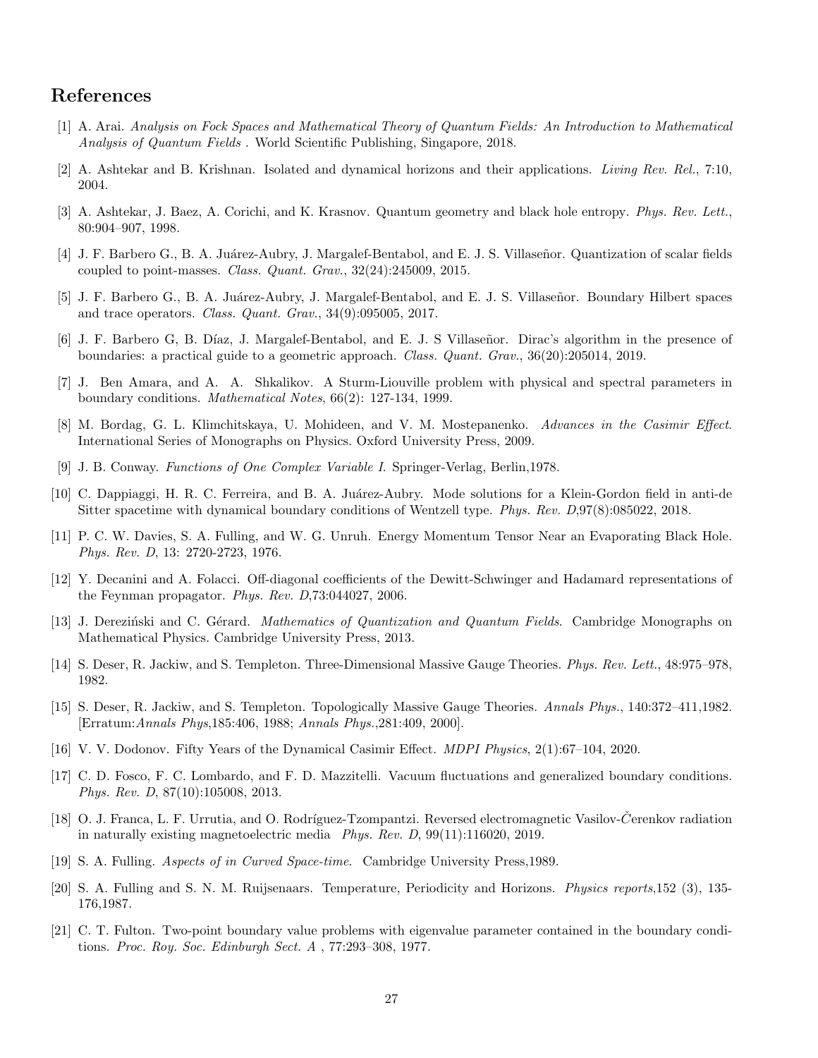## References

[1] A. Arai. *Analysis on Fock Spaces and Mathematical Theory of Quantum Fields: An Introduction to Mathematical Analysis of Quantum Fields* . World Scientific Publishing, Singapore, 2018.

[2] A. Ashtekar and B. Krishnan. Isolated and dynamical horizons and their applications. *Living Rev. Rel.*, 7:10, 2004.

[3] A. Ashtekar, J. Baez, A. Corichi, and K. Krasnov. Quantum geometry and black hole entropy. *Phys. Rev. Lett.*, 80:904–907, 1998.

[4] J. F. Barbero G., B. A. Juárez-Aubry, J. Margalef-Bentabol, and E. J. S. Villaseñor. Quantization of scalar fields coupled to point-masses. *Class. Quant. Grav.*, 32(24):245009, 2015.

[5] J. F. Barbero G., B. A. Juárez-Aubry, J. Margalef-Bentabol, and E. J. S. Villaseñor. Boundary Hilbert spaces and trace operators. *Class. Quant. Grav.*, 34(9):095005, 2017.

[6] J. F. Barbero G, B. Díaz, J. Margalef-Bentabol, and E. J. S Villaseñor. Dirac's algorithm in the presence of boundaries: a practical guide to a geometric approach. *Class. Quant. Grav.*, 36(20):205014, 2019.

[7] J. Ben Amara, and A. A. Shkalikov. A Sturm-Liouville problem with physical and spectral parameters in boundary conditions. *Mathematical Notes*, 66(2): 127-134, 1999.

[8] M. Bordag, G. L. Klimchitskaya, U. Mohideen, and V. M. Mostepanenko. *Advances in the Casimir Effect*. International Series of Monographs on Physics. Oxford University Press, 2009.

[9] J. B. Conway. *Functions of One Complex Variable I.* Springer-Verlag, Berlin,1978.

[10] C. Dappiaggi, H. R. C. Ferreira, and B. A. Juárez-Aubry. Mode solutions for a Klein-Gordon field in anti-de Sitter spacetime with dynamical boundary conditions of Wentzell type. *Phys. Rev. D*,97(8):085022, 2018.

[11] P. C. W. Davies, S. A. Fulling, and W. G. Unruh. Energy Momentum Tensor Near an Evaporating Black Hole. *Phys. Rev. D*, 13: 2720-2723, 1976.

[12] Y. Decanini and A. Folacci. Off-diagonal coefficients of the Dewitt-Schwinger and Hadamard representations of the Feynman propagator. *Phys. Rev. D*,73:044027, 2006.

[13] J. Dereziński and C. Gérard. *Mathematics of Quantization and Quantum Fields*. Cambridge Monographs on Mathematical Physics. Cambridge University Press, 2013.

[14] S. Deser, R. Jackiw, and S. Templeton. Three-Dimensional Massive Gauge Theories. *Phys. Rev. Lett.*, 48:975–978, 1982.

[15] S. Deser, R. Jackiw, and S. Templeton. Topologically Massive Gauge Theories. *Annals Phys.*, 140:372–411,1982. [Erratum:*Annals Phys*,185:406, 1988; *Annals Phys.*,281:409, 2000].

[16] V. V. Dodonov. Fifty Years of the Dynamical Casimir Effect. *MDPI Physics*, 2(1):67–104, 2020.

[17] C. D. Fosco, F. C. Lombardo, and F. D. Mazzitelli. Vacuum fluctuations and generalized boundary conditions. *Phys. Rev. D*, 87(10):105008, 2013.

[18] O. J. Franca, L. F. Urrutia, and O. Rodríguez-Tzompantzi. Reversed electromagnetic Vasilov-Čerenkov radiation in naturally existing magnetoelectric media *Phys. Rev. D*, 99(11):116020, 2019.

[19] S. A. Fulling. *Aspects of in Curved Space-time*. Cambridge University Press,1989.

[20] S. A. Fulling and S. N. M. Ruijsenaars. Temperature, Periodicity and Horizons. *Physics reports*,152 (3), 135-176,1987.

[21] C. T. Fulton. Two-point boundary value problems with eigenvalue parameter contained in the boundary conditions. *Proc. Roy. Soc. Edinburgh Sect. A* , 77:293–308, 1977.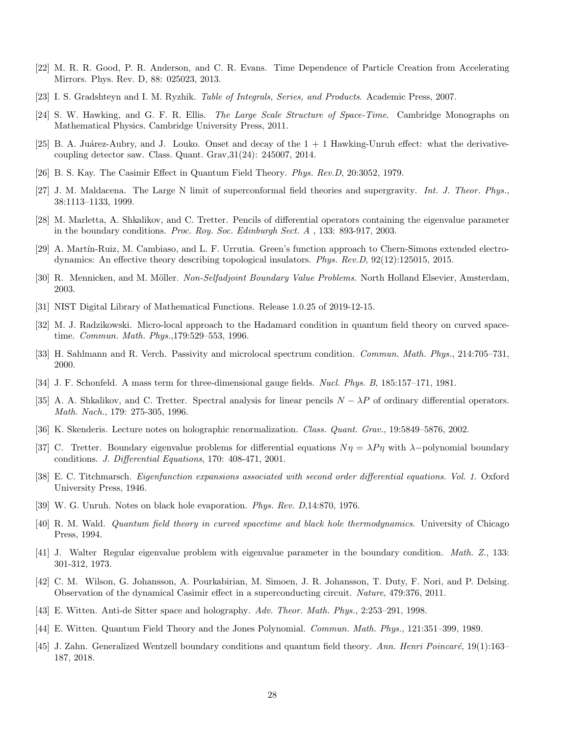[22] M. R. R. Good, P. R. Anderson, and C. R. Evans. Time Dependence of Particle Creation from Accelerating Mirrors. Phys. Rev. D, 88: 025023, 2013.

[23] I. S. Gradshteyn and I. M. Ryzhik. *Table of Integrals, Series, and Products*. Academic Press, 2007.

[24] S. W. Hawking, and G. F. R. Ellis. *The Large Scale Structure of Space-Time*. Cambridge Monographs on Mathematical Physics. Cambridge University Press, 2011.

[25] B. A. Juárez-Aubry, and J. Louko. Onset and decay of the 1 + 1 Hawking-Unruh effect: what the derivative-coupling detector saw. Class. Quant. Grav,31(24): 245007, 2014.

[26] B. S. Kay. The Casimir Effect in Quantum Field Theory. *Phys. Rev.D*, 20:3052, 1979.

[27] J. M. Maldacena. The Large N limit of superconformal field theories and supergravity. *Int. J. Theor. Phys.*, 38:1113–1133, 1999.

[28] M. Marletta, A. Shkalikov, and C. Tretter. Pencils of differential operators containing the eigenvalue parameter in the boundary conditions. *Proc. Roy. Soc. Edinburgh Sect. A* , 133: 893-917, 2003.

[29] A. Martín-Ruiz, M. Cambiaso, and L. F. Urrutia. Green's function approach to Chern-Simons extended electrodynamics: An effective theory describing topological insulators. *Phys. Rev.D*, 92(12):125015, 2015.

[30] R. Mennicken, and M. Möller. *Non-Selfadjoint Boundary Value Problems*. North Holland Elsevier, Amsterdam, 2003.

[31] NIST Digital Library of Mathematical Functions. Release 1.0.25 of 2019-12-15.

[32] M. J. Radzikowski. Micro-local approach to the Hadamard condition in quantum field theory on curved spacetime. *Commun. Math. Phys.*,179:529–553, 1996.

[33] H. Sahlmann and R. Verch. Passivity and microlocal spectrum condition. *Commun. Math. Phys.*, 214:705–731, 2000.

[34] J. F. Schonfeld. A mass term for three-dimensional gauge fields. *Nucl. Phys. B*, 185:157–171, 1981.

[35] A. A. Shkalikov, and C. Tretter. Spectral analysis for linear pencils $N - \lambda P$ of ordinary differential operators. *Math. Nach.*, 179: 275-305, 1996.

[36] K. Skenderis. Lecture notes on holographic renormalization. *Class. Quant. Grav.*, 19:5849–5876, 2002.

[37] C. Tretter. Boundary eigenvalue problems for differential equations $N\eta = \lambda P\eta$ with $\lambda-$polynomial boundary conditions. *J. Differential Equations*, 170: 408-471, 2001.

[38] E. C. Titchmarsch. *Eigenfunction expansions associated with second order differential equations. Vol. 1.* Oxford University Press, 1946.

[39] W. G. Unruh. Notes on black hole evaporation. *Phys. Rev. D*,14:870, 1976.

[40] R. M. Wald. *Quantum field theory in curved spacetime and black hole thermodynamics*. University of Chicago Press, 1994.

[41] J. Walter Regular eigenvalue problem with eigenvalue parameter in the boundary condition. *Math. Z.*, 133: 301-312, 1973.

[42] C. M. Wilson, G. Johansson, A. Pourkabirian, M. Simoen, J. R. Johansson, T. Duty, F. Nori, and P. Delsing. Observation of the dynamical Casimir effect in a superconducting circuit. *Nature*, 479:376, 2011.

[43] E. Witten. Anti-de Sitter space and holography. *Adv. Theor. Math. Phys.*, 2:253–291, 1998.

[44] E. Witten. Quantum Field Theory and the Jones Polynomial. *Commun. Math. Phys.*, 121:351–399, 1989.

[45] J. Zahn. Generalized Wentzell boundary conditions and quantum field theory. *Ann. Henri Poincaré*, 19(1):163–187, 2018.